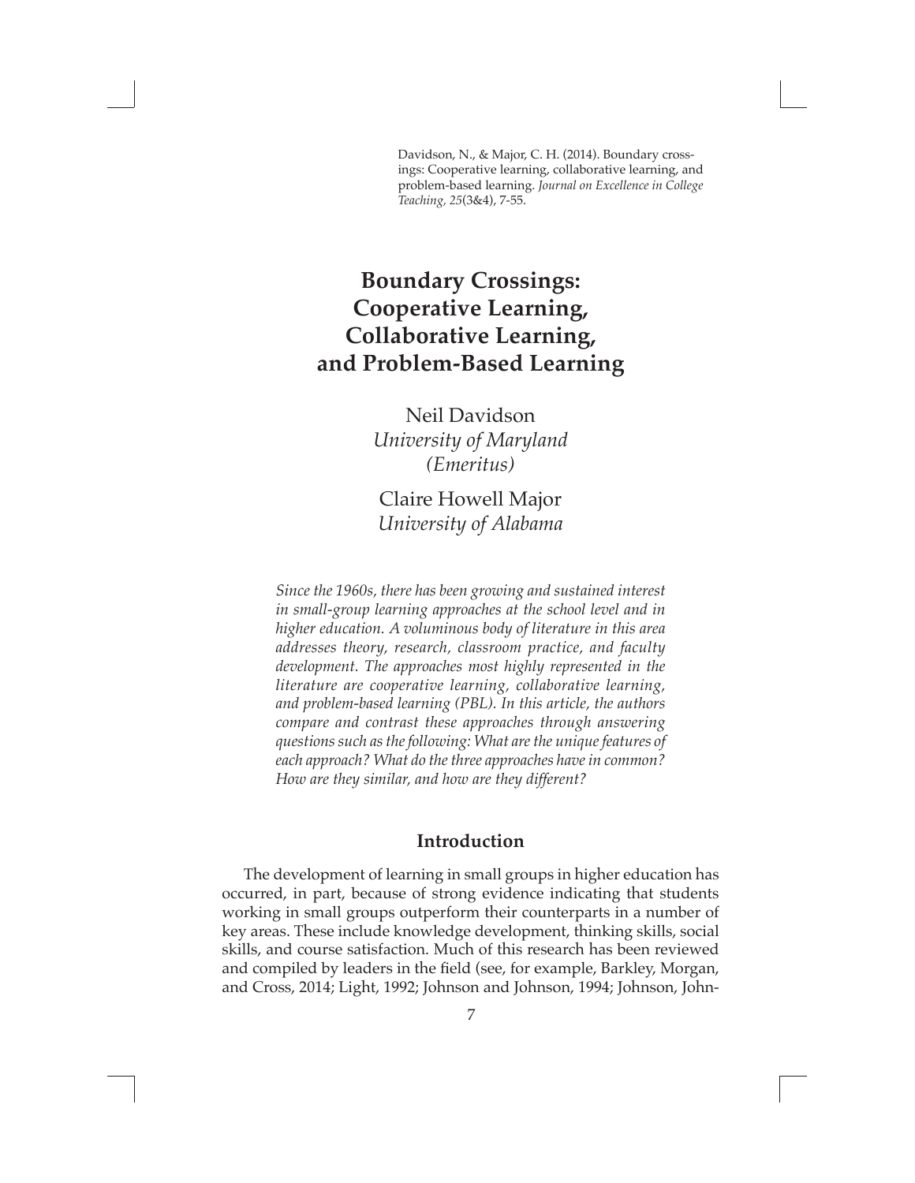Davidson, N., & Major, C. H. (2014). Boundary crossings: Cooperative learning, collaborative learning, and problem-based learning. *Journal on Excellence in College Teaching, 25*(3&4), 7-55.

# Boundary Crossings: Cooperative Learning, Collaborative Learning, and Problem-Based Learning

Neil Davidson
*University of Maryland (Emeritus)*

Claire Howell Major
*University of Alabama*

*Since the 1960s, there has been growing and sustained interest in small-group learning approaches at the school level and in higher education. A voluminous body of literature in this area addresses theory, research, classroom practice, and faculty development. The approaches most highly represented in the literature are cooperative learning, collaborative learning, and problem-based learning (PBL). In this article, the authors compare and contrast these approaches through answering questions such as the following: What are the unique features of each approach? What do the three approaches have in common? How are they similar, and how are they different?*

## Introduction

The development of learning in small groups in higher education has occurred, in part, because of strong evidence indicating that students working in small groups outperform their counterparts in a number of key areas. These include knowledge development, thinking skills, social skills, and course satisfaction. Much of this research has been reviewed and compiled by leaders in the field (see, for example, Barkley, Morgan, and Cross, 2014; Light, 1992; Johnson and Johnson, 1994; Johnson, John-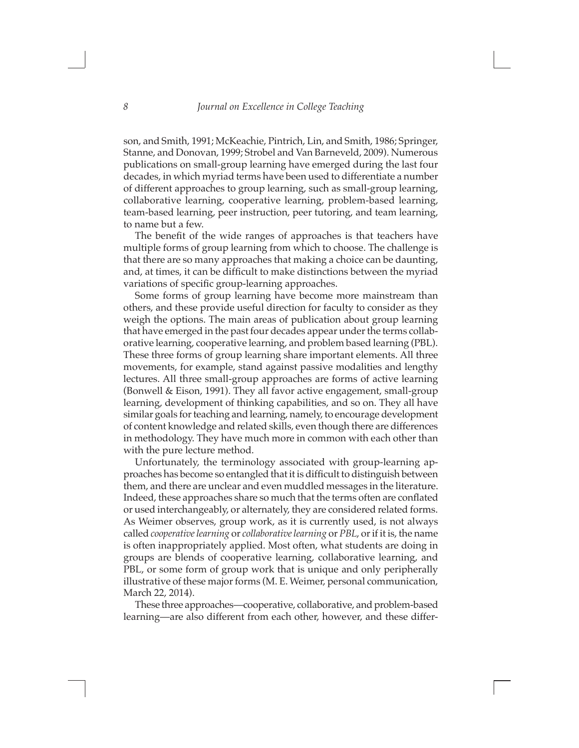son, and Smith, 1991; McKeachie, Pintrich, Lin, and Smith, 1986; Springer, Stanne, and Donovan, 1999; Strobel and Van Barneveld, 2009). Numerous publications on small-group learning have emerged during the last four decades, in which myriad terms have been used to differentiate a number of different approaches to group learning, such as small-group learning, collaborative learning, cooperative learning, problem-based learning, team-based learning, peer instruction, peer tutoring, and team learning, to name but a few.

The benefit of the wide ranges of approaches is that teachers have multiple forms of group learning from which to choose. The challenge is that there are so many approaches that making a choice can be daunting, and, at times, it can be difficult to make distinctions between the myriad variations of specific group-learning approaches.

Some forms of group learning have become more mainstream than others, and these provide useful direction for faculty to consider as they weigh the options. The main areas of publication about group learning that have emerged in the past four decades appear under the terms collaborative learning, cooperative learning, and problem based learning (PBL). These three forms of group learning share important elements. All three movements, for example, stand against passive modalities and lengthy lectures. All three small-group approaches are forms of active learning (Bonwell & Eison, 1991). They all favor active engagement, small-group learning, development of thinking capabilities, and so on. They all have similar goals for teaching and learning, namely, to encourage development of content knowledge and related skills, even though there are differences in methodology. They have much more in common with each other than with the pure lecture method.

Unfortunately, the terminology associated with group-learning approaches has become so entangled that it is difficult to distinguish between them, and there are unclear and even muddled messages in the literature. Indeed, these approaches share so much that the terms often are conflated or used interchangeably, or alternately, they are considered related forms. As Weimer observes, group work, as it is currently used, is not always called *cooperative learning* or *collaborative learning* or *PBL*, or if it is, the name is often inappropriately applied. Most often, what students are doing in groups are blends of cooperative learning, collaborative learning, and PBL, or some form of group work that is unique and only peripherally illustrative of these major forms (M. E. Weimer, personal communication, March 22, 2014).

These three approaches—cooperative, collaborative, and problem-based learning—are also different from each other, however, and these differ-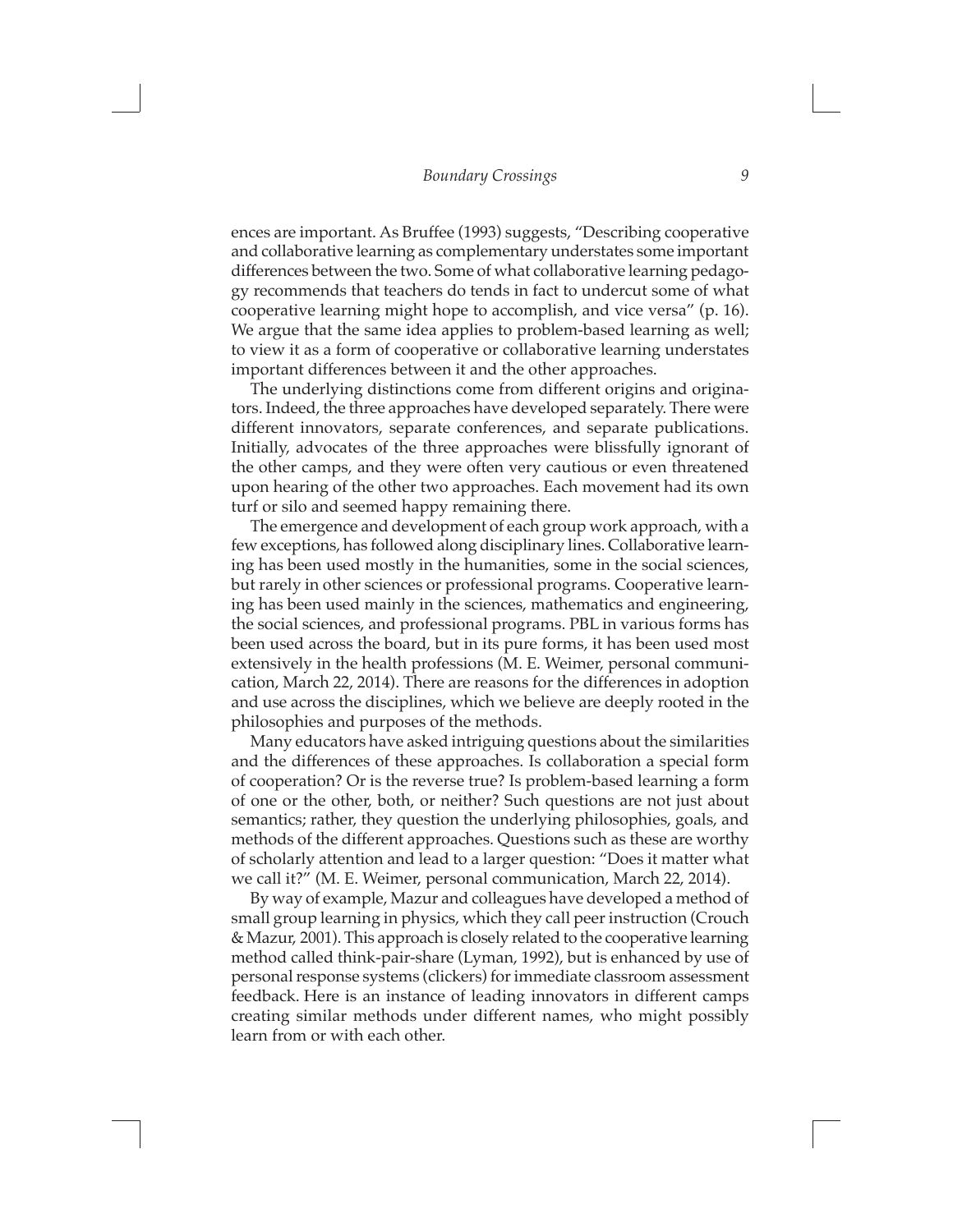ences are important. As Bruffee (1993) suggests, "Describing cooperative and collaborative learning as complementary understates some important differences between the two. Some of what collaborative learning pedagogy recommends that teachers do tends in fact to undercut some of what cooperative learning might hope to accomplish, and vice versa" (p. 16). We argue that the same idea applies to problem-based learning as well; to view it as a form of cooperative or collaborative learning understates important differences between it and the other approaches.

The underlying distinctions come from different origins and originators. Indeed, the three approaches have developed separately. There were different innovators, separate conferences, and separate publications. Initially, advocates of the three approaches were blissfully ignorant of the other camps, and they were often very cautious or even threatened upon hearing of the other two approaches. Each movement had its own turf or silo and seemed happy remaining there.

The emergence and development of each group work approach, with a few exceptions, has followed along disciplinary lines. Collaborative learning has been used mostly in the humanities, some in the social sciences, but rarely in other sciences or professional programs. Cooperative learning has been used mainly in the sciences, mathematics and engineering, the social sciences, and professional programs. PBL in various forms has been used across the board, but in its pure forms, it has been used most extensively in the health professions (M. E. Weimer, personal communication, March 22, 2014). There are reasons for the differences in adoption and use across the disciplines, which we believe are deeply rooted in the philosophies and purposes of the methods.

Many educators have asked intriguing questions about the similarities and the differences of these approaches. Is collaboration a special form of cooperation? Or is the reverse true? Is problem-based learning a form of one or the other, both, or neither? Such questions are not just about semantics; rather, they question the underlying philosophies, goals, and methods of the different approaches. Questions such as these are worthy of scholarly attention and lead to a larger question: "Does it matter what we call it?" (M. E. Weimer, personal communication, March 22, 2014).

By way of example, Mazur and colleagues have developed a method of small group learning in physics, which they call peer instruction (Crouch & Mazur, 2001). This approach is closely related to the cooperative learning method called think-pair-share (Lyman, 1992), but is enhanced by use of personal response systems (clickers) for immediate classroom assessment feedback. Here is an instance of leading innovators in different camps creating similar methods under different names, who might possibly learn from or with each other.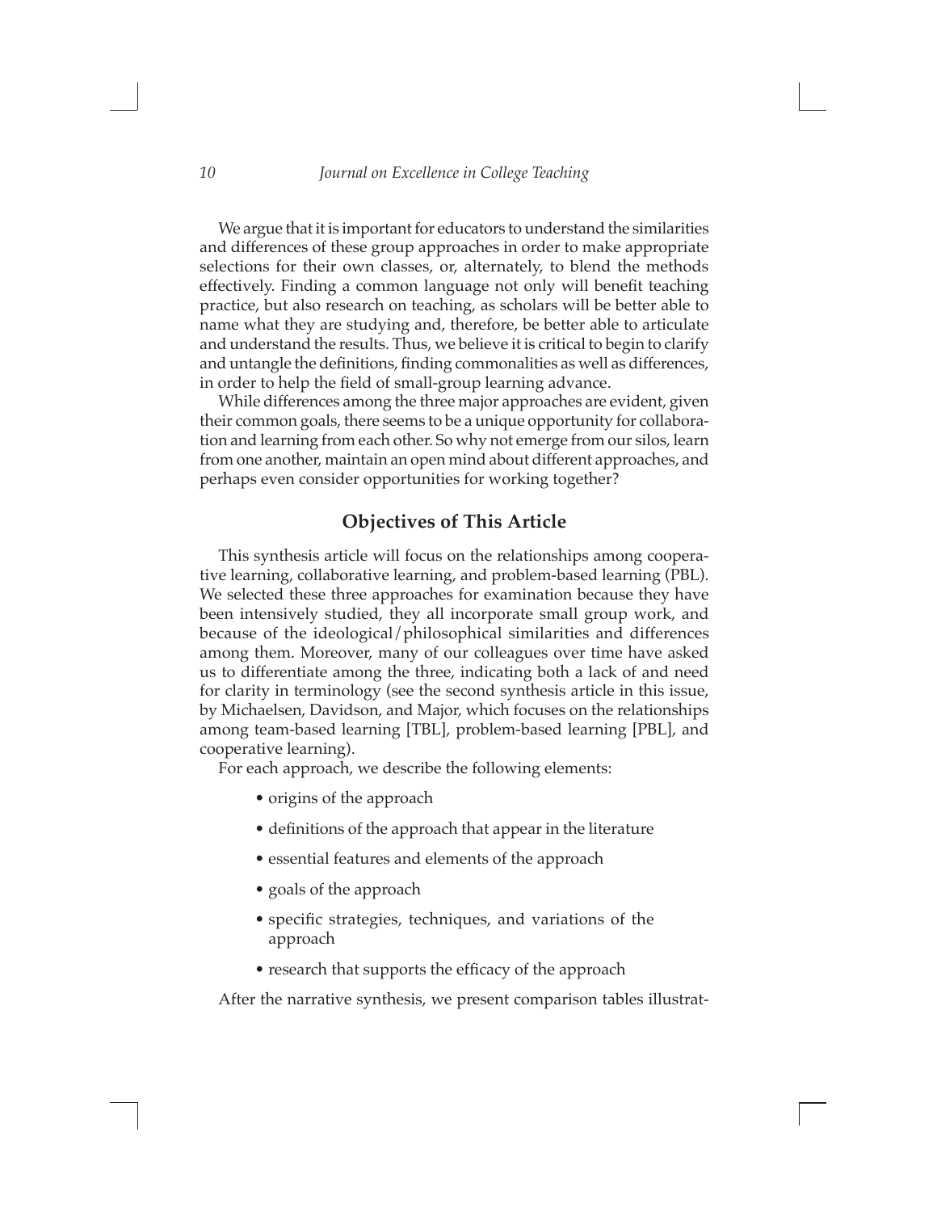We argue that it is important for educators to understand the similarities and differences of these group approaches in order to make appropriate selections for their own classes, or, alternately, to blend the methods effectively. Finding a common language not only will benefit teaching practice, but also research on teaching, as scholars will be better able to name what they are studying and, therefore, be better able to articulate and understand the results. Thus, we believe it is critical to begin to clarify and untangle the definitions, finding commonalities as well as differences, in order to help the field of small-group learning advance.

While differences among the three major approaches are evident, given their common goals, there seems to be a unique opportunity for collaboration and learning from each other. So why not emerge from our silos, learn from one another, maintain an open mind about different approaches, and perhaps even consider opportunities for working together?

## Objectives of This Article

This synthesis article will focus on the relationships among cooperative learning, collaborative learning, and problem-based learning (PBL). We selected these three approaches for examination because they have been intensively studied, they all incorporate small group work, and because of the ideological/philosophical similarities and differences among them. Moreover, many of our colleagues over time have asked us to differentiate among the three, indicating both a lack of and need for clarity in terminology (see the second synthesis article in this issue, by Michaelsen, Davidson, and Major, which focuses on the relationships among team-based learning [TBL], problem-based learning [PBL], and cooperative learning).

For each approach, we describe the following elements:

- origins of the approach
- definitions of the approach that appear in the literature
- essential features and elements of the approach
- goals of the approach
- specific strategies, techniques, and variations of the approach
- research that supports the efficacy of the approach

After the narrative synthesis, we present comparison tables illustrat-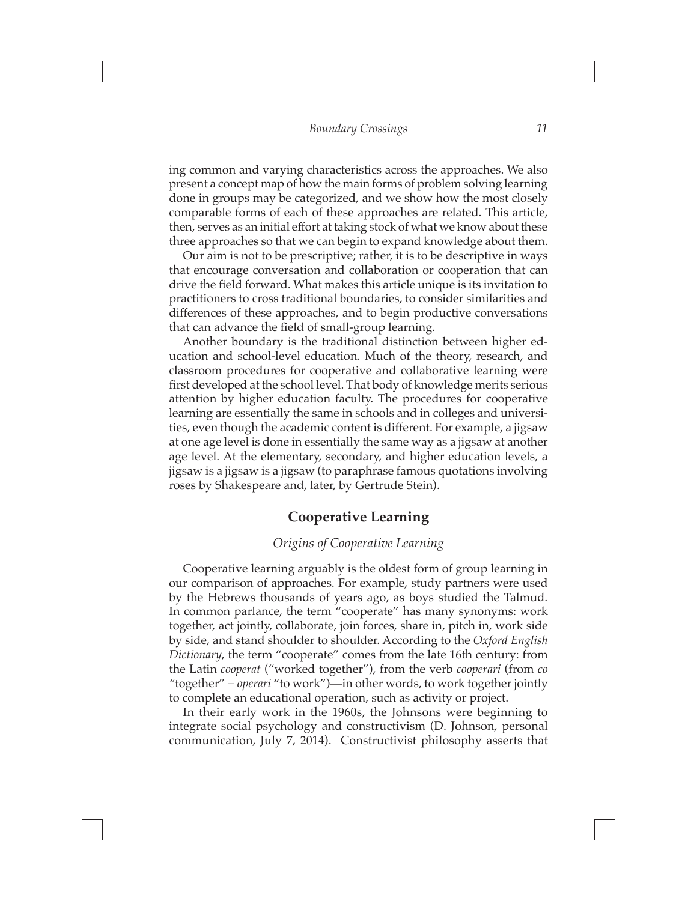ing common and varying characteristics across the approaches. We also present a concept map of how the main forms of problem solving learning done in groups may be categorized, and we show how the most closely comparable forms of each of these approaches are related. This article, then, serves as an initial effort at taking stock of what we know about these three approaches so that we can begin to expand knowledge about them.

Our aim is not to be prescriptive; rather, it is to be descriptive in ways that encourage conversation and collaboration or cooperation that can drive the field forward. What makes this article unique is its invitation to practitioners to cross traditional boundaries, to consider similarities and differences of these approaches, and to begin productive conversations that can advance the field of small-group learning.

Another boundary is the traditional distinction between higher education and school-level education. Much of the theory, research, and classroom procedures for cooperative and collaborative learning were first developed at the school level. That body of knowledge merits serious attention by higher education faculty. The procedures for cooperative learning are essentially the same in schools and in colleges and universities, even though the academic content is different. For example, a jigsaw at one age level is done in essentially the same way as a jigsaw at another age level. At the elementary, secondary, and higher education levels, a jigsaw is a jigsaw is a jigsaw (to paraphrase famous quotations involving roses by Shakespeare and, later, by Gertrude Stein).

## Cooperative Learning

### *Origins of Cooperative Learning*

Cooperative learning arguably is the oldest form of group learning in our comparison of approaches. For example, study partners were used by the Hebrews thousands of years ago, as boys studied the Talmud. In common parlance, the term "cooperate" has many synonyms: work together, act jointly, collaborate, join forces, share in, pitch in, work side by side, and stand shoulder to shoulder. According to the *Oxford English Dictionary*, the term "cooperate" comes from the late 16th century: from the Latin *cooperat* ("worked together"), from the verb *cooperari* (from *co* "together" + *operari* "to work")—in other words, to work together jointly to complete an educational operation, such as activity or project.

In their early work in the 1960s, the Johnsons were beginning to integrate social psychology and constructivism (D. Johnson, personal communication, July 7, 2014). Constructivist philosophy asserts that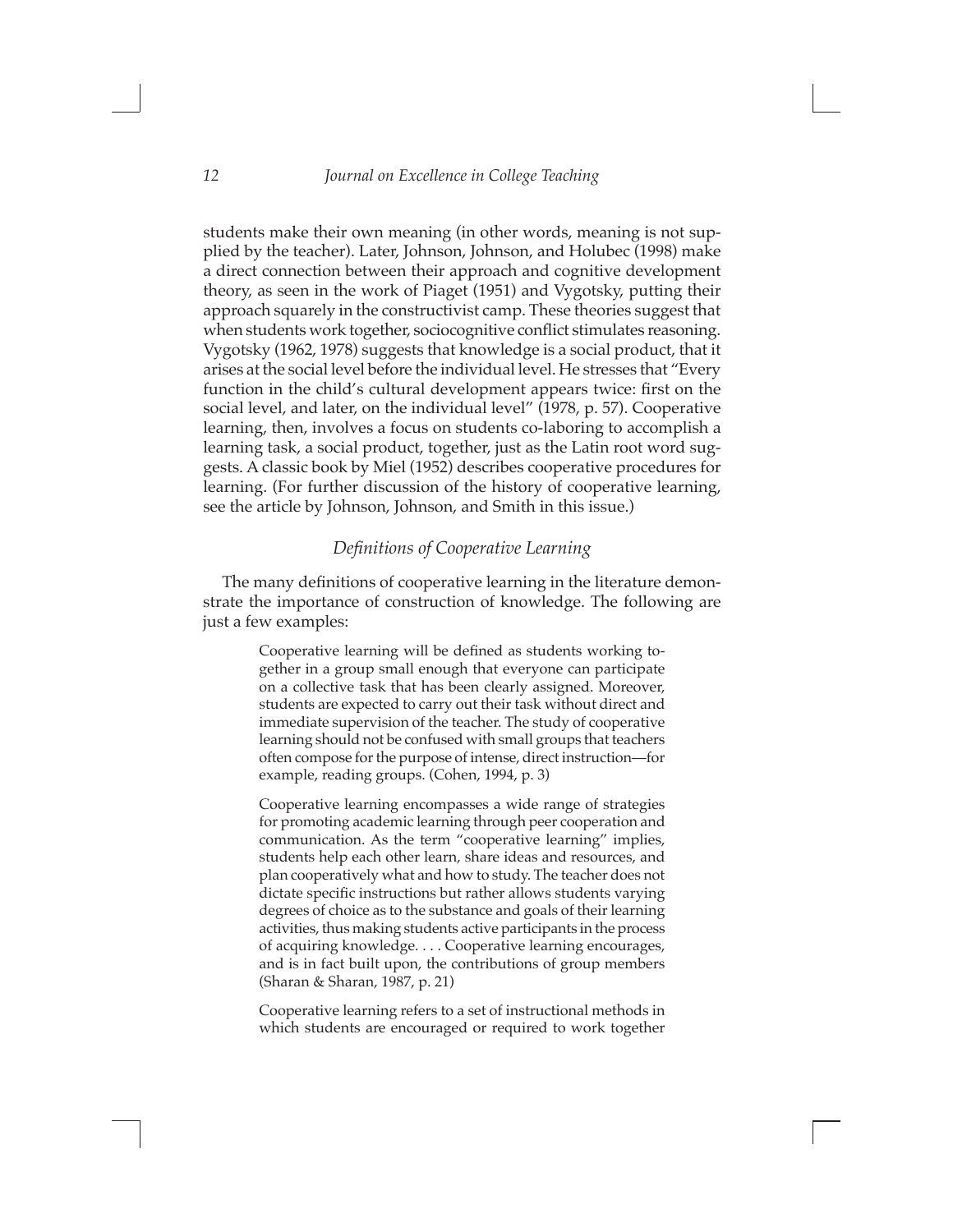students make their own meaning (in other words, meaning is not supplied by the teacher). Later, Johnson, Johnson, and Holubec (1998) make a direct connection between their approach and cognitive development theory, as seen in the work of Piaget (1951) and Vygotsky, putting their approach squarely in the constructivist camp. These theories suggest that when students work together, sociocognitive conflict stimulates reasoning. Vygotsky (1962, 1978) suggests that knowledge is a social product, that it arises at the social level before the individual level. He stresses that "Every function in the child's cultural development appears twice: first on the social level, and later, on the individual level" (1978, p. 57). Cooperative learning, then, involves a focus on students co-laboring to accomplish a learning task, a social product, together, just as the Latin root word suggests. A classic book by Miel (1952) describes cooperative procedures for learning. (For further discussion of the history of cooperative learning, see the article by Johnson, Johnson, and Smith in this issue.)

## *Definitions of Cooperative Learning*

The many definitions of cooperative learning in the literature demonstrate the importance of construction of knowledge. The following are just a few examples:

> Cooperative learning will be defined as students working together in a group small enough that everyone can participate on a collective task that has been clearly assigned. Moreover, students are expected to carry out their task without direct and immediate supervision of the teacher. The study of cooperative learning should not be confused with small groups that teachers often compose for the purpose of intense, direct instruction—for example, reading groups. (Cohen, 1994, p. 3)

> Cooperative learning encompasses a wide range of strategies for promoting academic learning through peer cooperation and communication. As the term "cooperative learning" implies, students help each other learn, share ideas and resources, and plan cooperatively what and how to study. The teacher does not dictate specific instructions but rather allows students varying degrees of choice as to the substance and goals of their learning activities, thus making students active participants in the process of acquiring knowledge. . . . Cooperative learning encourages, and is in fact built upon, the contributions of group members (Sharan & Sharan, 1987, p. 21)

> Cooperative learning refers to a set of instructional methods in which students are encouraged or required to work together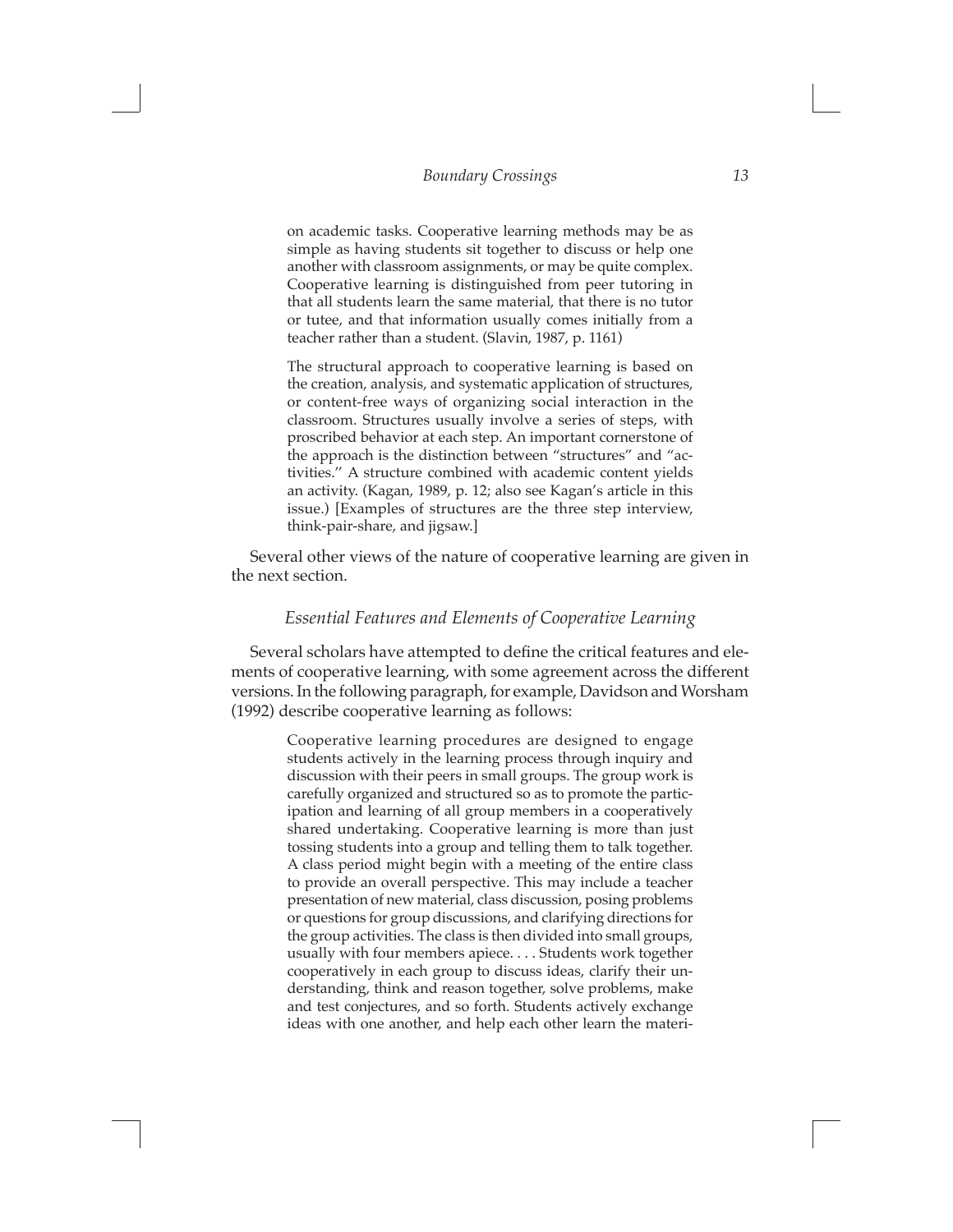> on academic tasks. Cooperative learning methods may be as simple as having students sit together to discuss or help one another with classroom assignments, or may be quite complex. Cooperative learning is distinguished from peer tutoring in that all students learn the same material, that there is no tutor or tutee, and that information usually comes initially from a teacher rather than a student. (Slavin, 1987, p. 1161)

> The structural approach to cooperative learning is based on the creation, analysis, and systematic application of structures, or content-free ways of organizing social interaction in the classroom. Structures usually involve a series of steps, with proscribed behavior at each step. An important cornerstone of the approach is the distinction between "structures" and "activities." A structure combined with academic content yields an activity. (Kagan, 1989, p. 12; also see Kagan's article in this issue.) [Examples of structures are the three step interview, think-pair-share, and jigsaw.]

Several other views of the nature of cooperative learning are given in the next section.

### *Essential Features and Elements of Cooperative Learning*

Several scholars have attempted to define the critical features and elements of cooperative learning, with some agreement across the different versions. In the following paragraph, for example, Davidson and Worsham (1992) describe cooperative learning as follows:

> Cooperative learning procedures are designed to engage students actively in the learning process through inquiry and discussion with their peers in small groups. The group work is carefully organized and structured so as to promote the participation and learning of all group members in a cooperatively shared undertaking. Cooperative learning is more than just tossing students into a group and telling them to talk together. A class period might begin with a meeting of the entire class to provide an overall perspective. This may include a teacher presentation of new material, class discussion, posing problems or questions for group discussions, and clarifying directions for the group activities. The class is then divided into small groups, usually with four members apiece. . . . Students work together cooperatively in each group to discuss ideas, clarify their understanding, think and reason together, solve problems, make and test conjectures, and so forth. Students actively exchange ideas with one another, and help each other learn the materi-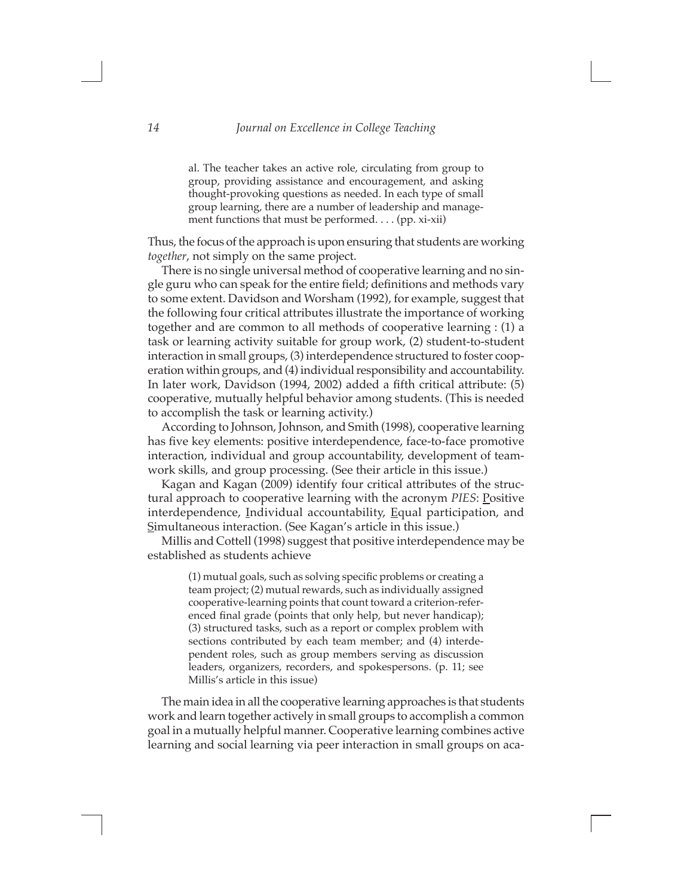> al. The teacher takes an active role, circulating from group to group, providing assistance and encouragement, and asking thought-provoking questions as needed. In each type of small group learning, there are a number of leadership and management functions that must be performed. . . . (pp. xi-xii)

Thus, the focus of the approach is upon ensuring that students are working *together*, not simply on the same project.

There is no single universal method of cooperative learning and no single guru who can speak for the entire field; definitions and methods vary to some extent. Davidson and Worsham (1992), for example, suggest that the following four critical attributes illustrate the importance of working together and are common to all methods of cooperative learning : (1) a task or learning activity suitable for group work, (2) student-to-student interaction in small groups, (3) interdependence structured to foster cooperation within groups, and (4) individual responsibility and accountability. In later work, Davidson (1994, 2002) added a fifth critical attribute: (5) cooperative, mutually helpful behavior among students. (This is needed to accomplish the task or learning activity.)

According to Johnson, Johnson, and Smith (1998), cooperative learning has five key elements: positive interdependence, face-to-face promotive interaction, individual and group accountability, development of teamwork skills, and group processing. (See their article in this issue.)

Kagan and Kagan (2009) identify four critical attributes of the structural approach to cooperative learning with the acronym *PIES*: <u>P</u>ositive interdependence, <u>I</u>ndividual accountability, <u>E</u>qual participation, and <u>S</u>imultaneous interaction. (See Kagan's article in this issue.)

Millis and Cottell (1998) suggest that positive interdependence may be established as students achieve

> (1) mutual goals, such as solving specific problems or creating a team project; (2) mutual rewards, such as individually assigned cooperative-learning points that count toward a criterion-referenced final grade (points that only help, but never handicap); (3) structured tasks, such as a report or complex problem with sections contributed by each team member; and (4) interdependent roles, such as group members serving as discussion leaders, organizers, recorders, and spokespersons. (p. 11; see Millis's article in this issue)

The main idea in all the cooperative learning approaches is that students work and learn together actively in small groups to accomplish a common goal in a mutually helpful manner. Cooperative learning combines active learning and social learning via peer interaction in small groups on aca-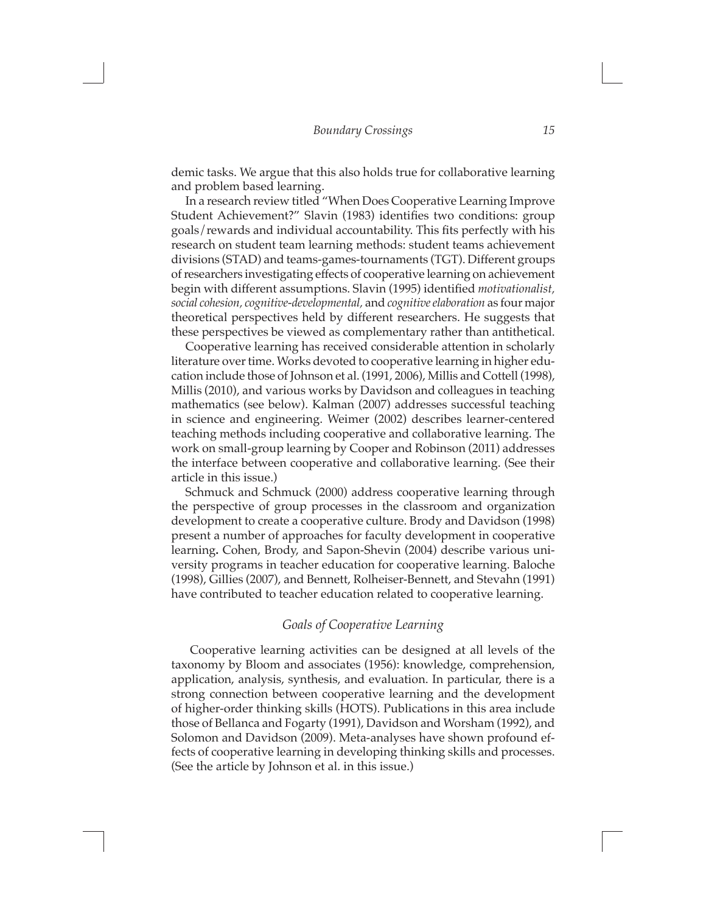demic tasks. We argue that this also holds true for collaborative learning and problem based learning.

In a research review titled "When Does Cooperative Learning Improve Student Achievement?" Slavin (1983) identifies two conditions: group goals/rewards and individual accountability. This fits perfectly with his research on student team learning methods: student teams achievement divisions (STAD) and teams-games-tournaments (TGT). Different groups of researchers investigating effects of cooperative learning on achievement begin with different assumptions. Slavin (1995) identified *motivationalist, social cohesion, cognitive-developmental,* and *cognitive elaboration* as four major theoretical perspectives held by different researchers. He suggests that these perspectives be viewed as complementary rather than antithetical.

Cooperative learning has received considerable attention in scholarly literature over time. Works devoted to cooperative learning in higher education include those of Johnson et al. (1991, 2006), Millis and Cottell (1998), Millis (2010), and various works by Davidson and colleagues in teaching mathematics (see below). Kalman (2007) addresses successful teaching in science and engineering. Weimer (2002) describes learner-centered teaching methods including cooperative and collaborative learning. The work on small-group learning by Cooper and Robinson (2011) addresses the interface between cooperative and collaborative learning. (See their article in this issue.)

Schmuck and Schmuck (2000) address cooperative learning through the perspective of group processes in the classroom and organization development to create a cooperative culture. Brody and Davidson (1998) present a number of approaches for faculty development in cooperative learning**.** Cohen, Brody, and Sapon-Shevin (2004) describe various university programs in teacher education for cooperative learning. Baloche (1998), Gillies (2007), and Bennett, Rolheiser-Bennett, and Stevahn (1991) have contributed to teacher education related to cooperative learning.

## *Goals of Cooperative Learning*

Cooperative learning activities can be designed at all levels of the taxonomy by Bloom and associates (1956): knowledge, comprehension, application, analysis, synthesis, and evaluation. In particular, there is a strong connection between cooperative learning and the development of higher-order thinking skills (HOTS). Publications in this area include those of Bellanca and Fogarty (1991), Davidson and Worsham (1992), and Solomon and Davidson (2009). Meta-analyses have shown profound effects of cooperative learning in developing thinking skills and processes. (See the article by Johnson et al. in this issue.)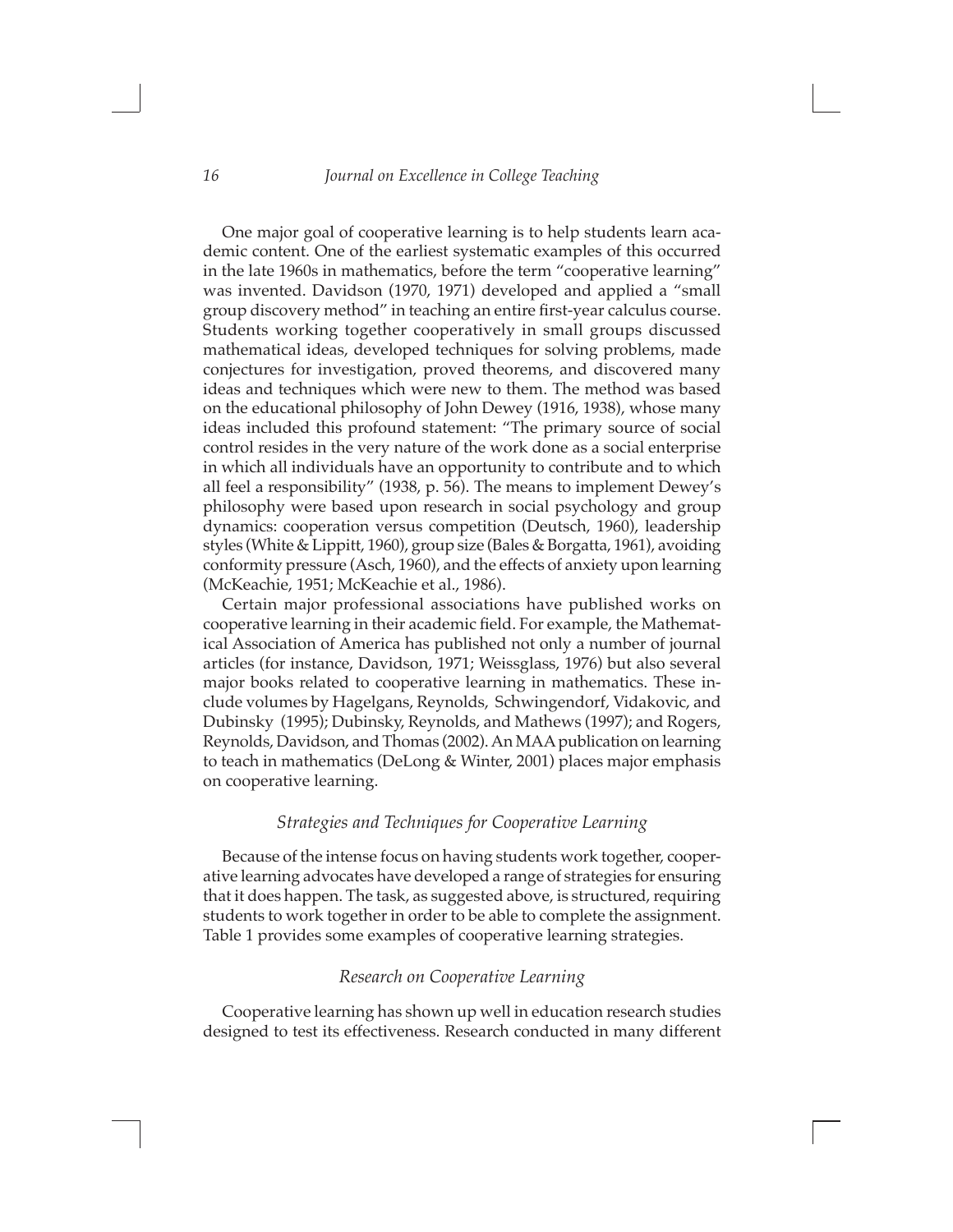One major goal of cooperative learning is to help students learn academic content. One of the earliest systematic examples of this occurred in the late 1960s in mathematics, before the term "cooperative learning" was invented. Davidson (1970, 1971) developed and applied a "small group discovery method" in teaching an entire first-year calculus course. Students working together cooperatively in small groups discussed mathematical ideas, developed techniques for solving problems, made conjectures for investigation, proved theorems, and discovered many ideas and techniques which were new to them. The method was based on the educational philosophy of John Dewey (1916, 1938), whose many ideas included this profound statement: "The primary source of social control resides in the very nature of the work done as a social enterprise in which all individuals have an opportunity to contribute and to which all feel a responsibility" (1938, p. 56). The means to implement Dewey's philosophy were based upon research in social psychology and group dynamics: cooperation versus competition (Deutsch, 1960), leadership styles (White & Lippitt, 1960), group size (Bales & Borgatta, 1961), avoiding conformity pressure (Asch, 1960), and the effects of anxiety upon learning (McKeachie, 1951; McKeachie et al., 1986).

Certain major professional associations have published works on cooperative learning in their academic field. For example, the Mathematical Association of America has published not only a number of journal articles (for instance, Davidson, 1971; Weissglass, 1976) but also several major books related to cooperative learning in mathematics. These include volumes by Hagelgans, Reynolds, Schwingendorf, Vidakovic, and Dubinsky (1995); Dubinsky, Reynolds, and Mathews (1997); and Rogers, Reynolds, Davidson, and Thomas (2002). An MAA publication on learning to teach in mathematics (DeLong & Winter, 2001) places major emphasis on cooperative learning.

### *Strategies and Techniques for Cooperative Learning*

Because of the intense focus on having students work together, cooperative learning advocates have developed a range of strategies for ensuring that it does happen. The task, as suggested above, is structured, requiring students to work together in order to be able to complete the assignment. Table 1 provides some examples of cooperative learning strategies.

### *Research on Cooperative Learning*

Cooperative learning has shown up well in education research studies designed to test its effectiveness. Research conducted in many different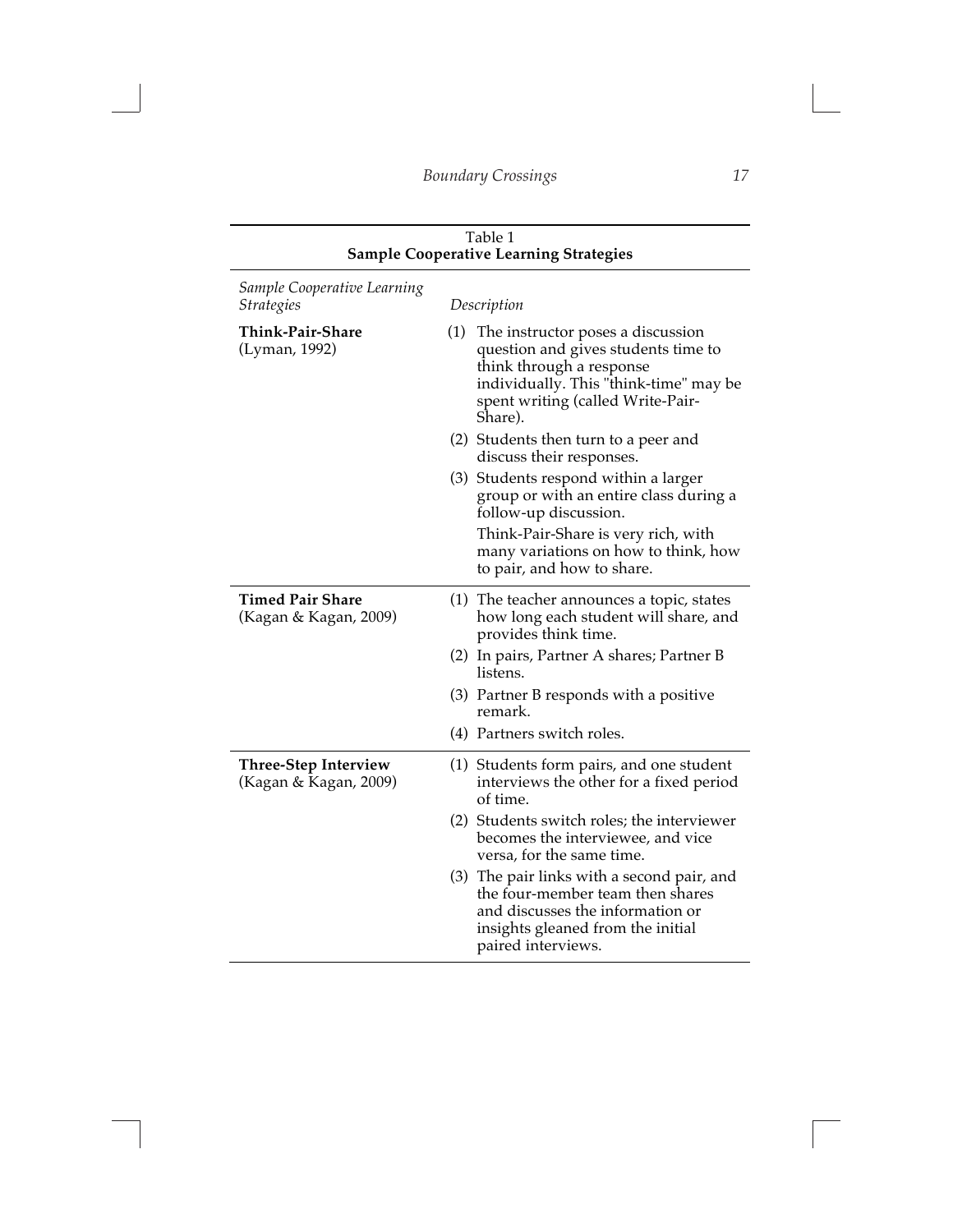Table 1
**Sample Cooperative Learning Strategies**

| *Sample Cooperative Learning Strategies* | *Description* |
|---|---|
| **Think-Pair-Share** (Lyman, 1992) | (1) The instructor poses a discussion question and gives students time to think through a response individually. This "think-time" may be spent writing (called Write-Pair-Share).<br>(2) Students then turn to a peer and discuss their responses.<br>(3) Students respond within a larger group or with an entire class during a follow-up discussion.<br>Think-Pair-Share is very rich, with many variations on how to think, how to pair, and how to share. |
| **Timed Pair Share** (Kagan & Kagan, 2009) | (1) The teacher announces a topic, states how long each student will share, and provides think time.<br>(2) In pairs, Partner A shares; Partner B listens.<br>(3) Partner B responds with a positive remark.<br>(4) Partners switch roles. |
| **Three-Step Interview** (Kagan & Kagan, 2009) | (1) Students form pairs, and one student interviews the other for a fixed period of time.<br>(2) Students switch roles; the interviewer becomes the interviewee, and vice versa, for the same time.<br>(3) The pair links with a second pair, and the four-member team then shares and discusses the information or insights gleaned from the initial paired interviews. |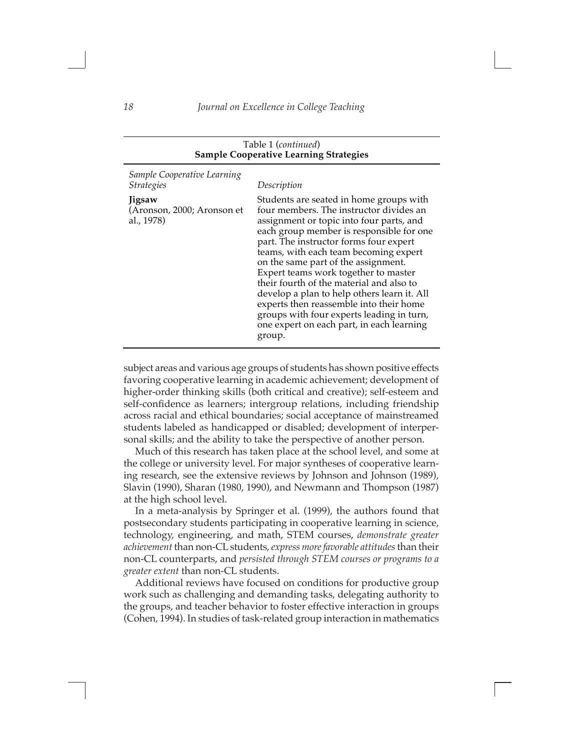Table 1 (*continued*)
**Sample Cooperative Learning Strategies**

| *Sample Cooperative Learning Strategies* | *Description* |
|---|---|
| **Jigsaw** (Aronson, 2000; Aronson et al., 1978) | Students are seated in home groups with four members. The instructor divides an assignment or topic into four parts, and each group member is responsible for one part. The instructor forms four expert teams, with each team becoming expert on the same part of the assignment. Expert teams work together to master their fourth of the material and also to develop a plan to help others learn it. All experts then reassemble into their home groups with four experts leading in turn, one expert on each part, in each learning group. |

subject areas and various age groups of students has shown positive effects favoring cooperative learning in academic achievement; development of higher-order thinking skills (both critical and creative); self-esteem and self-confidence as learners; intergroup relations, including friendship across racial and ethical boundaries; social acceptance of mainstreamed students labeled as handicapped or disabled; development of interpersonal skills; and the ability to take the perspective of another person.

Much of this research has taken place at the school level, and some at the college or university level. For major syntheses of cooperative learning research, see the extensive reviews by Johnson and Johnson (1989), Slavin (1990), Sharan (1980, 1990), and Newmann and Thompson (1987) at the high school level.

In a meta-analysis by Springer et al. (1999), the authors found that postsecondary students participating in cooperative learning in science, technology, engineering, and math, STEM courses, *demonstrate greater achievement* than non-CL students, *express more favorable attitudes* than their non-CL counterparts, and *persisted through STEM courses or programs to a greater extent* than non-CL students.

Additional reviews have focused on conditions for productive group work such as challenging and demanding tasks, delegating authority to the groups, and teacher behavior to foster effective interaction in groups (Cohen, 1994). In studies of task-related group interaction in mathematics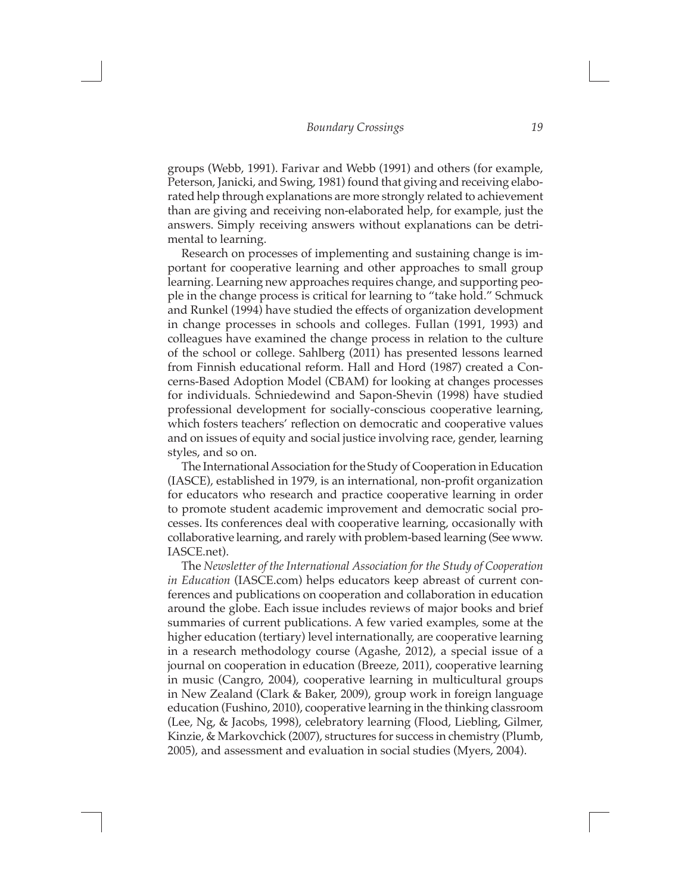groups (Webb, 1991). Farivar and Webb (1991) and others (for example, Peterson, Janicki, and Swing, 1981) found that giving and receiving elaborated help through explanations are more strongly related to achievement than are giving and receiving non-elaborated help, for example, just the answers. Simply receiving answers without explanations can be detrimental to learning.

Research on processes of implementing and sustaining change is important for cooperative learning and other approaches to small group learning. Learning new approaches requires change, and supporting people in the change process is critical for learning to "take hold." Schmuck and Runkel (1994) have studied the effects of organization development in change processes in schools and colleges. Fullan (1991, 1993) and colleagues have examined the change process in relation to the culture of the school or college. Sahlberg (2011) has presented lessons learned from Finnish educational reform. Hall and Hord (1987) created a Concerns-Based Adoption Model (CBAM) for looking at changes processes for individuals. Schniedewind and Sapon-Shevin (1998) have studied professional development for socially-conscious cooperative learning, which fosters teachers' reflection on democratic and cooperative values and on issues of equity and social justice involving race, gender, learning styles, and so on.

The International Association for the Study of Cooperation in Education (IASCE), established in 1979, is an international, non-profit organization for educators who research and practice cooperative learning in order to promote student academic improvement and democratic social processes. Its conferences deal with cooperative learning, occasionally with collaborative learning, and rarely with problem-based learning (See www.IASCE.net).

The *Newsletter of the International Association for the Study of Cooperation in Education* (IASCE.com) helps educators keep abreast of current conferences and publications on cooperation and collaboration in education around the globe. Each issue includes reviews of major books and brief summaries of current publications. A few varied examples, some at the higher education (tertiary) level internationally, are cooperative learning in a research methodology course (Agashe, 2012), a special issue of a journal on cooperation in education (Breeze, 2011), cooperative learning in music (Cangro, 2004), cooperative learning in multicultural groups in New Zealand (Clark & Baker, 2009), group work in foreign language education (Fushino, 2010), cooperative learning in the thinking classroom (Lee, Ng, & Jacobs, 1998), celebratory learning (Flood, Liebling, Gilmer, Kinzie, & Markovchick (2007), structures for success in chemistry (Plumb, 2005), and assessment and evaluation in social studies (Myers, 2004).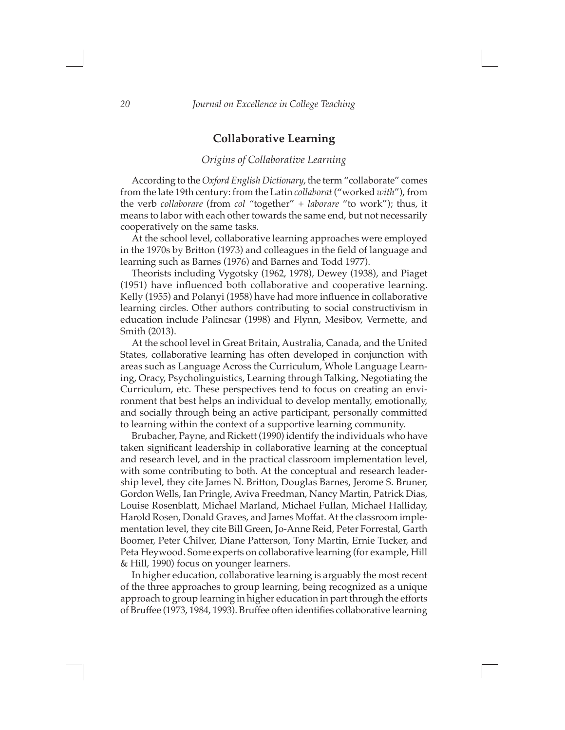## Collaborative Learning

### *Origins of Collaborative Learning*

According to the *Oxford English Dictionary*, the term "collaborate" comes from the late 19th century: from the Latin *collaborat* ("worked *with*"), from the verb *collaborare* (from *col* "together" + *laborare* "to work"); thus, it means to labor with each other towards the same end, but not necessarily cooperatively on the same tasks.

At the school level, collaborative learning approaches were employed in the 1970s by Britton (1973) and colleagues in the field of language and learning such as Barnes (1976) and Barnes and Todd 1977).

Theorists including Vygotsky (1962, 1978), Dewey (1938), and Piaget (1951) have influenced both collaborative and cooperative learning. Kelly (1955) and Polanyi (1958) have had more influence in collaborative learning circles. Other authors contributing to social constructivism in education include Palincsar (1998) and Flynn, Mesibov, Vermette, and Smith (2013).

At the school level in Great Britain, Australia, Canada, and the United States, collaborative learning has often developed in conjunction with areas such as Language Across the Curriculum, Whole Language Learning, Oracy, Psycholinguistics, Learning through Talking, Negotiating the Curriculum, etc. These perspectives tend to focus on creating an environment that best helps an individual to develop mentally, emotionally, and socially through being an active participant, personally committed to learning within the context of a supportive learning community.

Brubacher, Payne, and Rickett (1990) identify the individuals who have taken significant leadership in collaborative learning at the conceptual and research level, and in the practical classroom implementation level, with some contributing to both. At the conceptual and research leadership level, they cite James N. Britton, Douglas Barnes, Jerome S. Bruner, Gordon Wells, Ian Pringle, Aviva Freedman, Nancy Martin, Patrick Dias, Louise Rosenblatt, Michael Marland, Michael Fullan, Michael Halliday, Harold Rosen, Donald Graves, and James Moffat. At the classroom implementation level, they cite Bill Green, Jo-Anne Reid, Peter Forrestal, Garth Boomer, Peter Chilver, Diane Patterson, Tony Martin, Ernie Tucker, and Peta Heywood. Some experts on collaborative learning (for example, Hill & Hill, 1990) focus on younger learners.

In higher education, collaborative learning is arguably the most recent of the three approaches to group learning, being recognized as a unique approach to group learning in higher education in part through the efforts of Bruffee (1973, 1984, 1993). Bruffee often identifies collaborative learning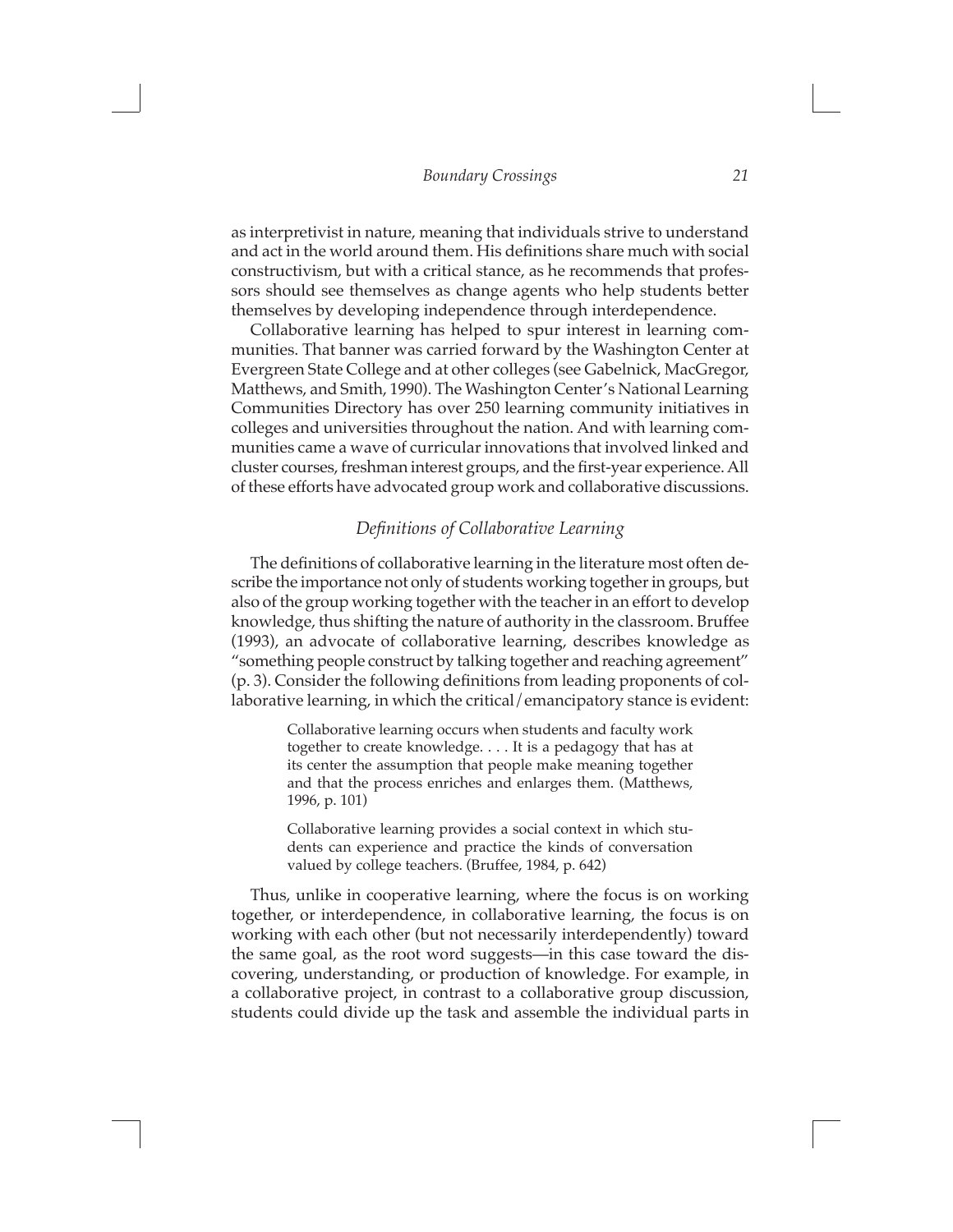as interpretivist in nature, meaning that individuals strive to understand and act in the world around them. His definitions share much with social constructivism, but with a critical stance, as he recommends that professors should see themselves as change agents who help students better themselves by developing independence through interdependence.

Collaborative learning has helped to spur interest in learning communities. That banner was carried forward by the Washington Center at Evergreen State College and at other colleges (see Gabelnick, MacGregor, Matthews, and Smith, 1990). The Washington Center's National Learning Communities Directory has over 250 learning community initiatives in colleges and universities throughout the nation. And with learning communities came a wave of curricular innovations that involved linked and cluster courses, freshman interest groups, and the first-year experience. All of these efforts have advocated group work and collaborative discussions.

### *Definitions of Collaborative Learning*

The definitions of collaborative learning in the literature most often describe the importance not only of students working together in groups, but also of the group working together with the teacher in an effort to develop knowledge, thus shifting the nature of authority in the classroom. Bruffee (1993), an advocate of collaborative learning, describes knowledge as "something people construct by talking together and reaching agreement" (p. 3). Consider the following definitions from leading proponents of collaborative learning, in which the critical/emancipatory stance is evident:

> Collaborative learning occurs when students and faculty work together to create knowledge. . . . It is a pedagogy that has at its center the assumption that people make meaning together and that the process enriches and enlarges them. (Matthews, 1996, p. 101)

> Collaborative learning provides a social context in which students can experience and practice the kinds of conversation valued by college teachers. (Bruffee, 1984, p. 642)

Thus, unlike in cooperative learning, where the focus is on working together, or interdependence, in collaborative learning, the focus is on working with each other (but not necessarily interdependently) toward the same goal, as the root word suggests—in this case toward the discovering, understanding, or production of knowledge. For example, in a collaborative project, in contrast to a collaborative group discussion, students could divide up the task and assemble the individual parts in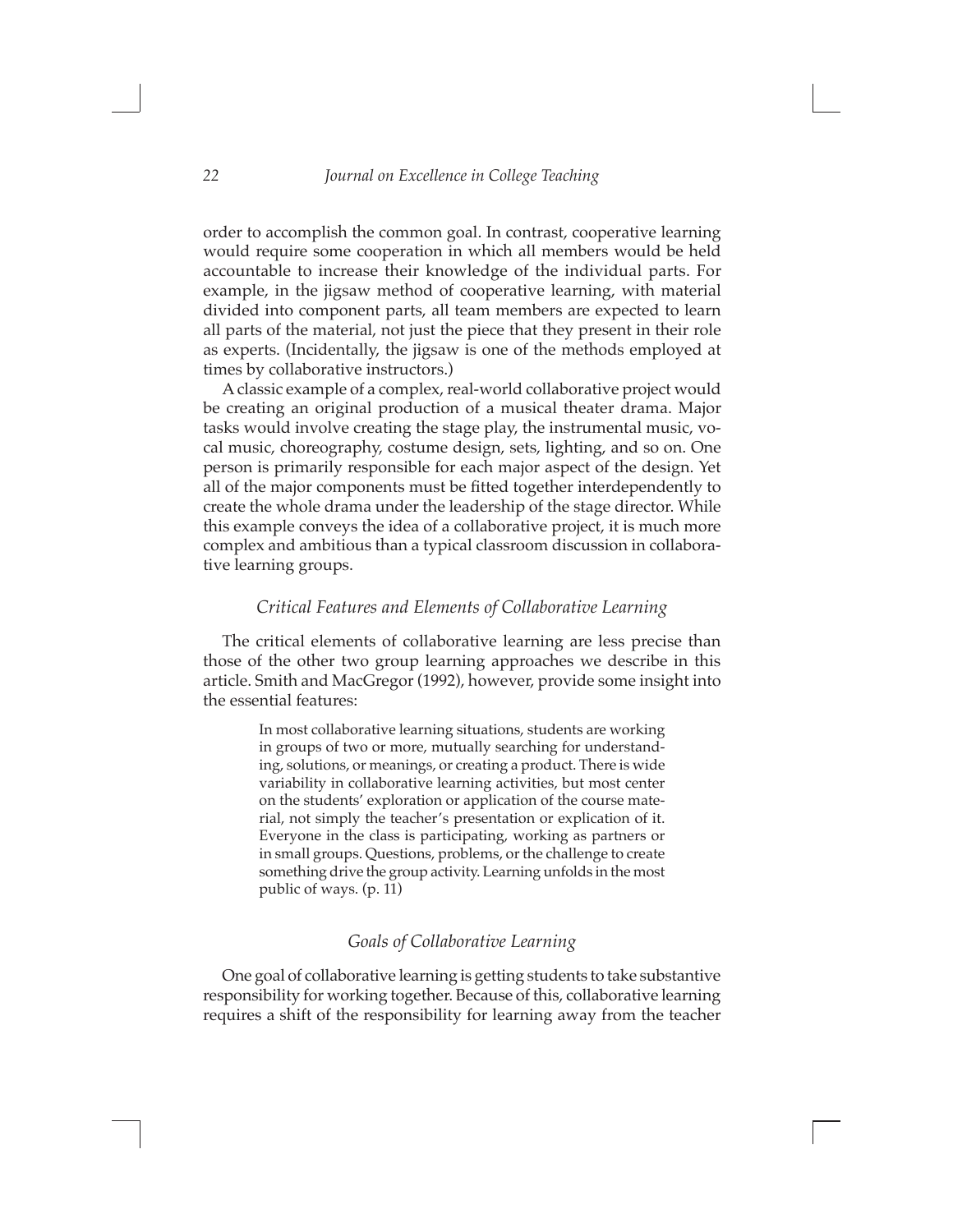order to accomplish the common goal. In contrast, cooperative learning would require some cooperation in which all members would be held accountable to increase their knowledge of the individual parts. For example, in the jigsaw method of cooperative learning, with material divided into component parts, all team members are expected to learn all parts of the material, not just the piece that they present in their role as experts. (Incidentally, the jigsaw is one of the methods employed at times by collaborative instructors.)

A classic example of a complex, real-world collaborative project would be creating an original production of a musical theater drama. Major tasks would involve creating the stage play, the instrumental music, vocal music, choreography, costume design, sets, lighting, and so on. One person is primarily responsible for each major aspect of the design. Yet all of the major components must be fitted together interdependently to create the whole drama under the leadership of the stage director. While this example conveys the idea of a collaborative project, it is much more complex and ambitious than a typical classroom discussion in collaborative learning groups.

### *Critical Features and Elements of Collaborative Learning*

The critical elements of collaborative learning are less precise than those of the other two group learning approaches we describe in this article. Smith and MacGregor (1992), however, provide some insight into the essential features:

> In most collaborative learning situations, students are working in groups of two or more, mutually searching for understanding, solutions, or meanings, or creating a product. There is wide variability in collaborative learning activities, but most center on the students' exploration or application of the course material, not simply the teacher's presentation or explication of it. Everyone in the class is participating, working as partners or in small groups. Questions, problems, or the challenge to create something drive the group activity. Learning unfolds in the most public of ways. (p. 11)

### *Goals of Collaborative Learning*

One goal of collaborative learning is getting students to take substantive responsibility for working together. Because of this, collaborative learning requires a shift of the responsibility for learning away from the teacher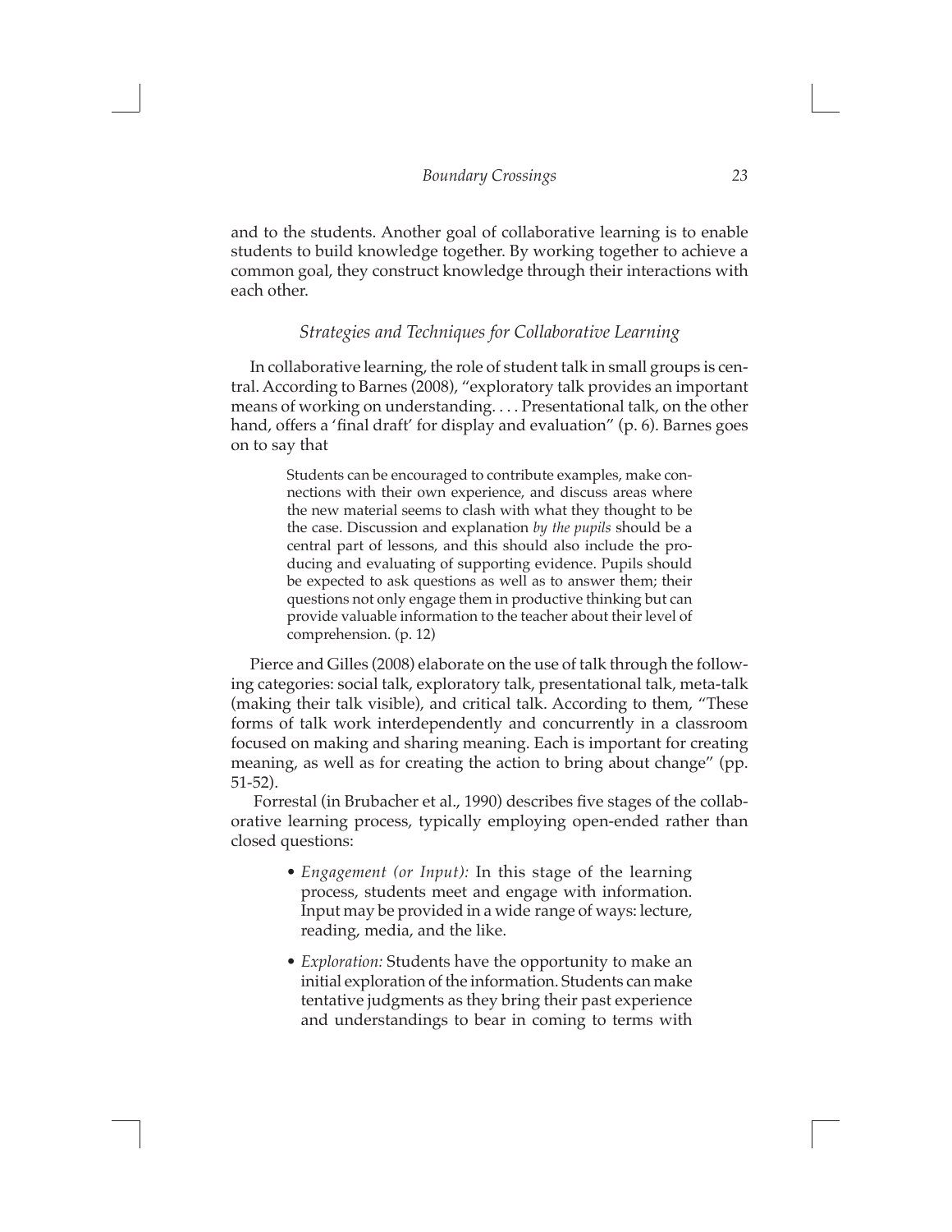and to the students. Another goal of collaborative learning is to enable students to build knowledge together. By working together to achieve a common goal, they construct knowledge through their interactions with each other.

### *Strategies and Techniques for Collaborative Learning*

In collaborative learning, the role of student talk in small groups is central. According to Barnes (2008), "exploratory talk provides an important means of working on understanding. . . . Presentational talk, on the other hand, offers a 'final draft' for display and evaluation" (p. 6). Barnes goes on to say that

> Students can be encouraged to contribute examples, make connections with their own experience, and discuss areas where the new material seems to clash with what they thought to be the case. Discussion and explanation *by the pupils* should be a central part of lessons, and this should also include the producing and evaluating of supporting evidence. Pupils should be expected to ask questions as well as to answer them; their questions not only engage them in productive thinking but can provide valuable information to the teacher about their level of comprehension. (p. 12)

Pierce and Gilles (2008) elaborate on the use of talk through the following categories: social talk, exploratory talk, presentational talk, meta-talk (making their talk visible), and critical talk. According to them, "These forms of talk work interdependently and concurrently in a classroom focused on making and sharing meaning. Each is important for creating meaning, as well as for creating the action to bring about change" (pp. 51-52).

Forrestal (in Brubacher et al., 1990) describes five stages of the collaborative learning process, typically employing open-ended rather than closed questions:

- *Engagement (or Input):* In this stage of the learning process, students meet and engage with information. Input may be provided in a wide range of ways: lecture, reading, media, and the like.
- *Exploration:* Students have the opportunity to make an initial exploration of the information. Students can make tentative judgments as they bring their past experience and understandings to bear in coming to terms with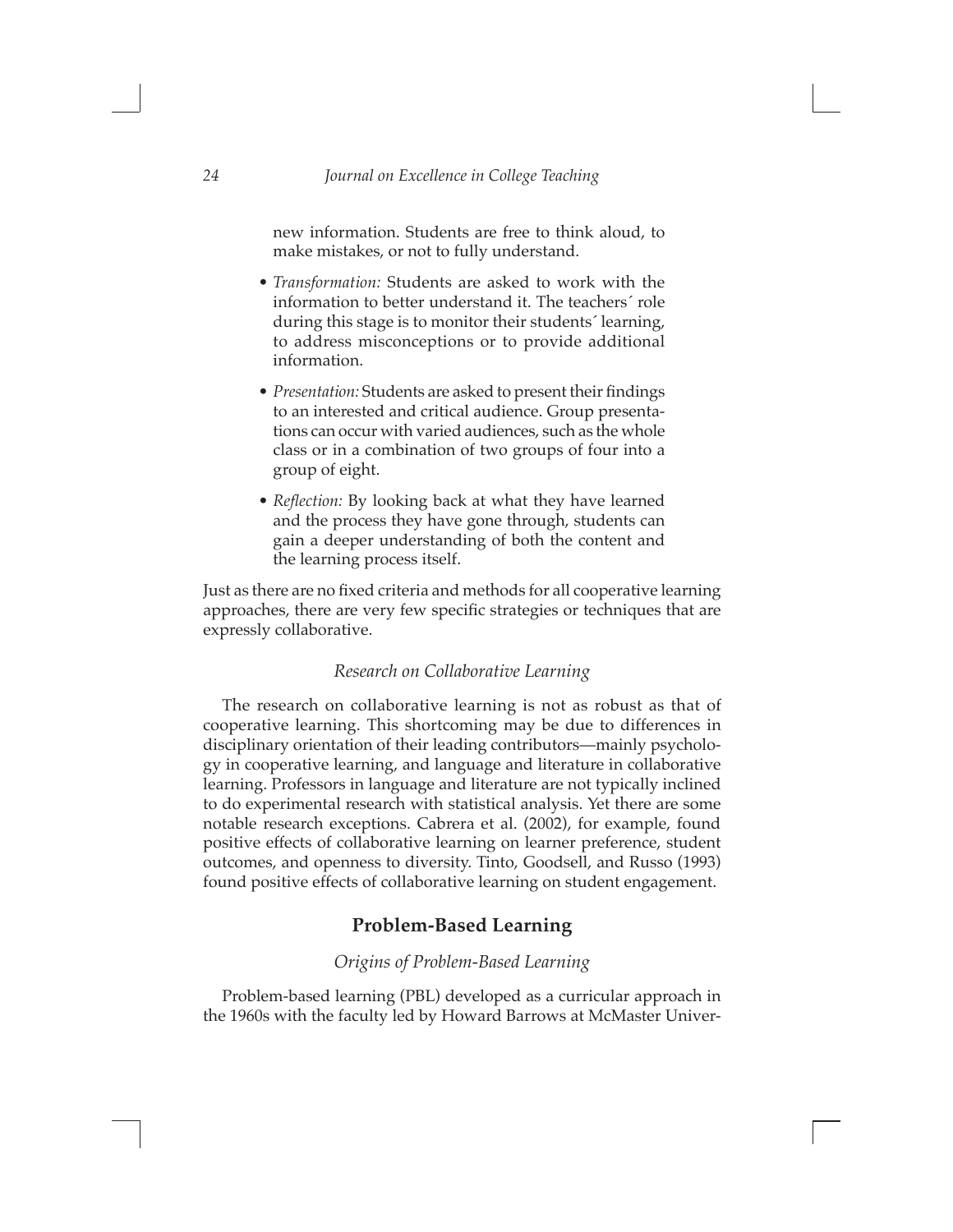new information. Students are free to think aloud, to make mistakes, or not to fully understand.

- *Transformation:* Students are asked to work with the information to better understand it. The teachers´ role during this stage is to monitor their students´ learning, to address misconceptions or to provide additional information.
- *Presentation:* Students are asked to present their findings to an interested and critical audience. Group presentations can occur with varied audiences, such as the whole class or in a combination of two groups of four into a group of eight.
- *Reflection:* By looking back at what they have learned and the process they have gone through, students can gain a deeper understanding of both the content and the learning process itself.

Just as there are no fixed criteria and methods for all cooperative learning approaches, there are very few specific strategies or techniques that are expressly collaborative.

### *Research on Collaborative Learning*

The research on collaborative learning is not as robust as that of cooperative learning. This shortcoming may be due to differences in disciplinary orientation of their leading contributors—mainly psychology in cooperative learning, and language and literature in collaborative learning. Professors in language and literature are not typically inclined to do experimental research with statistical analysis. Yet there are some notable research exceptions. Cabrera et al. (2002), for example, found positive effects of collaborative learning on learner preference, student outcomes, and openness to diversity. Tinto, Goodsell, and Russo (1993) found positive effects of collaborative learning on student engagement.

## Problem-Based Learning

### *Origins of Problem-Based Learning*

Problem-based learning (PBL) developed as a curricular approach in the 1960s with the faculty led by Howard Barrows at McMaster Univer-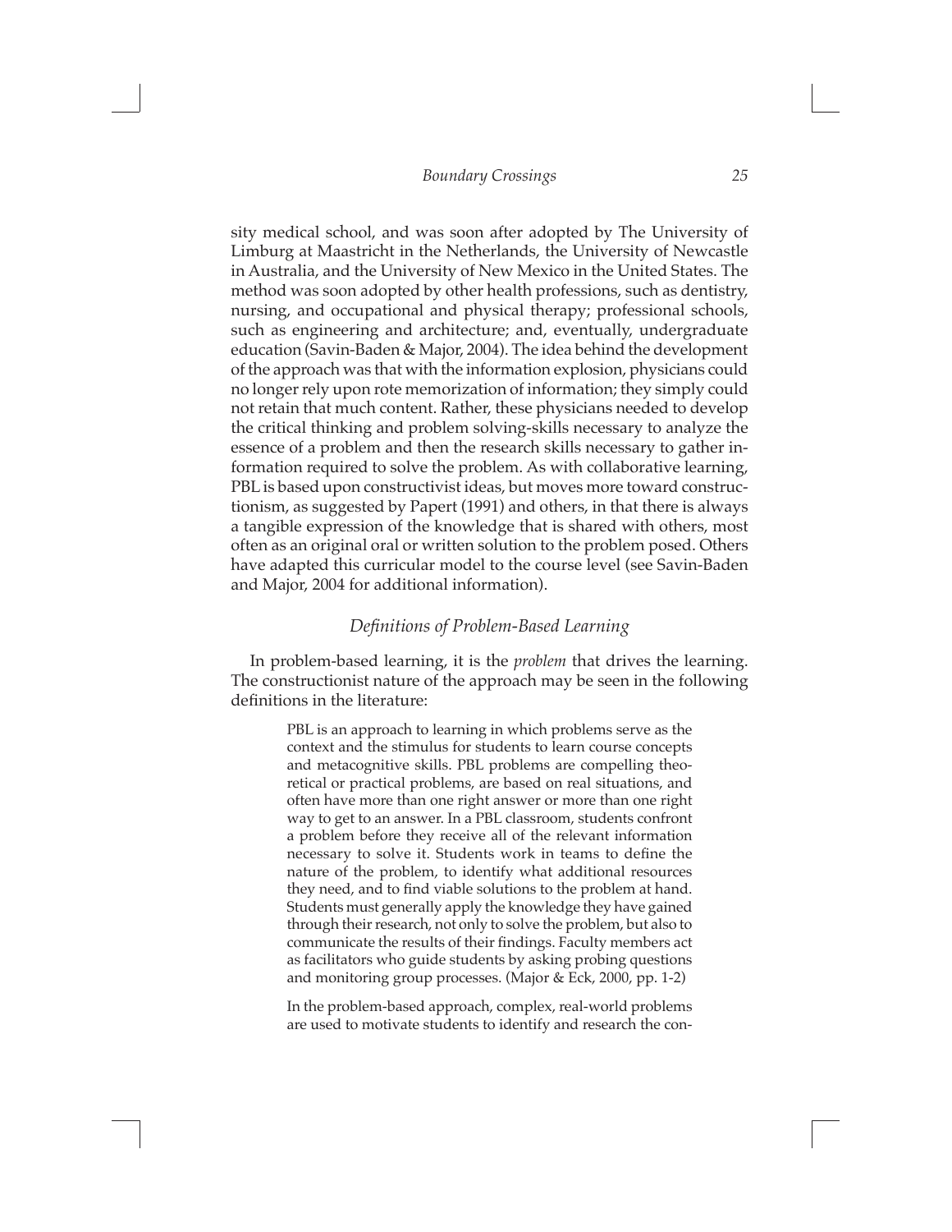sity medical school, and was soon after adopted by The University of Limburg at Maastricht in the Netherlands, the University of Newcastle in Australia, and the University of New Mexico in the United States. The method was soon adopted by other health professions, such as dentistry, nursing, and occupational and physical therapy; professional schools, such as engineering and architecture; and, eventually, undergraduate education (Savin-Baden & Major, 2004). The idea behind the development of the approach was that with the information explosion, physicians could no longer rely upon rote memorization of information; they simply could not retain that much content. Rather, these physicians needed to develop the critical thinking and problem solving-skills necessary to analyze the essence of a problem and then the research skills necessary to gather information required to solve the problem. As with collaborative learning, PBL is based upon constructivist ideas, but moves more toward constructionism, as suggested by Papert (1991) and others, in that there is always a tangible expression of the knowledge that is shared with others, most often as an original oral or written solution to the problem posed. Others have adapted this curricular model to the course level (see Savin-Baden and Major, 2004 for additional information).

### *Definitions of Problem-Based Learning*

In problem-based learning, it is the *problem* that drives the learning. The constructionist nature of the approach may be seen in the following definitions in the literature:

> PBL is an approach to learning in which problems serve as the context and the stimulus for students to learn course concepts and metacognitive skills. PBL problems are compelling theoretical or practical problems, are based on real situations, and often have more than one right answer or more than one right way to get to an answer. In a PBL classroom, students confront a problem before they receive all of the relevant information necessary to solve it. Students work in teams to define the nature of the problem, to identify what additional resources they need, and to find viable solutions to the problem at hand. Students must generally apply the knowledge they have gained through their research, not only to solve the problem, but also to communicate the results of their findings. Faculty members act as facilitators who guide students by asking probing questions and monitoring group processes. (Major & Eck, 2000, pp. 1-2)

> In the problem-based approach, complex, real-world problems are used to motivate students to identify and research the con-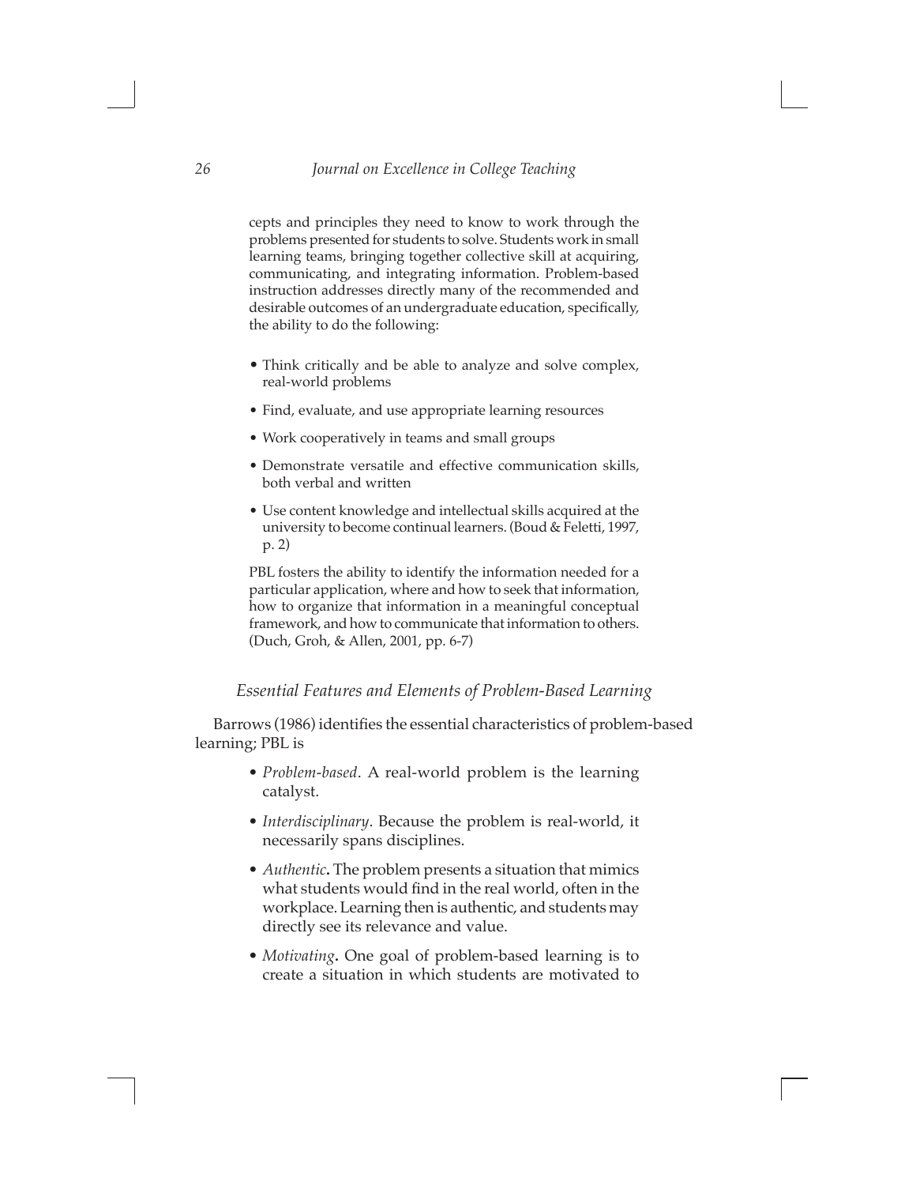cepts and principles they need to know to work through the problems presented for students to solve. Students work in small learning teams, bringing together collective skill at acquiring, communicating, and integrating information. Problem-based instruction addresses directly many of the recommended and desirable outcomes of an undergraduate education, specifically, the ability to do the following:

- Think critically and be able to analyze and solve complex, real-world problems
- Find, evaluate, and use appropriate learning resources
- Work cooperatively in teams and small groups
- Demonstrate versatile and effective communication skills, both verbal and written
- Use content knowledge and intellectual skills acquired at the university to become continual learners. (Boud & Feletti, 1997, p. 2)

PBL fosters the ability to identify the information needed for a particular application, where and how to seek that information, how to organize that information in a meaningful conceptual framework, and how to communicate that information to others. (Duch, Groh, & Allen, 2001, pp. 6-7)

### *Essential Features and Elements of Problem-Based Learning*

Barrows (1986) identifies the essential characteristics of problem-based learning; PBL is

- *Problem-based*. A real-world problem is the learning catalyst.
- *Interdisciplinary*. Because the problem is real-world, it necessarily spans disciplines.
- *Authentic***.** The problem presents a situation that mimics what students would find in the real world, often in the workplace. Learning then is authentic, and students may directly see its relevance and value.
- *Motivating***.** One goal of problem-based learning is to create a situation in which students are motivated to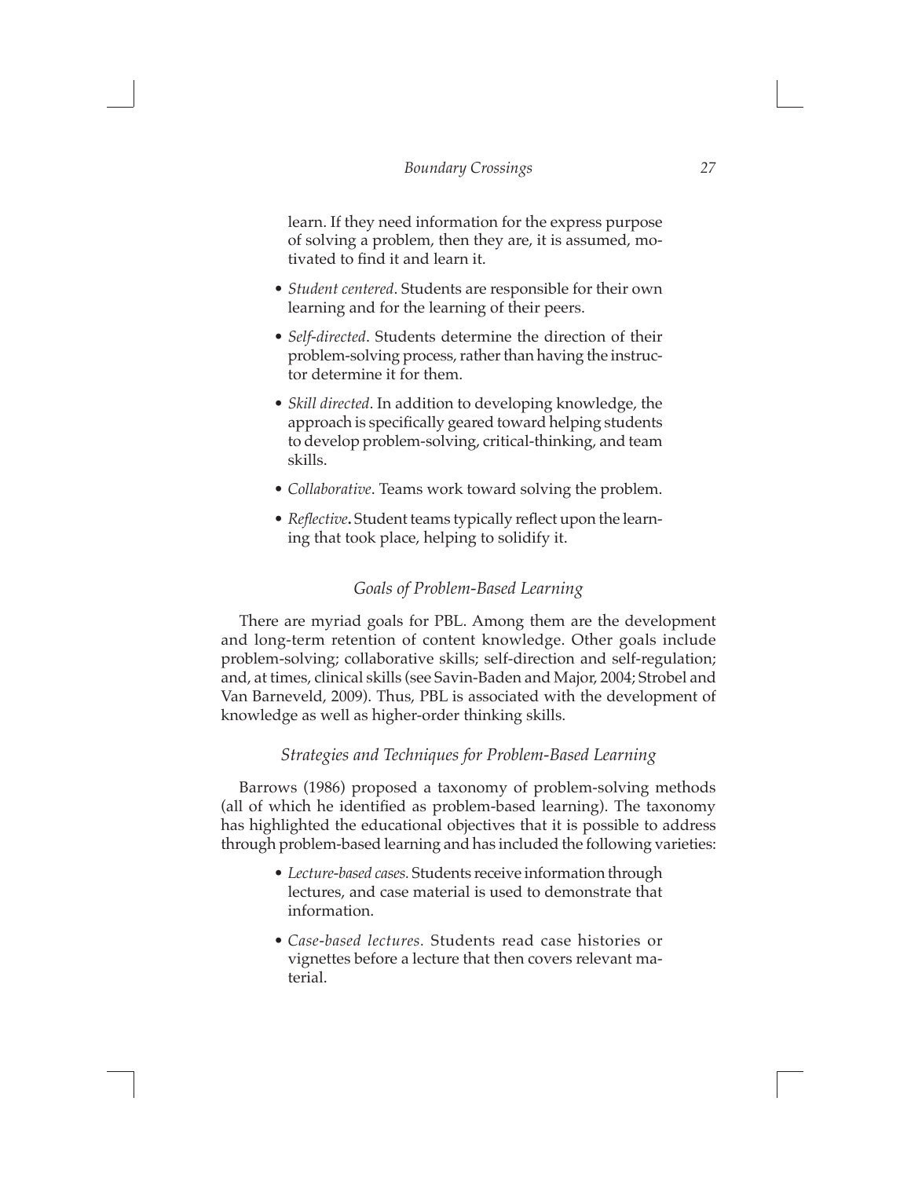learn. If they need information for the express purpose of solving a problem, then they are, it is assumed, motivated to find it and learn it.

- *Student centered*. Students are responsible for their own learning and for the learning of their peers.
- *Self-directed*. Students determine the direction of their problem-solving process, rather than having the instructor determine it for them.
- *Skill directed*. In addition to developing knowledge, the approach is specifically geared toward helping students to develop problem-solving, critical-thinking, and team skills.
- *Collaborative*. Teams work toward solving the problem.
- *Reflective*. Student teams typically reflect upon the learning that took place, helping to solidify it.

### *Goals of Problem-Based Learning*

There are myriad goals for PBL. Among them are the development and long-term retention of content knowledge. Other goals include problem-solving; collaborative skills; self-direction and self-regulation; and, at times, clinical skills (see Savin-Baden and Major, 2004; Strobel and Van Barneveld, 2009). Thus, PBL is associated with the development of knowledge as well as higher-order thinking skills.

### *Strategies and Techniques for Problem-Based Learning*

Barrows (1986) proposed a taxonomy of problem-solving methods (all of which he identified as problem-based learning). The taxonomy has highlighted the educational objectives that it is possible to address through problem-based learning and has included the following varieties:

- *Lecture-based cases.* Students receive information through lectures, and case material is used to demonstrate that information.
- *Case-based lectures.* Students read case histories or vignettes before a lecture that then covers relevant material.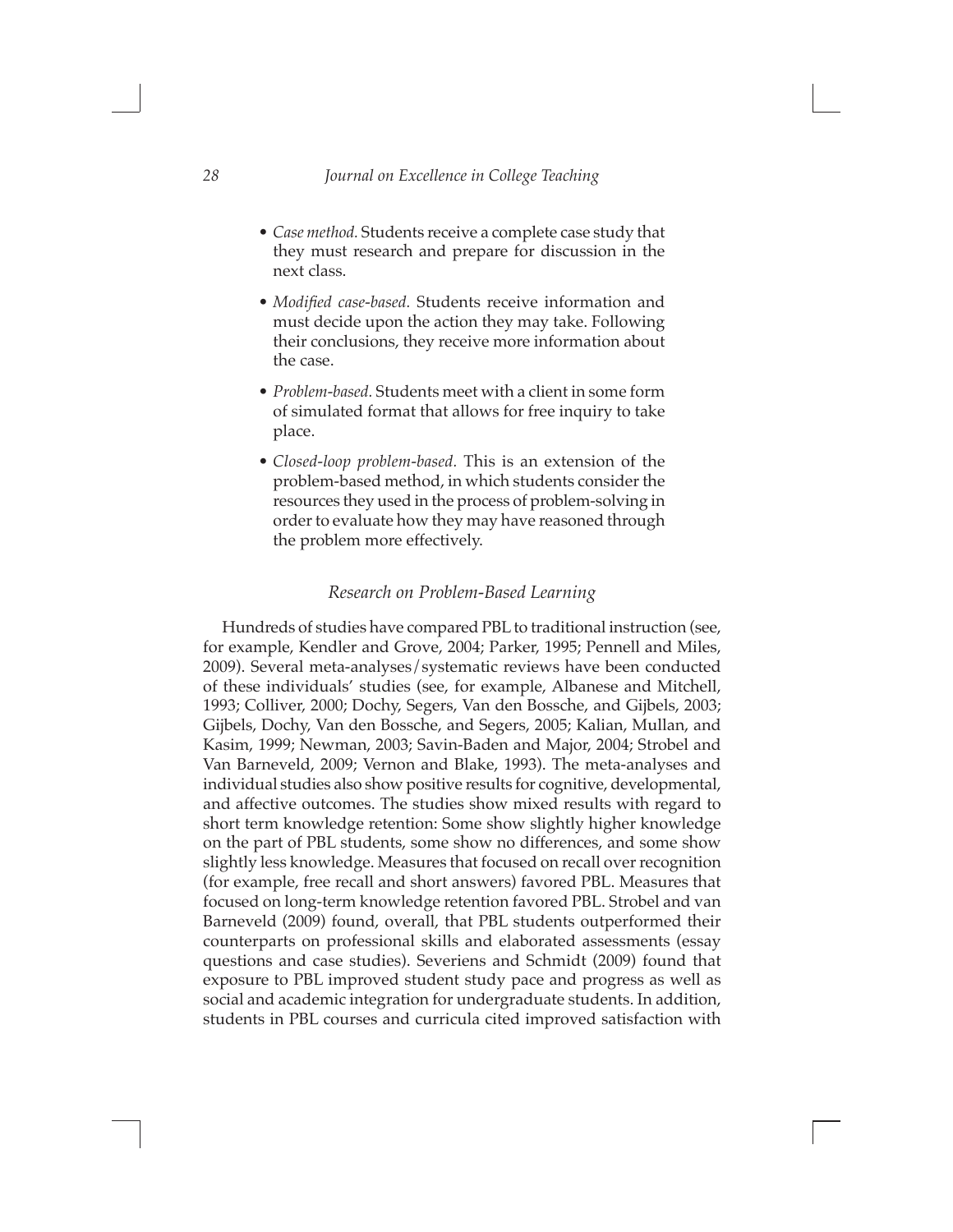- *Case method.* Students receive a complete case study that they must research and prepare for discussion in the next class.

- *Modified case-based.* Students receive information and must decide upon the action they may take. Following their conclusions, they receive more information about the case.

- *Problem-based.* Students meet with a client in some form of simulated format that allows for free inquiry to take place.

- *Closed-loop problem-based.* This is an extension of the problem-based method, in which students consider the resources they used in the process of problem-solving in order to evaluate how they may have reasoned through the problem more effectively.

### *Research on Problem-Based Learning*

Hundreds of studies have compared PBL to traditional instruction (see, for example, Kendler and Grove, 2004; Parker, 1995; Pennell and Miles, 2009). Several meta-analyses/systematic reviews have been conducted of these individuals' studies (see, for example, Albanese and Mitchell, 1993; Colliver, 2000; Dochy, Segers, Van den Bossche, and Gijbels, 2003; Gijbels, Dochy, Van den Bossche, and Segers, 2005; Kalian, Mullan, and Kasim, 1999; Newman, 2003; Savin-Baden and Major, 2004; Strobel and Van Barneveld, 2009; Vernon and Blake, 1993). The meta-analyses and individual studies also show positive results for cognitive, developmental, and affective outcomes. The studies show mixed results with regard to short term knowledge retention: Some show slightly higher knowledge on the part of PBL students, some show no differences, and some show slightly less knowledge. Measures that focused on recall over recognition (for example, free recall and short answers) favored PBL. Measures that focused on long-term knowledge retention favored PBL. Strobel and van Barneveld (2009) found, overall, that PBL students outperformed their counterparts on professional skills and elaborated assessments (essay questions and case studies). Severiens and Schmidt (2009) found that exposure to PBL improved student study pace and progress as well as social and academic integration for undergraduate students. In addition, students in PBL courses and curricula cited improved satisfaction with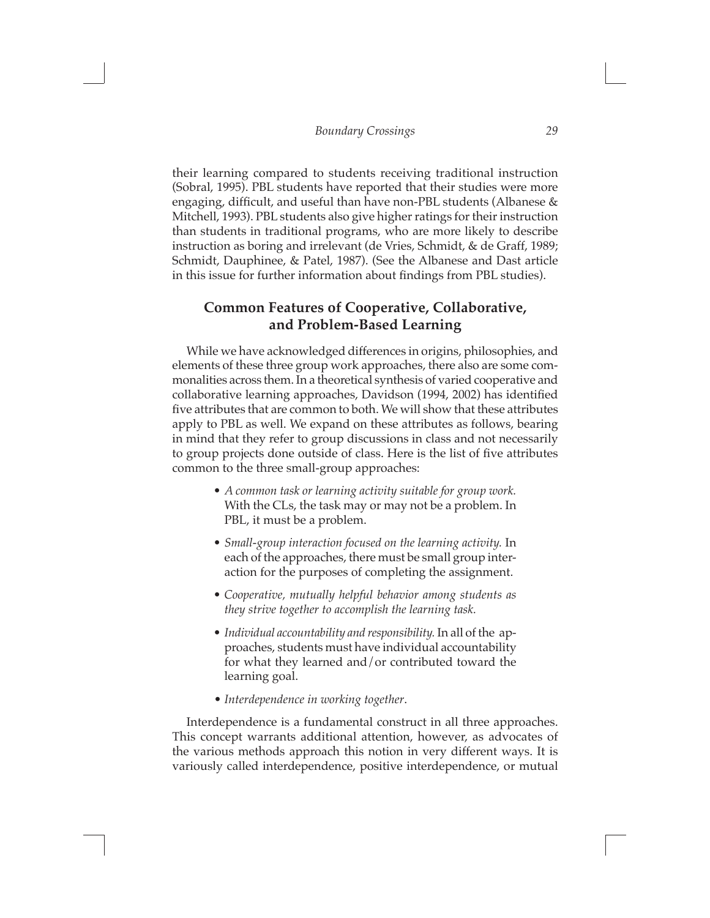their learning compared to students receiving traditional instruction (Sobral, 1995). PBL students have reported that their studies were more engaging, difficult, and useful than have non-PBL students (Albanese & Mitchell, 1993). PBL students also give higher ratings for their instruction than students in traditional programs, who are more likely to describe instruction as boring and irrelevant (de Vries, Schmidt, & de Graff, 1989; Schmidt, Dauphinee, & Patel, 1987). (See the Albanese and Dast article in this issue for further information about findings from PBL studies).

## Common Features of Cooperative, Collaborative, and Problem-Based Learning

While we have acknowledged differences in origins, philosophies, and elements of these three group work approaches, there also are some commonalities across them. In a theoretical synthesis of varied cooperative and collaborative learning approaches, Davidson (1994, 2002) has identified five attributes that are common to both. We will show that these attributes apply to PBL as well. We expand on these attributes as follows, bearing in mind that they refer to group discussions in class and not necessarily to group projects done outside of class. Here is the list of five attributes common to the three small-group approaches:

- *A common task or learning activity suitable for group work.* With the CLs, the task may or may not be a problem. In PBL, it must be a problem.
- *Small-group interaction focused on the learning activity.* In each of the approaches, there must be small group interaction for the purposes of completing the assignment.
- *Cooperative, mutually helpful behavior among students as they strive together to accomplish the learning task.*
- *Individual accountability and responsibility.* In all of the approaches, students must have individual accountability for what they learned and/or contributed toward the learning goal.
- *Interdependence in working together*.

Interdependence is a fundamental construct in all three approaches. This concept warrants additional attention, however, as advocates of the various methods approach this notion in very different ways. It is variously called interdependence, positive interdependence, or mutual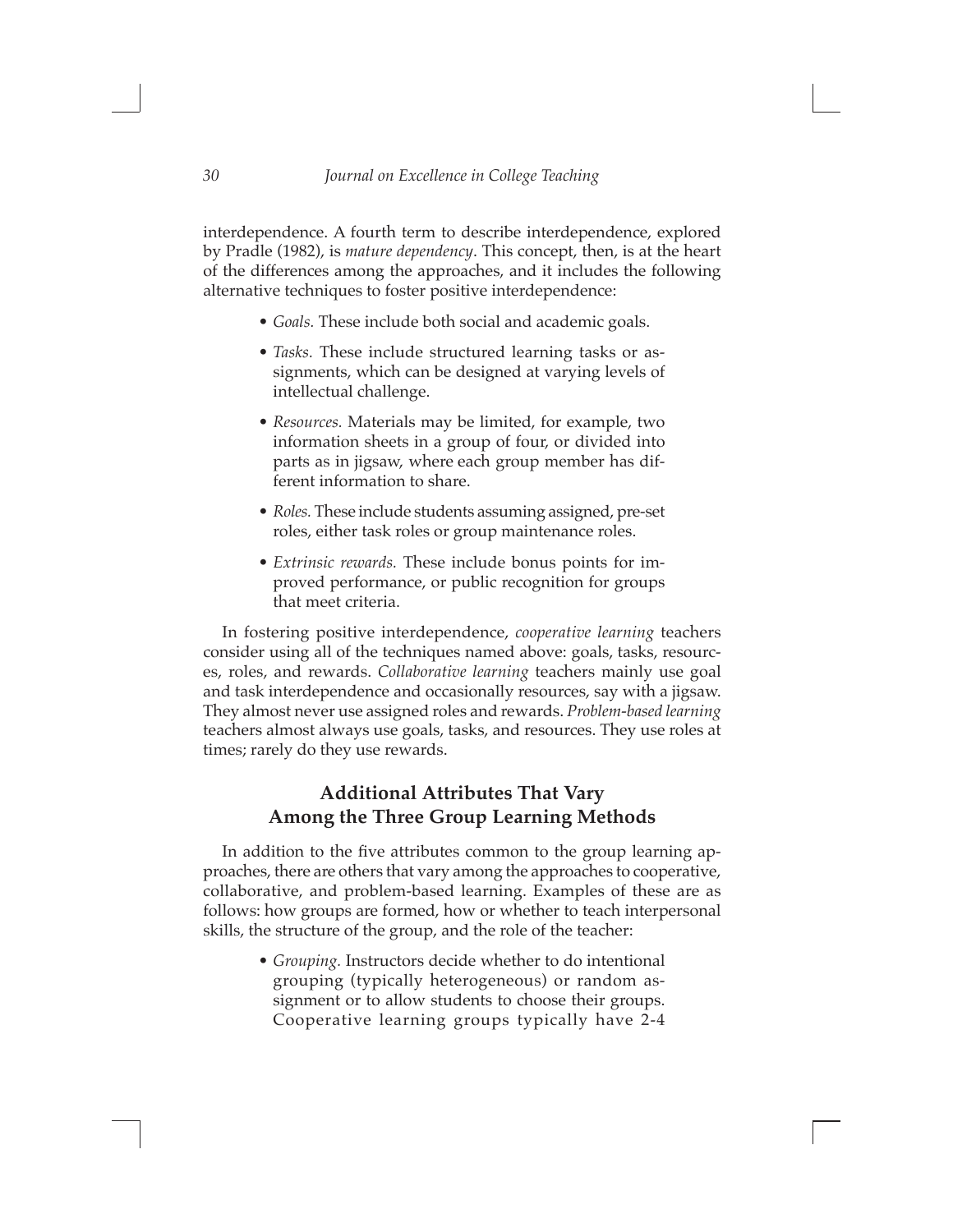interdependence. A fourth term to describe interdependence, explored by Pradle (1982), is *mature dependency*. This concept, then, is at the heart of the differences among the approaches, and it includes the following alternative techniques to foster positive interdependence:

- *Goals.* These include both social and academic goals.
- *Tasks.* These include structured learning tasks or assignments, which can be designed at varying levels of intellectual challenge.
- *Resources.* Materials may be limited, for example, two information sheets in a group of four, or divided into parts as in jigsaw, where each group member has different information to share.
- *Roles.* These include students assuming assigned, pre-set roles, either task roles or group maintenance roles.
- *Extrinsic rewards.* These include bonus points for improved performance, or public recognition for groups that meet criteria.

In fostering positive interdependence, *cooperative learning* teachers consider using all of the techniques named above: goals, tasks, resources, roles, and rewards. *Collaborative learning* teachers mainly use goal and task interdependence and occasionally resources, say with a jigsaw. They almost never use assigned roles and rewards. *Problem-based learning* teachers almost always use goals, tasks, and resources. They use roles at times; rarely do they use rewards.

## Additional Attributes That Vary Among the Three Group Learning Methods

In addition to the five attributes common to the group learning approaches, there are others that vary among the approaches to cooperative, collaborative, and problem-based learning. Examples of these are as follows: how groups are formed, how or whether to teach interpersonal skills, the structure of the group, and the role of the teacher:

- *Grouping.* Instructors decide whether to do intentional grouping (typically heterogeneous) or random assignment or to allow students to choose their groups. Cooperative learning groups typically have 2-4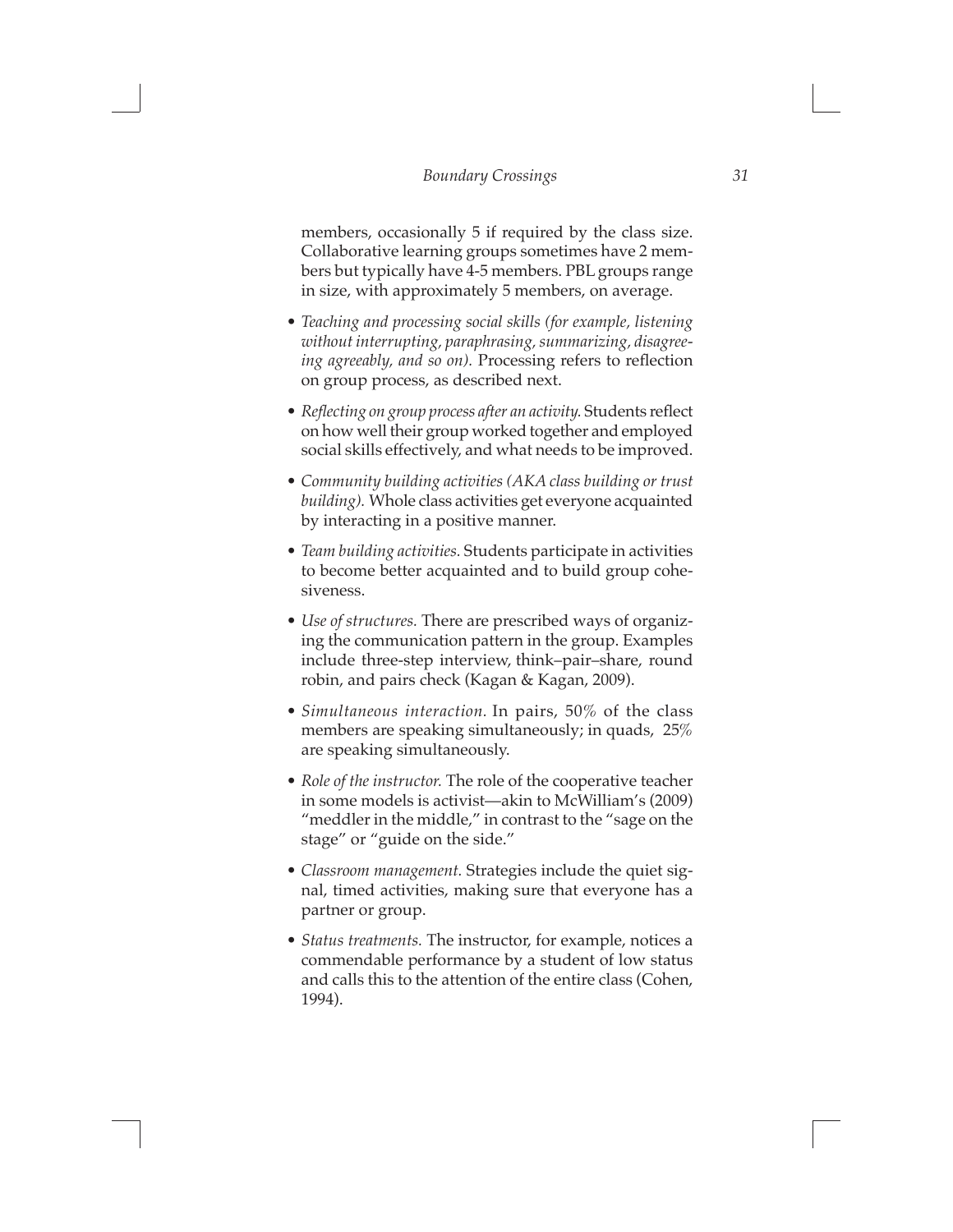members, occasionally 5 if required by the class size. Collaborative learning groups sometimes have 2 members but typically have 4-5 members. PBL groups range in size, with approximately 5 members, on average.

- *Teaching and processing social skills (for example, listening without interrupting, paraphrasing, summarizing, disagreeing agreeably, and so on).* Processing refers to reflection on group process, as described next.
- *Reflecting on group process after an activity.* Students reflect on how well their group worked together and employed social skills effectively, and what needs to be improved.
- *Community building activities (AKA class building or trust building).* Whole class activities get everyone acquainted by interacting in a positive manner.
- *Team building activities.* Students participate in activities to become better acquainted and to build group cohesiveness.
- *Use of structures.* There are prescribed ways of organizing the communication pattern in the group. Examples include three-step interview, think–pair–share, round robin, and pairs check (Kagan & Kagan, 2009).
- *Simultaneous interaction.* In pairs, 50% of the class members are speaking simultaneously; in quads, 25% are speaking simultaneously.
- *Role of the instructor.* The role of the cooperative teacher in some models is activist—akin to McWilliam's (2009) "meddler in the middle," in contrast to the "sage on the stage" or "guide on the side."
- *Classroom management.* Strategies include the quiet signal, timed activities, making sure that everyone has a partner or group.
- *Status treatments.* The instructor, for example, notices a commendable performance by a student of low status and calls this to the attention of the entire class (Cohen, 1994).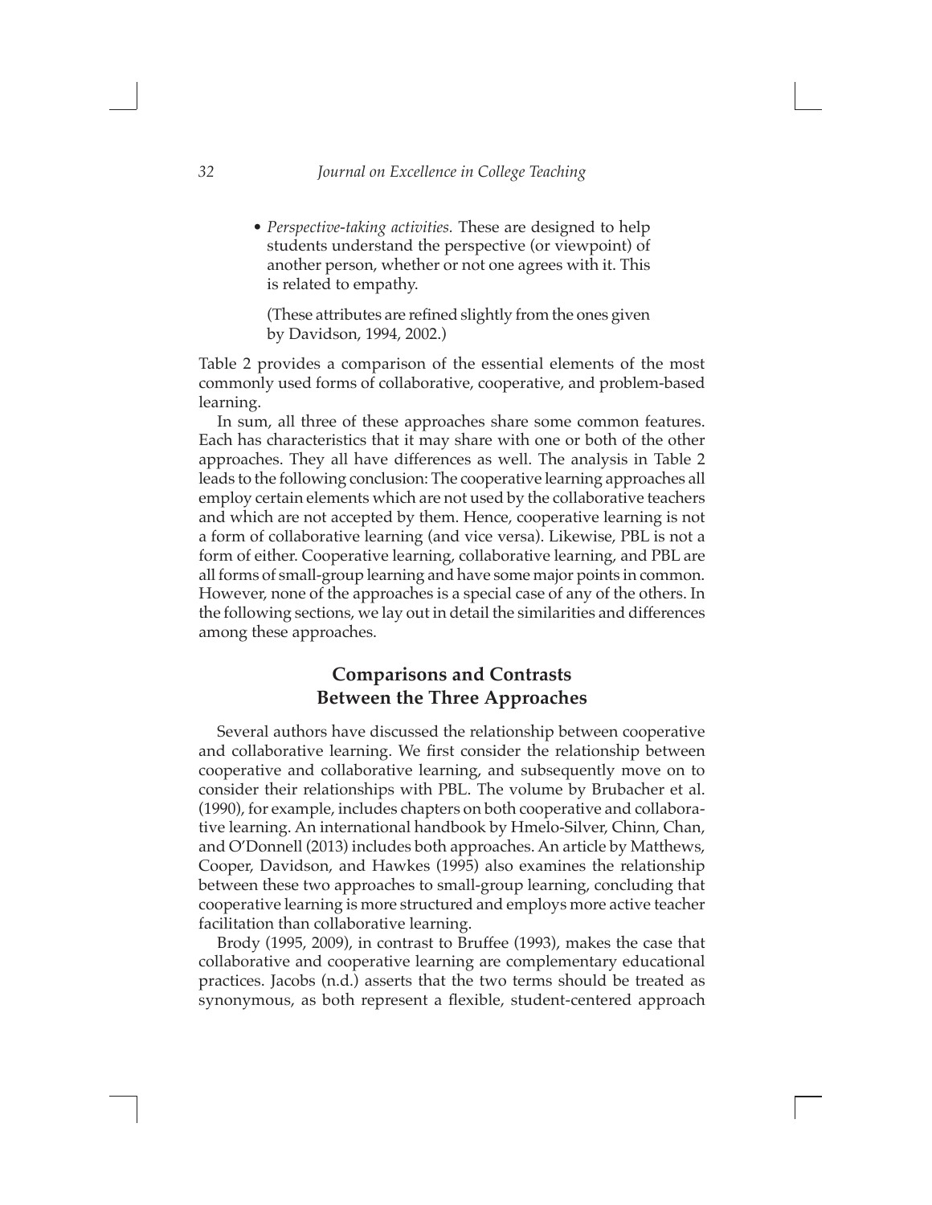- *Perspective-taking activities.* These are designed to help students understand the perspective (or viewpoint) of another person, whether or not one agrees with it. This is related to empathy.

  (These attributes are refined slightly from the ones given by Davidson, 1994, 2002.)

Table 2 provides a comparison of the essential elements of the most commonly used forms of collaborative, cooperative, and problem-based learning.

In sum, all three of these approaches share some common features. Each has characteristics that it may share with one or both of the other approaches. They all have differences as well. The analysis in Table 2 leads to the following conclusion: The cooperative learning approaches all employ certain elements which are not used by the collaborative teachers and which are not accepted by them. Hence, cooperative learning is not a form of collaborative learning (and vice versa). Likewise, PBL is not a form of either. Cooperative learning, collaborative learning, and PBL are all forms of small-group learning and have some major points in common. However, none of the approaches is a special case of any of the others. In the following sections, we lay out in detail the similarities and differences among these approaches.

## Comparisons and Contrasts Between the Three Approaches

Several authors have discussed the relationship between cooperative and collaborative learning. We first consider the relationship between cooperative and collaborative learning, and subsequently move on to consider their relationships with PBL. The volume by Brubacher et al. (1990), for example, includes chapters on both cooperative and collaborative learning. An international handbook by Hmelo-Silver, Chinn, Chan, and O'Donnell (2013) includes both approaches. An article by Matthews, Cooper, Davidson, and Hawkes (1995) also examines the relationship between these two approaches to small-group learning, concluding that cooperative learning is more structured and employs more active teacher facilitation than collaborative learning.

Brody (1995, 2009), in contrast to Bruffee (1993), makes the case that collaborative and cooperative learning are complementary educational practices. Jacobs (n.d.) asserts that the two terms should be treated as synonymous, as both represent a flexible, student-centered approach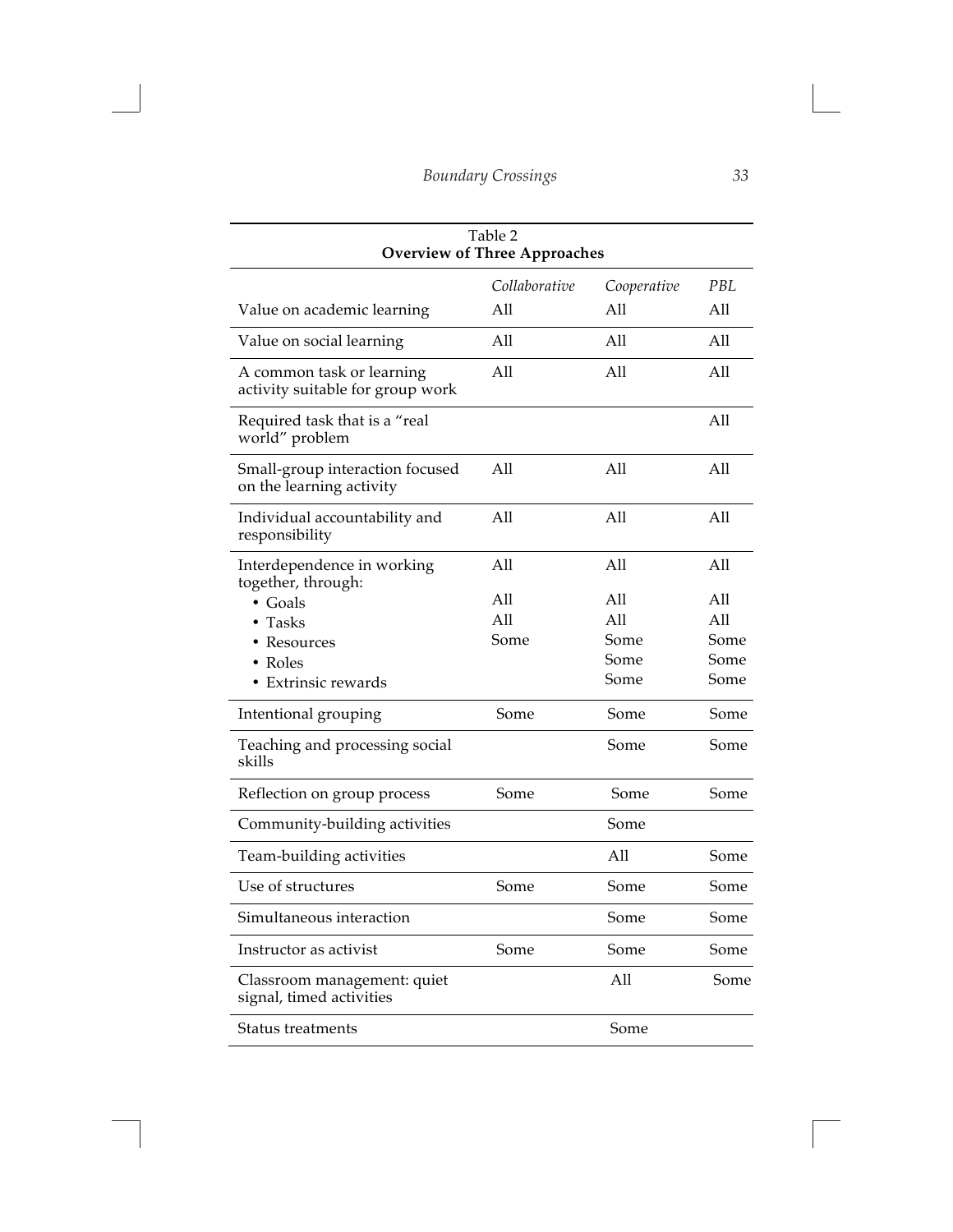Table 2
**Overview of Three Approaches**

| | *Collaborative* | *Cooperative* | *PBL* |
|---|---|---|---|
| Value on academic learning | All | All | All |
| Value on social learning | All | All | All |
| A common task or learning activity suitable for group work | All | All | All |
| Required task that is a "real world" problem | | | All |
| Small-group interaction focused on the learning activity | All | All | All |
| Individual accountability and responsibility | All | All | All |
| Interdependence in working together, through: | All | All | All |
| • Goals | All | All | All |
| • Tasks | All | All | All |
| • Resources | Some | Some | Some |
| • Roles | | Some | Some |
| • Extrinsic rewards | | Some | Some |
| Intentional grouping | Some | Some | Some |
| Teaching and processing social skills | | Some | Some |
| Reflection on group process | Some | Some | Some |
| Community-building activities | | Some | |
| Team-building activities | | All | Some |
| Use of structures | Some | Some | Some |
| Simultaneous interaction | | Some | Some |
| Instructor as activist | Some | Some | Some |
| Classroom management: quiet signal, timed activities | | All | Some |
| Status treatments | | Some | |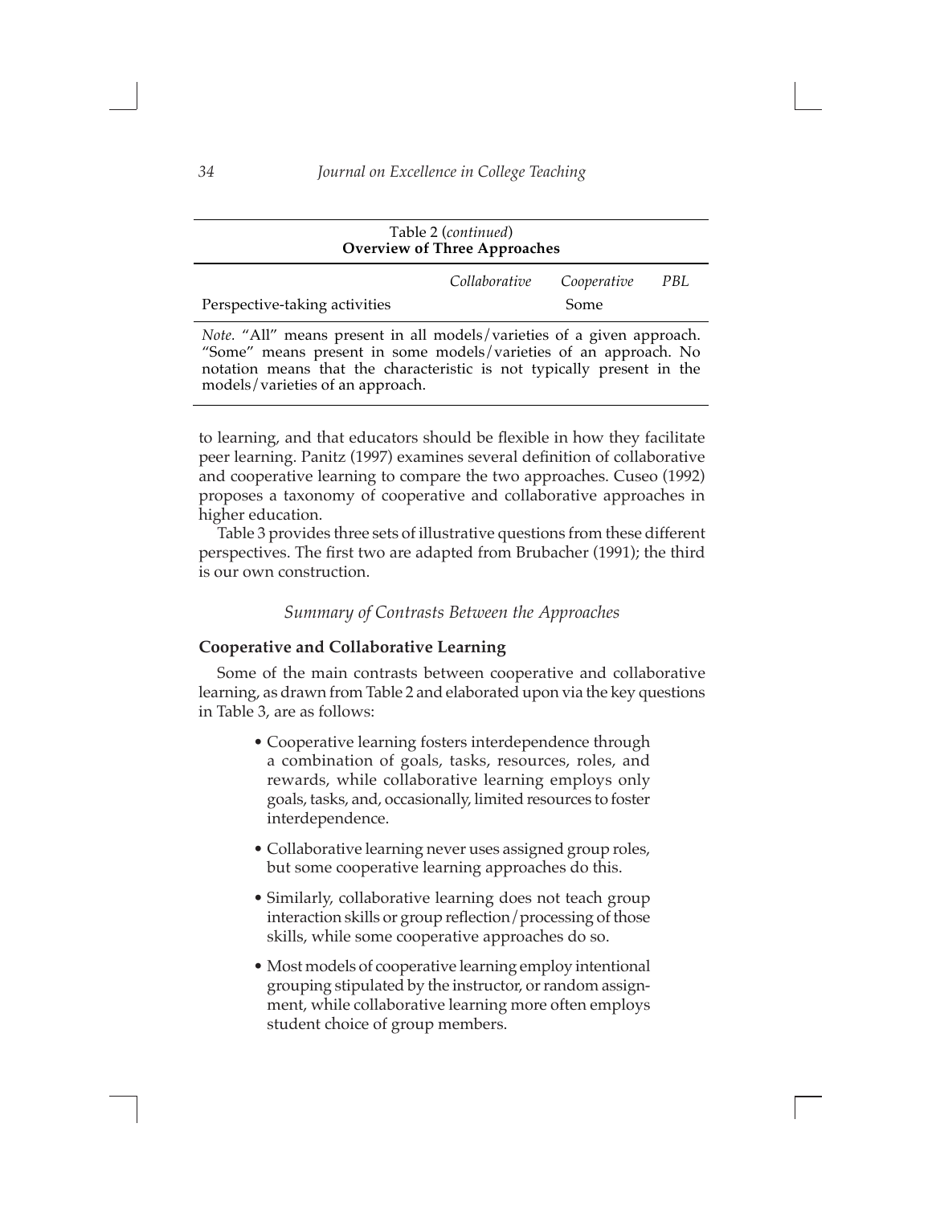Table 2 (*continued*)
**Overview of Three Approaches**

| | *Collaborative* | *Cooperative* | *PBL* |
|---|---|---|---|
| Perspective-taking activities | | Some | |

*Note.* "All" means present in all models/varieties of a given approach. "Some" means present in some models/varieties of an approach. No notation means that the characteristic is not typically present in the models/varieties of an approach.

to learning, and that educators should be flexible in how they facilitate peer learning. Panitz (1997) examines several definition of collaborative and cooperative learning to compare the two approaches. Cuseo (1992) proposes a taxonomy of cooperative and collaborative approaches in higher education.

Table 3 provides three sets of illustrative questions from these different perspectives. The first two are adapted from Brubacher (1991); the third is our own construction.

### *Summary of Contrasts Between the Approaches*

#### **Cooperative and Collaborative Learning**

Some of the main contrasts between cooperative and collaborative learning, as drawn from Table 2 and elaborated upon via the key questions in Table 3, are as follows:

- Cooperative learning fosters interdependence through a combination of goals, tasks, resources, roles, and rewards, while collaborative learning employs only goals, tasks, and, occasionally, limited resources to foster interdependence.
- Collaborative learning never uses assigned group roles, but some cooperative learning approaches do this.
- Similarly, collaborative learning does not teach group interaction skills or group reflection/processing of those skills, while some cooperative approaches do so.
- Most models of cooperative learning employ intentional grouping stipulated by the instructor, or random assignment, while collaborative learning more often employs student choice of group members.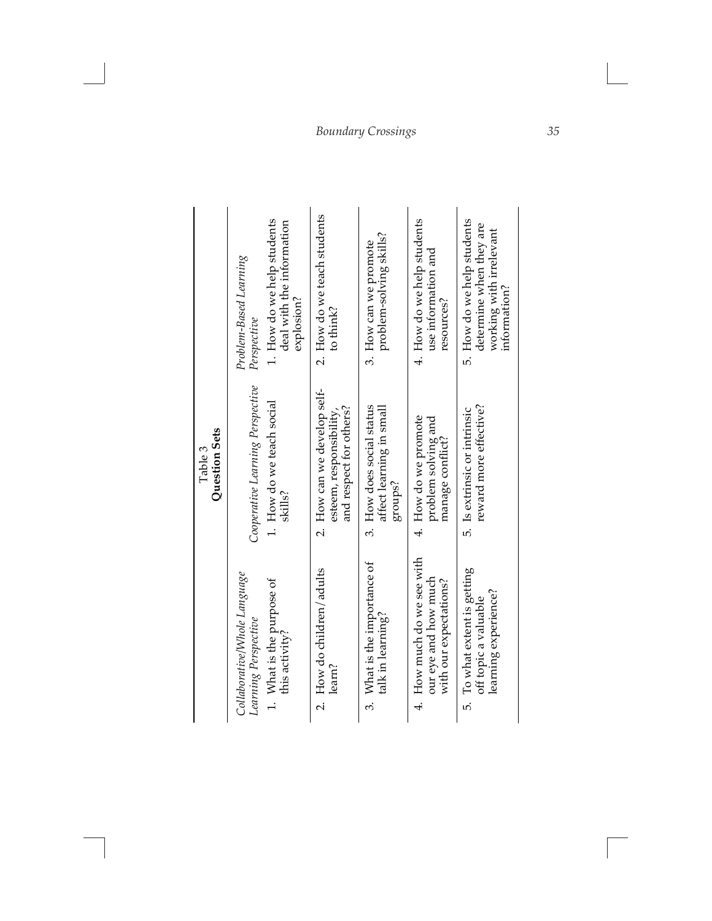Table 3
**Question Sets**

| *Collaborative/Whole Language Learning Perspective* | *Cooperative Learning Perspective* | *Problem-Based Learning Perspective* |
|---|---|---|
| 1. What is the purpose of this activity? | 1. How do we teach social skills? | 1. How do we help students deal with the information explosion? |
| 2. How do children/adults learn? | 2. How can we develop self-esteem, responsibility, and respect for others? | 2. How do we teach students to think? |
| 3. What is the importance of talk in learning? | 3. How does social status affect learning in small groups? | 3. How can we promote problem-solving skills? |
| 4. How much do we see with our eye and how much with our expectations? | 4. How do we promote problem solving and manage conflict? | 4. How do we help students use information and resources? |
| 5. To what extent is getting off topic a valuable learning experience? | 5. Is extrinsic or intrinsic reward more effective? | 5. How do we help students determine when they are working with irrelevant information? |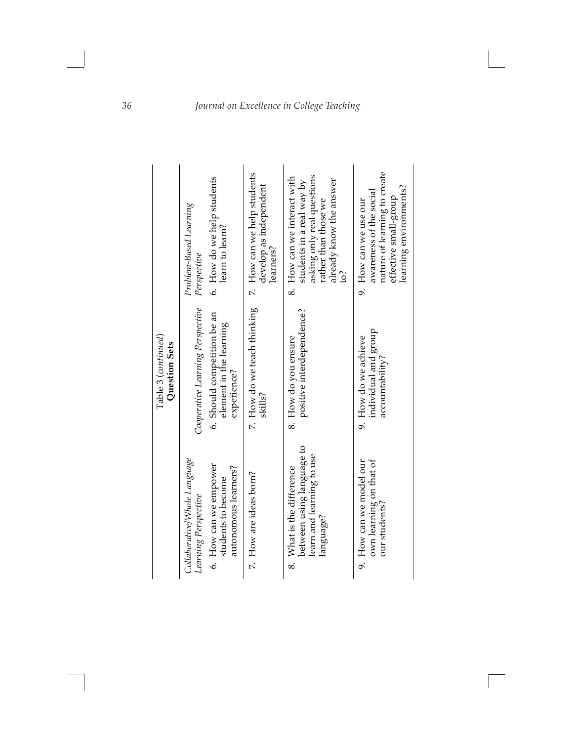Table 3 (*continued*)
**Question Sets**

| *Collaborative/Whole Language Learning Perspective* | *Cooperative Learning Perspective* | *Problem-Based Learning Perspective* |
|---|---|---|
| 6. How can we empower students to become autonomous learners? | 6. Should competition be an element in the learning experience? | 6. How do we help students learn to learn? |
| 7. How are ideas born? | 7. How do we teach thinking skills? | 7. How can we help students develop as independent learners? |
| 8. What is the difference between using language to learn and learning to use language? | 8. How do you ensure positive interdependence? | 8. How can we interact with students in a real way by asking only real questions rather than those we already know the answer to? |
| 9. How can we model our own learning on that of our students? | 9. How do we achieve individual and group accountability? | 9. How can we use our awareness of the social nature of learning to create effective small-group learning environments? |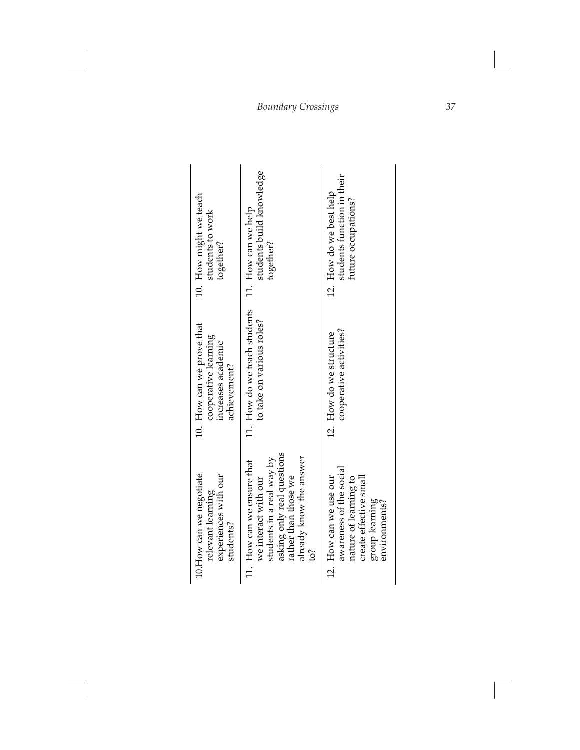| | | |
|---|---|---|
| 10. How can we negotiate relevant learning experiences with our students? | 10. How can we prove that cooperative learning increases academic achievement? | 10. How might we teach students to work together? |
| 11. How can we ensure that we interact with our students in a real way by asking only real questions rather than those we already know the answer to? | 11. How do we teach students to take on various roles? | 11. How can we help students build knowledge together? |
| 12. How can we use our awareness of the social nature of learning to create effective small group learning environments? | 12. How do we structure cooperative activities? | 12. How do we best help students function in their future occupations? |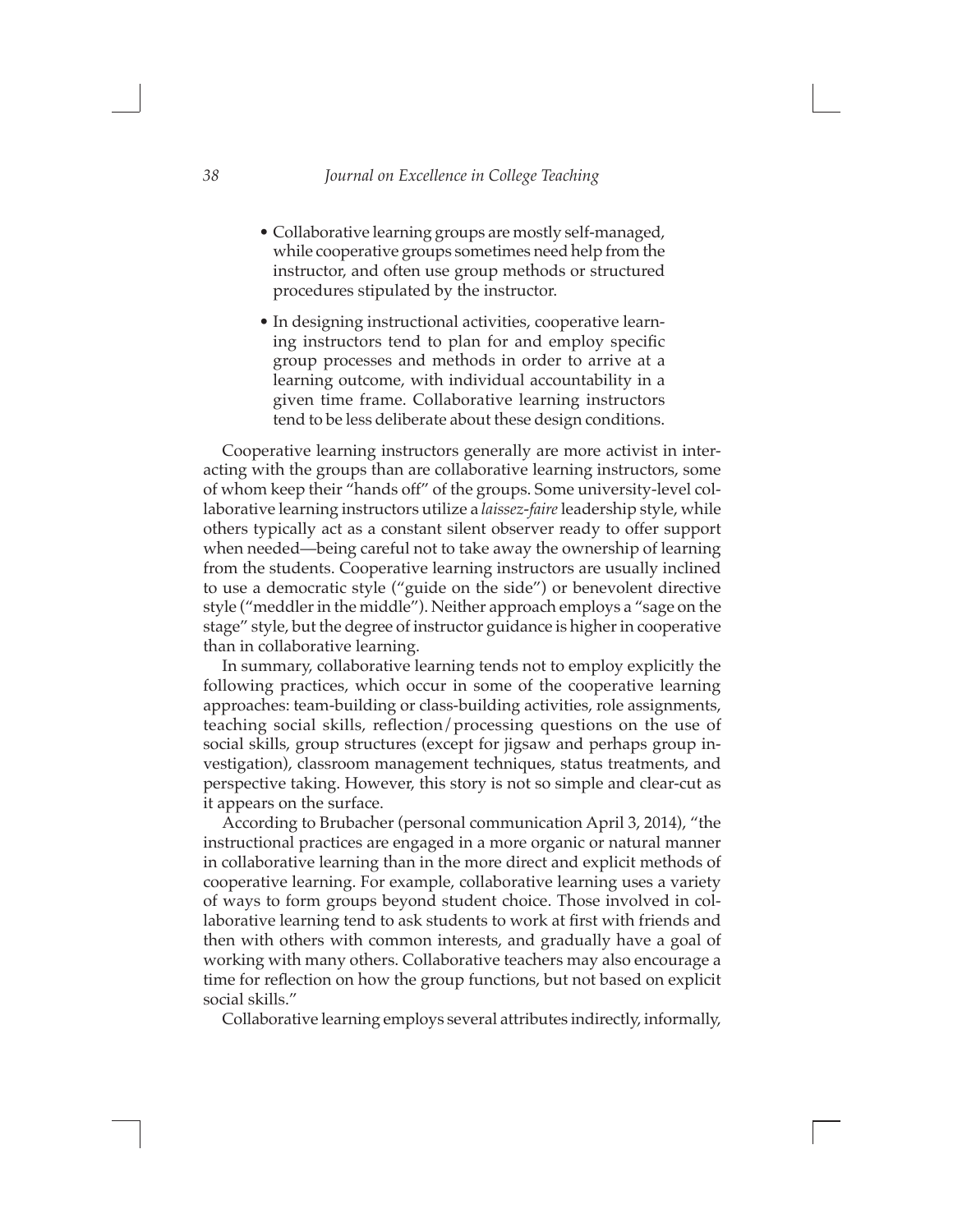- Collaborative learning groups are mostly self-managed, while cooperative groups sometimes need help from the instructor, and often use group methods or structured procedures stipulated by the instructor.
- In designing instructional activities, cooperative learning instructors tend to plan for and employ specific group processes and methods in order to arrive at a learning outcome, with individual accountability in a given time frame. Collaborative learning instructors tend to be less deliberate about these design conditions.

Cooperative learning instructors generally are more activist in interacting with the groups than are collaborative learning instructors, some of whom keep their "hands off" of the groups. Some university-level collaborative learning instructors utilize a *laissez-faire* leadership style, while others typically act as a constant silent observer ready to offer support when needed—being careful not to take away the ownership of learning from the students. Cooperative learning instructors are usually inclined to use a democratic style ("guide on the side") or benevolent directive style ("meddler in the middle"). Neither approach employs a "sage on the stage" style, but the degree of instructor guidance is higher in cooperative than in collaborative learning.

In summary, collaborative learning tends not to employ explicitly the following practices, which occur in some of the cooperative learning approaches: team-building or class-building activities, role assignments, teaching social skills, reflection/processing questions on the use of social skills, group structures (except for jigsaw and perhaps group investigation), classroom management techniques, status treatments, and perspective taking. However, this story is not so simple and clear-cut as it appears on the surface.

According to Brubacher (personal communication April 3, 2014), "the instructional practices are engaged in a more organic or natural manner in collaborative learning than in the more direct and explicit methods of cooperative learning. For example, collaborative learning uses a variety of ways to form groups beyond student choice. Those involved in collaborative learning tend to ask students to work at first with friends and then with others with common interests, and gradually have a goal of working with many others. Collaborative teachers may also encourage a time for reflection on how the group functions, but not based on explicit social skills."

Collaborative learning employs several attributes indirectly, informally,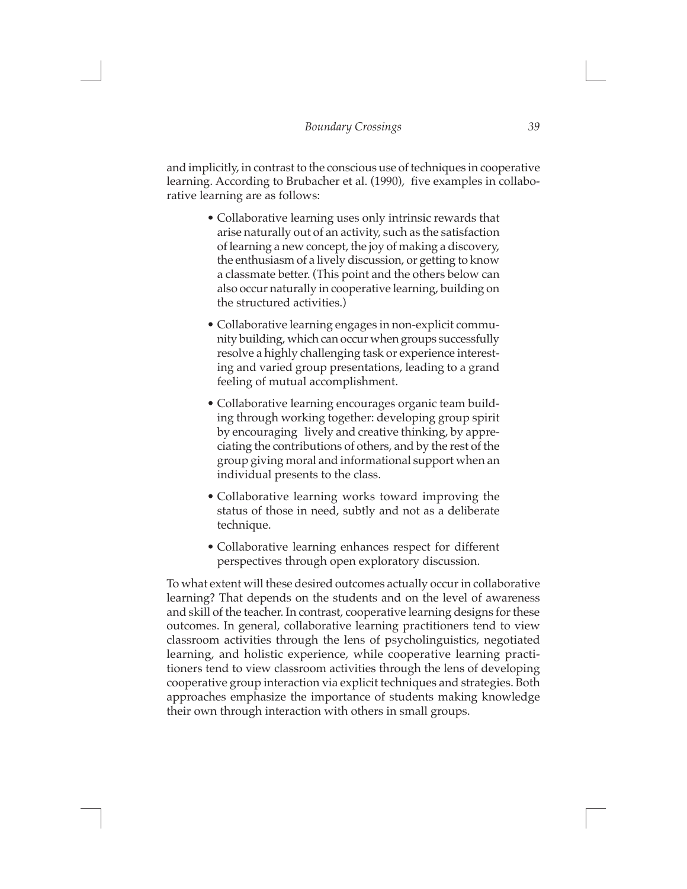and implicitly, in contrast to the conscious use of techniques in cooperative learning. According to Brubacher et al. (1990), five examples in collaborative learning are as follows:

- Collaborative learning uses only intrinsic rewards that arise naturally out of an activity, such as the satisfaction of learning a new concept, the joy of making a discovery, the enthusiasm of a lively discussion, or getting to know a classmate better. (This point and the others below can also occur naturally in cooperative learning, building on the structured activities.)
- Collaborative learning engages in non-explicit community building, which can occur when groups successfully resolve a highly challenging task or experience interesting and varied group presentations, leading to a grand feeling of mutual accomplishment.
- Collaborative learning encourages organic team building through working together: developing group spirit by encouraging lively and creative thinking, by appreciating the contributions of others, and by the rest of the group giving moral and informational support when an individual presents to the class.
- Collaborative learning works toward improving the status of those in need, subtly and not as a deliberate technique.
- Collaborative learning enhances respect for different perspectives through open exploratory discussion.

To what extent will these desired outcomes actually occur in collaborative learning? That depends on the students and on the level of awareness and skill of the teacher. In contrast, cooperative learning designs for these outcomes. In general, collaborative learning practitioners tend to view classroom activities through the lens of psycholinguistics, negotiated learning, and holistic experience, while cooperative learning practitioners tend to view classroom activities through the lens of developing cooperative group interaction via explicit techniques and strategies. Both approaches emphasize the importance of students making knowledge their own through interaction with others in small groups.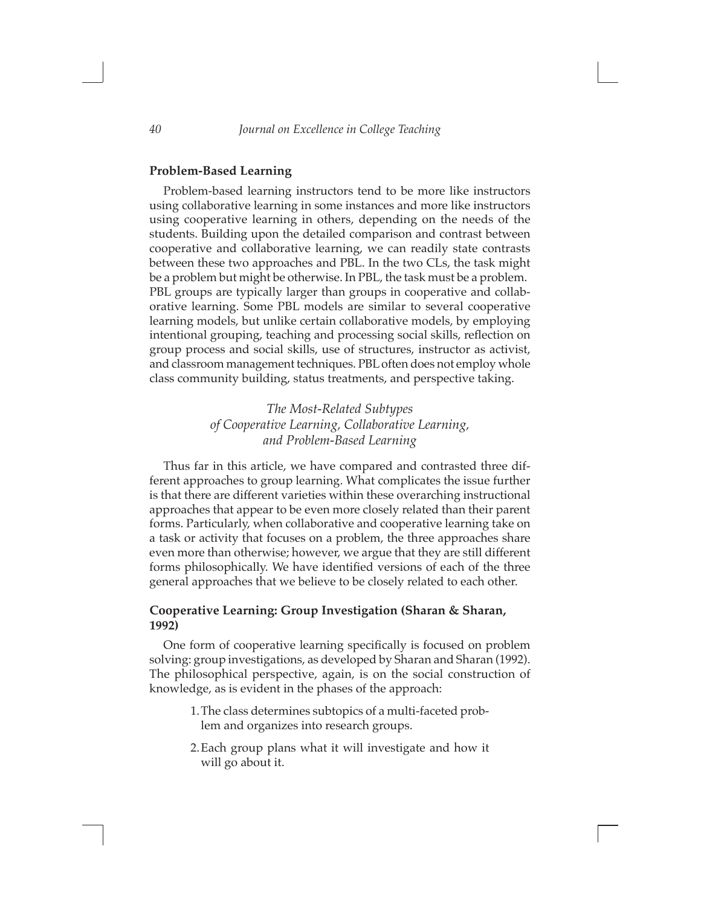## Problem-Based Learning

Problem-based learning instructors tend to be more like instructors using collaborative learning in some instances and more like instructors using cooperative learning in others, depending on the needs of the students. Building upon the detailed comparison and contrast between cooperative and collaborative learning, we can readily state contrasts between these two approaches and PBL. In the two CLs, the task might be a problem but might be otherwise. In PBL, the task must be a problem. PBL groups are typically larger than groups in cooperative and collaborative learning. Some PBL models are similar to several cooperative learning models, but unlike certain collaborative models, by employing intentional grouping, teaching and processing social skills, reflection on group process and social skills, use of structures, instructor as activist, and classroom management techniques. PBL often does not employ whole class community building, status treatments, and perspective taking.

## *The Most-Related Subtypes of Cooperative Learning, Collaborative Learning, and Problem-Based Learning*

Thus far in this article, we have compared and contrasted three different approaches to group learning. What complicates the issue further is that there are different varieties within these overarching instructional approaches that appear to be even more closely related than their parent forms. Particularly, when collaborative and cooperative learning take on a task or activity that focuses on a problem, the three approaches share even more than otherwise; however, we argue that they are still different forms philosophically. We have identified versions of each of the three general approaches that we believe to be closely related to each other.

### Cooperative Learning: Group Investigation (Sharan & Sharan, 1992)

One form of cooperative learning specifically is focused on problem solving: group investigations, as developed by Sharan and Sharan (1992). The philosophical perspective, again, is on the social construction of knowledge, as is evident in the phases of the approach:

1. The class determines subtopics of a multi-faceted problem and organizes into research groups.
2. Each group plans what it will investigate and how it will go about it.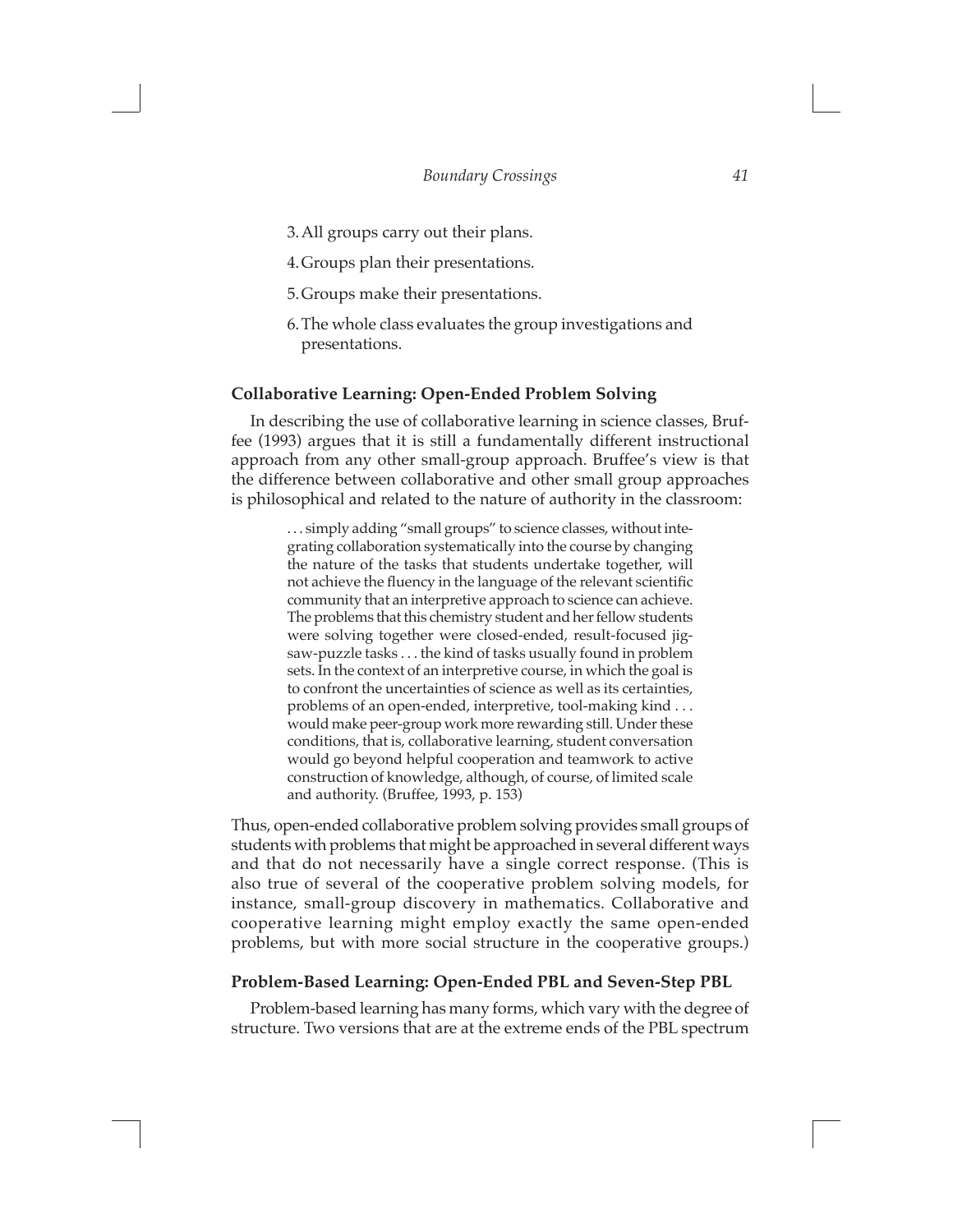3. All groups carry out their plans.
4. Groups plan their presentations.
5. Groups make their presentations.
6. The whole class evaluates the group investigations and presentations.

### Collaborative Learning: Open-Ended Problem Solving

In describing the use of collaborative learning in science classes, Bruffee (1993) argues that it is still a fundamentally different instructional approach from any other small-group approach. Bruffee's view is that the difference between collaborative and other small group approaches is philosophical and related to the nature of authority in the classroom:

> . . . simply adding "small groups" to science classes, without integrating collaboration systematically into the course by changing the nature of the tasks that students undertake together, will not achieve the fluency in the language of the relevant scientific community that an interpretive approach to science can achieve. The problems that this chemistry student and her fellow students were solving together were closed-ended, result-focused jigsaw-puzzle tasks . . . the kind of tasks usually found in problem sets. In the context of an interpretive course, in which the goal is to confront the uncertainties of science as well as its certainties, problems of an open-ended, interpretive, tool-making kind . . . would make peer-group work more rewarding still. Under these conditions, that is, collaborative learning, student conversation would go beyond helpful cooperation and teamwork to active construction of knowledge, although, of course, of limited scale and authority. (Bruffee, 1993, p. 153)

Thus, open-ended collaborative problem solving provides small groups of students with problems that might be approached in several different ways and that do not necessarily have a single correct response. (This is also true of several of the cooperative problem solving models, for instance, small-group discovery in mathematics. Collaborative and cooperative learning might employ exactly the same open-ended problems, but with more social structure in the cooperative groups.)

### Problem-Based Learning: Open-Ended PBL and Seven-Step PBL

Problem-based learning has many forms, which vary with the degree of structure. Two versions that are at the extreme ends of the PBL spectrum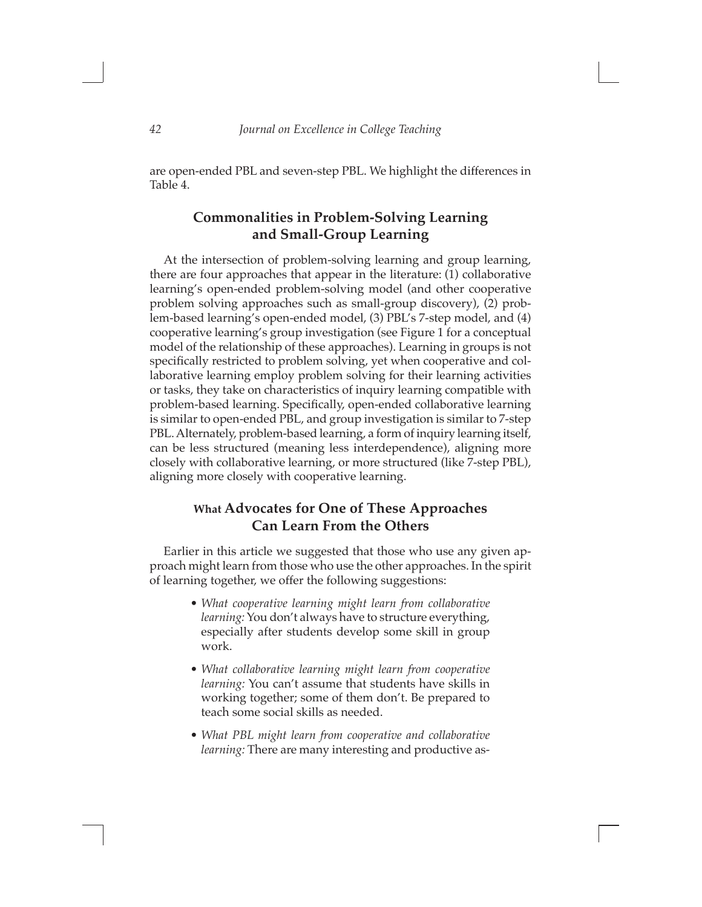are open-ended PBL and seven-step PBL. We highlight the differences in Table 4.

## Commonalities in Problem-Solving Learning and Small-Group Learning

At the intersection of problem-solving learning and group learning, there are four approaches that appear in the literature: (1) collaborative learning's open-ended problem-solving model (and other cooperative problem solving approaches such as small-group discovery), (2) problem-based learning's open-ended model, (3) PBL's 7-step model, and (4) cooperative learning's group investigation (see Figure 1 for a conceptual model of the relationship of these approaches). Learning in groups is not specifically restricted to problem solving, yet when cooperative and collaborative learning employ problem solving for their learning activities or tasks, they take on characteristics of inquiry learning compatible with problem-based learning. Specifically, open-ended collaborative learning is similar to open-ended PBL, and group investigation is similar to 7-step PBL. Alternately, problem-based learning, a form of inquiry learning itself, can be less structured (meaning less interdependence), aligning more closely with collaborative learning, or more structured (like 7-step PBL), aligning more closely with cooperative learning.

## What Advocates for One of These Approaches Can Learn From the Others

Earlier in this article we suggested that those who use any given approach might learn from those who use the other approaches. In the spirit of learning together, we offer the following suggestions:

- *What cooperative learning might learn from collaborative learning:* You don't always have to structure everything, especially after students develop some skill in group work.
- *What collaborative learning might learn from cooperative learning:* You can't assume that students have skills in working together; some of them don't. Be prepared to teach some social skills as needed.
- *What PBL might learn from cooperative and collaborative learning:* There are many interesting and productive as-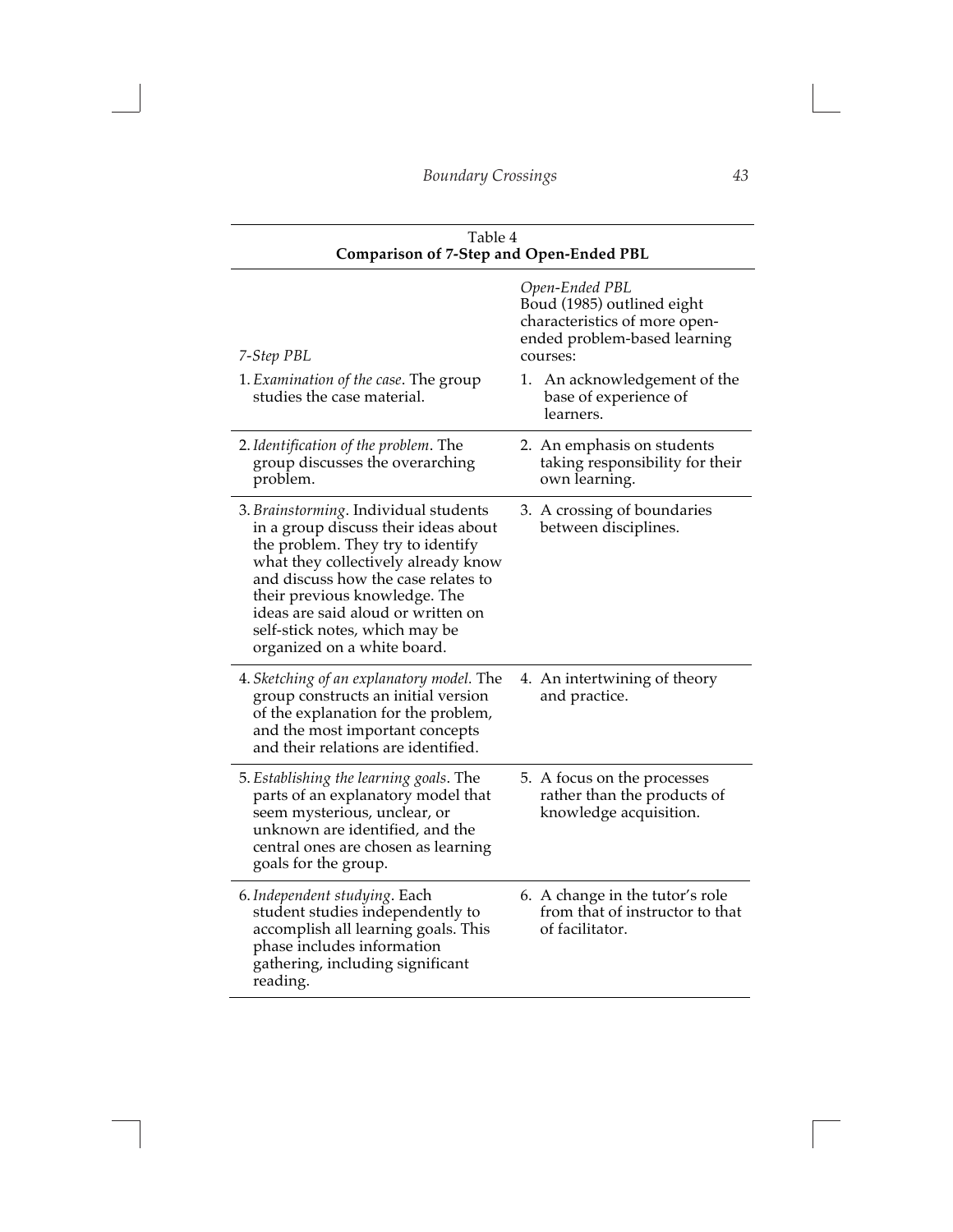Table 4
**Comparison of 7-Step and Open-Ended PBL**

| *7-Step PBL* | *Open-Ended PBL* Boud (1985) outlined eight characteristics of more open-ended problem-based learning courses: |
|---|---|
| 1. *Examination of the case*. The group studies the case material. | 1. An acknowledgement of the base of experience of learners. |
| 2. *Identification of the problem*. The group discusses the overarching problem. | 2. An emphasis on students taking responsibility for their own learning. |
| 3. *Brainstorming*. Individual students in a group discuss their ideas about the problem. They try to identify what they collectively already know and discuss how the case relates to their previous knowledge. The ideas are said aloud or written on self-stick notes, which may be organized on a white board. | 3. A crossing of boundaries between disciplines. |
| 4. *Sketching of an explanatory model*. The group constructs an initial version of the explanation for the problem, and the most important concepts and their relations are identified. | 4. An intertwining of theory and practice. |
| 5. *Establishing the learning goals*. The parts of an explanatory model that seem mysterious, unclear, or unknown are identified, and the central ones are chosen as learning goals for the group. | 5. A focus on the processes rather than the products of knowledge acquisition. |
| 6. *Independent studying*. Each student studies independently to accomplish all learning goals. This phase includes information gathering, including significant reading. | 6. A change in the tutor's role from that of instructor to that of facilitator. |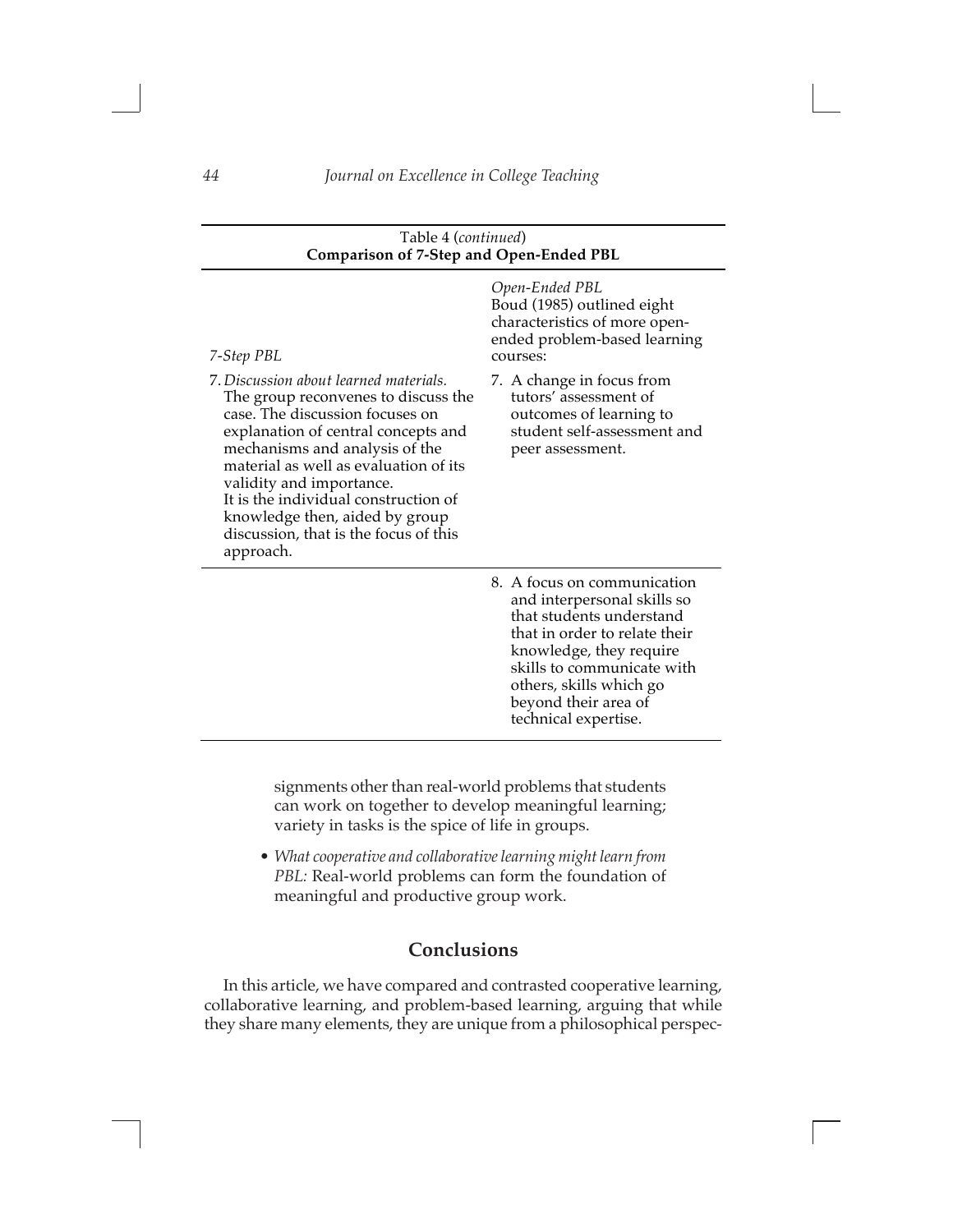Table 4 (*continued*)
**Comparison of 7-Step and Open-Ended PBL**

| *7-Step PBL* | *Open-Ended PBL* Boud (1985) outlined eight characteristics of more open-ended problem-based learning courses: |
| --- | --- |
| 7. *Discussion about learned materials.* The group reconvenes to discuss the case. The discussion focuses on explanation of central concepts and mechanisms and analysis of the material as well as evaluation of its validity and importance. It is the individual construction of knowledge then, aided by group discussion, that is the focus of this approach. | 7. A change in focus from tutors' assessment of outcomes of learning to student self-assessment and peer assessment. |
| | 8. A focus on communication and interpersonal skills so that students understand that in order to relate their knowledge, they require skills to communicate with others, skills which go beyond their area of technical expertise. |

signments other than real-world problems that students can work on together to develop meaningful learning; variety in tasks is the spice of life in groups.

- *What cooperative and collaborative learning might learn from PBL:* Real-world problems can form the foundation of meaningful and productive group work.

## Conclusions

In this article, we have compared and contrasted cooperative learning, collaborative learning, and problem-based learning, arguing that while they share many elements, they are unique from a philosophical perspec-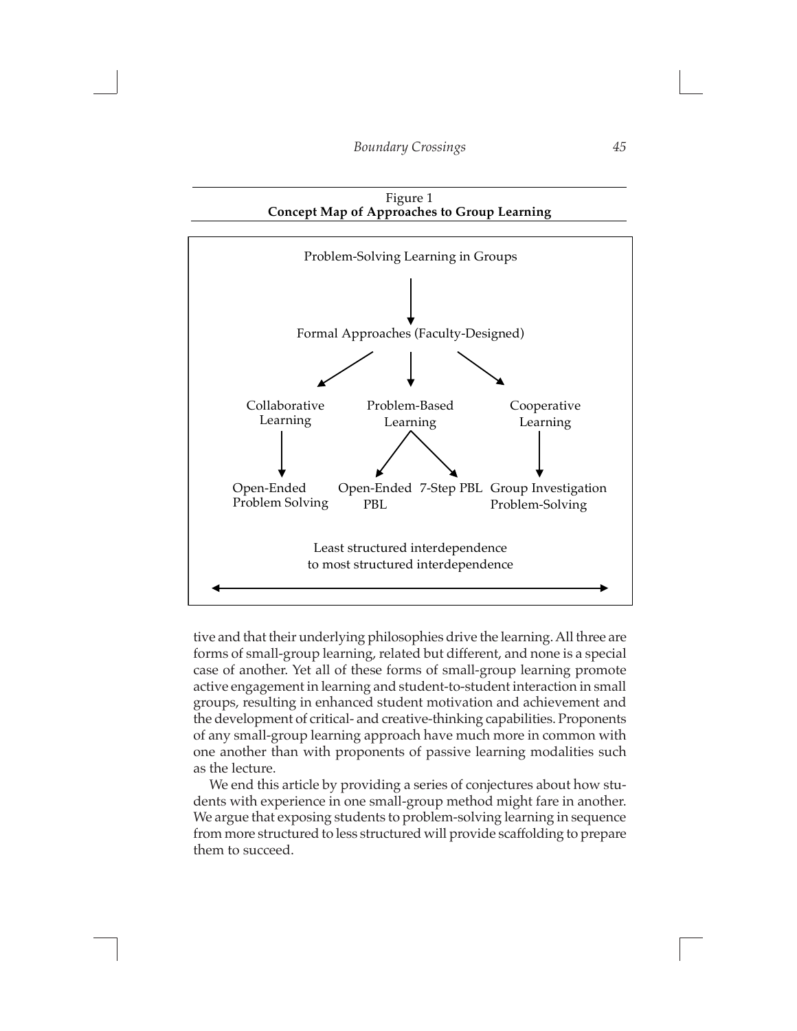Figure 1
**Concept Map of Approaches to Group Learning**

Problem-Solving Learning in Groups

↓

Formal Approaches (Faculty-Designed)

- Collaborative Learning
  - Open-Ended Problem Solving
- Problem-Based Learning
  - Open-Ended PBL
  - 7-Step PBL
- Cooperative Learning
  - Group Investigation Problem-Solving

Least structured interdependence to most structured interdependence

←→

tive and that their underlying philosophies drive the learning. All three are forms of small-group learning, related but different, and none is a special case of another. Yet all of these forms of small-group learning promote active engagement in learning and student-to-student interaction in small groups, resulting in enhanced student motivation and achievement and the development of critical- and creative-thinking capabilities. Proponents of any small-group learning approach have much more in common with one another than with proponents of passive learning modalities such as the lecture.

We end this article by providing a series of conjectures about how students with experience in one small-group method might fare in another. We argue that exposing students to problem-solving learning in sequence from more structured to less structured will provide scaffolding to prepare them to succeed.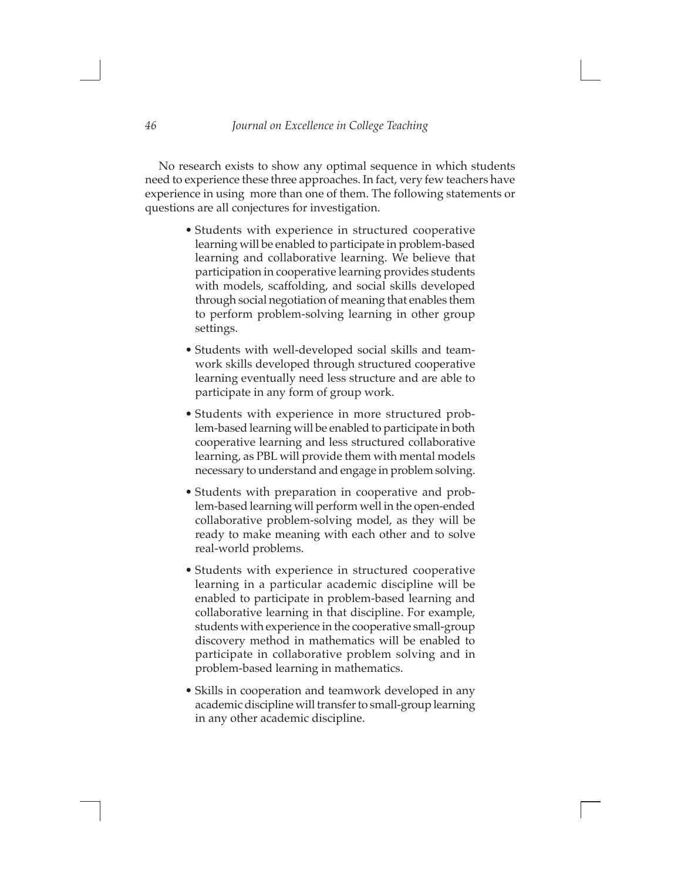No research exists to show any optimal sequence in which students need to experience these three approaches. In fact, very few teachers have experience in using more than one of them. The following statements or questions are all conjectures for investigation.

- Students with experience in structured cooperative learning will be enabled to participate in problem-based learning and collaborative learning. We believe that participation in cooperative learning provides students with models, scaffolding, and social skills developed through social negotiation of meaning that enables them to perform problem-solving learning in other group settings.
- Students with well-developed social skills and teamwork skills developed through structured cooperative learning eventually need less structure and are able to participate in any form of group work.
- Students with experience in more structured problem-based learning will be enabled to participate in both cooperative learning and less structured collaborative learning, as PBL will provide them with mental models necessary to understand and engage in problem solving.
- Students with preparation in cooperative and problem-based learning will perform well in the open-ended collaborative problem-solving model, as they will be ready to make meaning with each other and to solve real-world problems.
- Students with experience in structured cooperative learning in a particular academic discipline will be enabled to participate in problem-based learning and collaborative learning in that discipline. For example, students with experience in the cooperative small-group discovery method in mathematics will be enabled to participate in collaborative problem solving and in problem-based learning in mathematics.
- Skills in cooperation and teamwork developed in any academic discipline will transfer to small-group learning in any other academic discipline.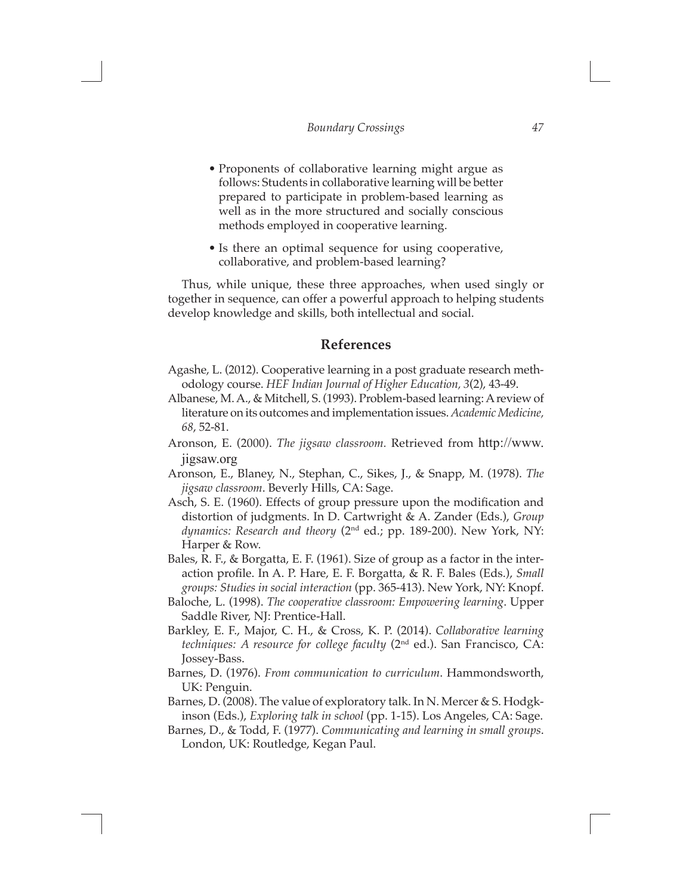- Proponents of collaborative learning might argue as follows: Students in collaborative learning will be better prepared to participate in problem-based learning as well as in the more structured and socially conscious methods employed in cooperative learning.

- Is there an optimal sequence for using cooperative, collaborative, and problem-based learning?

Thus, while unique, these three approaches, when used singly or together in sequence, can offer a powerful approach to helping students develop knowledge and skills, both intellectual and social.

## References

Agashe, L. (2012). Cooperative learning in a post graduate research methodology course. *HEF Indian Journal of Higher Education, 3*(2), 43-49.

Albanese, M. A., & Mitchell, S. (1993). Problem-based learning: A review of literature on its outcomes and implementation issues. *Academic Medicine, 68*, 52-81.

Aronson, E. (2000). *The jigsaw classroom.* Retrieved from http://www.jigsaw.org

Aronson, E., Blaney, N., Stephan, C., Sikes, J., & Snapp, M. (1978). *The jigsaw classroom*. Beverly Hills, CA: Sage.

Asch, S. E. (1960). Effects of group pressure upon the modification and distortion of judgments. In D. Cartwright & A. Zander (Eds.), *Group dynamics: Research and theory* (2nd ed.; pp. 189-200). New York, NY: Harper & Row.

Bales, R. F., & Borgatta, E. F. (1961). Size of group as a factor in the interaction profile. In A. P. Hare, E. F. Borgatta, & R. F. Bales (Eds.), *Small groups: Studies in social interaction* (pp. 365-413). New York, NY: Knopf.

Baloche, L. (1998). *The cooperative classroom: Empowering learning*. Upper Saddle River, NJ: Prentice-Hall.

Barkley, E. F., Major, C. H., & Cross, K. P. (2014). *Collaborative learning techniques: A resource for college faculty* (2nd ed.). San Francisco, CA: Jossey-Bass.

Barnes, D. (1976). *From communication to curriculum*. Hammondsworth, UK: Penguin.

Barnes, D. (2008). The value of exploratory talk. In N. Mercer & S. Hodgkinson (Eds.), *Exploring talk in school* (pp. 1-15). Los Angeles, CA: Sage.

Barnes, D., & Todd, F. (1977). *Communicating and learning in small groups*. London, UK: Routledge, Kegan Paul.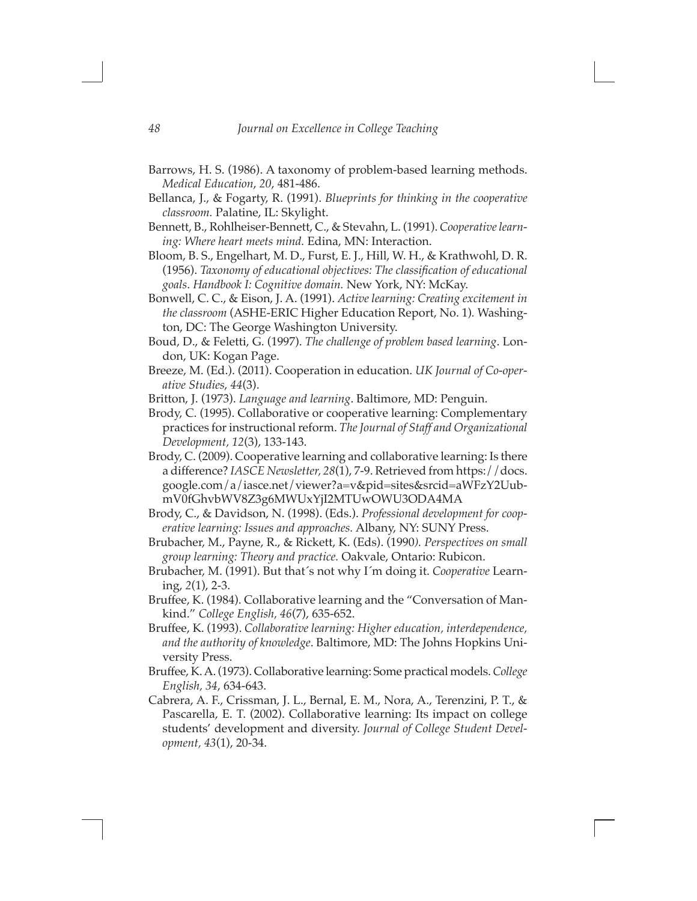Barrows, H. S. (1986). A taxonomy of problem-based learning methods. *Medical Education*, *20*, 481-486.

Bellanca, J., & Fogarty, R. (1991). *Blueprints for thinking in the cooperative classroom.* Palatine, IL: Skylight.

Bennett, B., Rohlheiser-Bennett, C., & Stevahn, L. (1991). *Cooperative learning: Where heart meets mind.* Edina, MN: Interaction.

Bloom, B. S., Engelhart, M. D., Furst, E. J., Hill, W. H., & Krathwohl, D. R. (1956). *Taxonomy of educational objectives: The classification of educational goals*. *Handbook I: Cognitive domain.* New York, NY: McKay.

Bonwell, C. C., & Eison, J. A. (1991). *Active learning: Creating excitement in the classroom* (ASHE-ERIC Higher Education Report, No. 1)*.* Washington, DC: The George Washington University.

Boud, D., & Feletti, G. (1997). *The challenge of problem based learning*. London, UK: Kogan Page.

Breeze, M. (Ed.). (2011). Cooperation in education. *UK Journal of Co-operative Studies*, *44*(3).

Britton, J. (1973). *Language and learning*. Baltimore, MD: Penguin.

Brody, C. (1995). Collaborative or cooperative learning: Complementary practices for instructional reform. *The Journal of Staff and Organizational Development, 12*(3), 133-143.

Brody, C. (2009). Cooperative learning and collaborative learning: Is there a difference? *IASCE Newsletter, 28*(1), 7-9. Retrieved from https://docs.google.com/a/iasce.net/viewer?a=v&pid=sites&srcid=aWFzY2UubmV0fGhvbWV8Z3g6MWUxYjI2MTUwOWU3ODA4MA

Brody, C., & Davidson, N. (1998). (Eds.). *Professional development for cooperative learning: Issues and approaches.* Albany, NY: SUNY Press.

Brubacher, M., Payne, R., & Rickett, K. (Eds). (1990*). Perspectives on small group learning: Theory and practice.* Oakvale, Ontario: Rubicon.

Brubacher, M. (1991). But that´s not why I´m doing it. *Cooperative* Learning, *2*(1), 2-3.

Bruffee, K. (1984). Collaborative learning and the "Conversation of Mankind." *College English, 46*(7), 635-652.

Bruffee, K. (1993). *Collaborative learning: Higher education, interdependence, and the authority of knowledge*. Baltimore, MD: The Johns Hopkins University Press.

Bruffee, K. A. (1973). Collaborative learning: Some practical models. *College English, 34*, 634-643.

Cabrera, A. F., Crissman, J. L., Bernal, E. M., Nora, A., Terenzini, P. T., & Pascarella, E. T. (2002). Collaborative learning: Its impact on college students' development and diversity. *Journal of College Student Development, 43*(1), 20-34.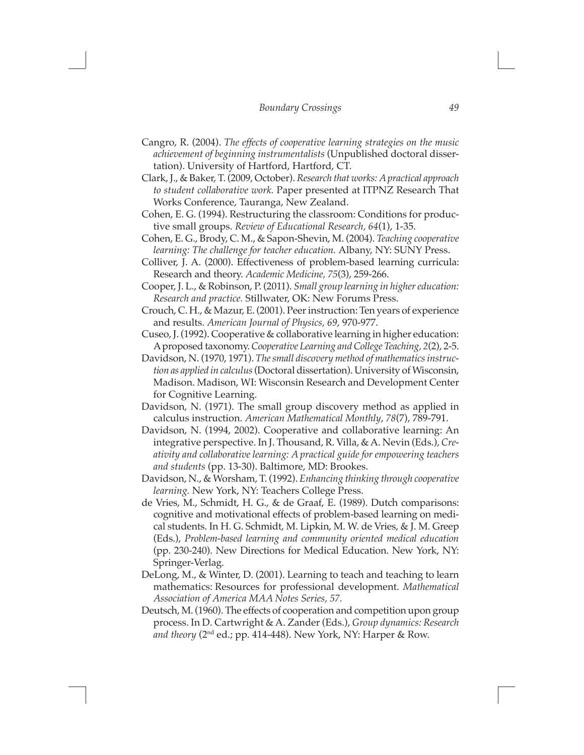Cangro, R. (2004). *The effects of cooperative learning strategies on the music achievement of beginning instrumentalists* (Unpublished doctoral dissertation). University of Hartford, Hartford, CT.

Clark, J., & Baker, T. (2009, October). *Research that works: A practical approach to student collaborative work.* Paper presented at ITPNZ Research That Works Conference, Tauranga, New Zealand.

Cohen, E. G. (1994). Restructuring the classroom: Conditions for productive small groups. *Review of Educational Research, 64*(1), 1-35.

Cohen, E. G., Brody, C. M., & Sapon-Shevin, M. (2004). *Teaching cooperative learning: The challenge for teacher education.* Albany, NY: SUNY Press.

Colliver, J. A. (2000). Effectiveness of problem-based learning curricula: Research and theory. *Academic Medicine, 75*(3), 259-266.

Cooper, J. L., & Robinson, P. (2011). *Small group learning in higher education: Research and practice.* Stillwater, OK: New Forums Press.

Crouch, C. H., & Mazur, E. (2001). Peer instruction: Ten years of experience and results. *American Journal of Physics, 69*, 970-977.

Cuseo, J. (1992). Cooperative & collaborative learning in higher education: A proposed taxonomy. *Cooperative Learning and College Teaching, 2*(2), 2-5.

Davidson, N. (1970, 1971). *The small discovery method of mathematics instruction as applied in calculus* (Doctoral dissertation). University of Wisconsin, Madison. Madison, WI: Wisconsin Research and Development Center for Cognitive Learning.

Davidson, N. (1971). The small group discovery method as applied in calculus instruction. *American Mathematical Monthly*, *78*(7), 789-791.

Davidson, N. (1994, 2002). Cooperative and collaborative learning: An integrative perspective. In J. Thousand, R. Villa, & A. Nevin (Eds.), *Creativity and collaborative learning: A practical guide for empowering teachers and students* (pp. 13-30). Baltimore, MD: Brookes.

Davidson, N., & Worsham, T. (1992). *Enhancing thinking through cooperative learning.* New York, NY: Teachers College Press.

de Vries, M., Schmidt, H. G., & de Graaf, E. (1989). Dutch comparisons: cognitive and motivational effects of problem-based learning on medical students. In H. G. Schmidt, M. Lipkin, M. W. de Vries, & J. M. Greep (Eds.), *Problem-based learning and community oriented medical education* (pp. 230-240). New Directions for Medical Education. New York, NY: Springer-Verlag.

DeLong, M., & Winter, D. (2001). Learning to teach and teaching to learn mathematics: Resources for professional development. *Mathematical Association of America MAA Notes Series, 57.*

Deutsch, M. (1960). The effects of cooperation and competition upon group process. In D. Cartwright & A. Zander (Eds.), *Group dynamics: Research and theory* (2nd ed.; pp. 414-448). New York, NY: Harper & Row.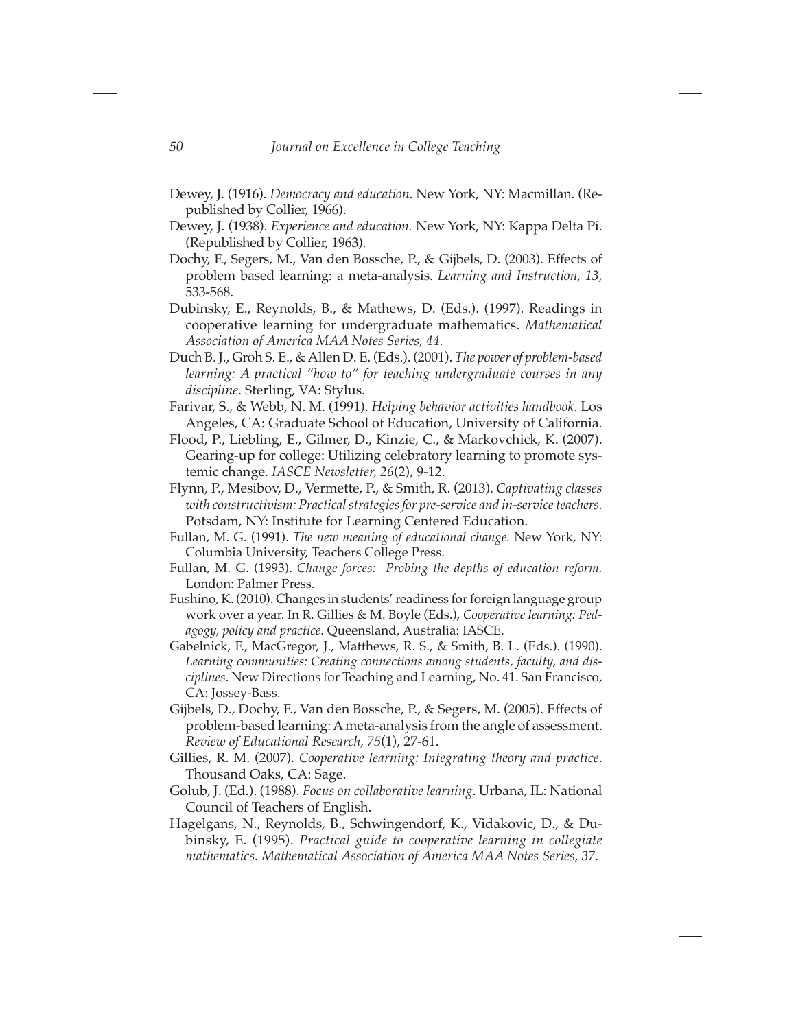Dewey, J. (1916). *Democracy and education*. New York, NY: Macmillan. (Republished by Collier, 1966).

Dewey, J. (1938). *Experience and education.* New York, NY: Kappa Delta Pi. (Republished by Collier, 1963).

Dochy, F., Segers, M., Van den Bossche, P., & Gijbels, D. (2003). Effects of problem based learning: a meta-analysis. *Learning and Instruction, 13*, 533-568.

Dubinsky, E., Reynolds, B., & Mathews, D. (Eds.). (1997). Readings in cooperative learning for undergraduate mathematics. *Mathematical Association of America MAA Notes Series, 44.*

Duch B. J., Groh S. E., & Allen D. E. (Eds.). (2001). *The power of problem-based learning: A practical "how to" for teaching undergraduate courses in any discipline*. Sterling, VA: Stylus.

Farivar, S., & Webb, N. M. (1991). *Helping behavior activities handbook*. Los Angeles, CA: Graduate School of Education, University of California.

Flood, P., Liebling, E., Gilmer, D., Kinzie, C., & Markovchick, K. (2007). Gearing-up for college: Utilizing celebratory learning to promote systemic change. *IASCE Newsletter, 26*(2), 9-12.

Flynn, P., Mesibov, D., Vermette, P., & Smith, R. (2013). *Captivating classes with constructivism: Practical strategies for pre-service and in-service teachers.* Potsdam, NY: Institute for Learning Centered Education.

Fullan, M. G. (1991). *The new meaning of educational change.* New York, NY: Columbia University, Teachers College Press.

Fullan, M. G. (1993). *Change forces: Probing the depths of education reform.* London: Palmer Press.

Fushino, K. (2010). Changes in students' readiness for foreign language group work over a year. In R. Gillies & M. Boyle (Eds.), *Cooperative learning: Pedagogy, policy and practice.* Queensland, Australia: IASCE.

Gabelnick, F., MacGregor, J., Matthews, R. S., & Smith, B. L. (Eds.). (1990). *Learning communities: Creating connections among students, faculty, and disciplines.* New Directions for Teaching and Learning, No. 41. San Francisco, CA: Jossey-Bass.

Gijbels, D., Dochy, F., Van den Bossche, P., & Segers, M. (2005). Effects of problem-based learning: A meta-analysis from the angle of assessment. *Review of Educational Research, 75*(1), 27-61.

Gillies, R. M. (2007). *Cooperative learning: Integrating theory and practice*. Thousand Oaks, CA: Sage.

Golub, J. (Ed.). (1988). *Focus on collaborative learning*. Urbana, IL: National Council of Teachers of English.

Hagelgans, N., Reynolds, B., Schwingendorf, K., Vidakovic, D., & Dubinsky, E. (1995). *Practical guide to cooperative learning in collegiate mathematics. Mathematical Association of America MAA Notes Series, 37.*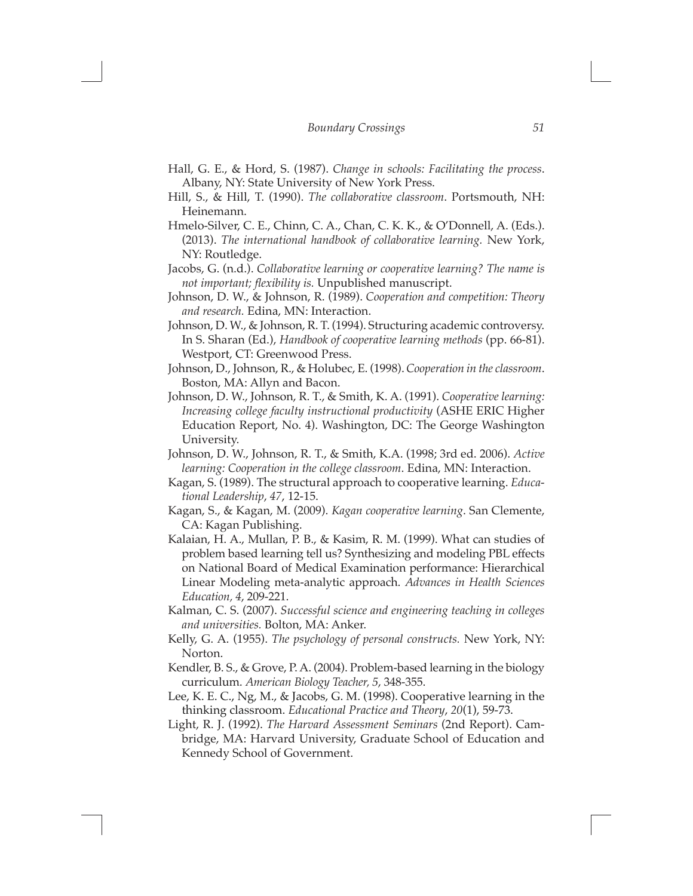Hall, G. E., & Hord, S. (1987). *Change in schools: Facilitating the process*. Albany, NY: State University of New York Press.

Hill, S., & Hill, T. (1990). *The collaborative classroom*. Portsmouth, NH: Heinemann.

Hmelo-Silver, C. E., Chinn, C. A., Chan, C. K. K., & O'Donnell, A. (Eds.). (2013). *The international handbook of collaborative learning.* New York, NY: Routledge.

Jacobs, G. (n.d.). *Collaborative learning or cooperative learning? The name is not important; flexibility is.* Unpublished manuscript.

Johnson, D. W., & Johnson, R. (1989). *Cooperation and competition: Theory and research.* Edina, MN: Interaction.

Johnson, D. W., & Johnson, R. T. (1994). Structuring academic controversy. In S. Sharan (Ed.), *Handbook of cooperative learning methods* (pp. 66-81). Westport, CT: Greenwood Press.

Johnson, D., Johnson, R., & Holubec, E. (1998). *Cooperation in the classroom*. Boston, MA: Allyn and Bacon.

Johnson, D. W., Johnson, R. T., & Smith, K. A. (1991). *Cooperative learning: Increasing college faculty instructional productivity* (ASHE ERIC Higher Education Report, No. 4). Washington, DC: The George Washington University.

Johnson, D. W., Johnson, R. T., & Smith, K.A. (1998; 3rd ed. 2006). *Active learning: Cooperation in the college classroom*. Edina, MN: Interaction.

Kagan, S. (1989). The structural approach to cooperative learning. *Educational Leadership*, *47*, 12-15.

Kagan, S., & Kagan, M. (2009). *Kagan cooperative learning*. San Clemente, CA: Kagan Publishing.

Kalaian, H. A., Mullan, P. B., & Kasim, R. M. (1999). What can studies of problem based learning tell us? Synthesizing and modeling PBL effects on National Board of Medical Examination performance: Hierarchical Linear Modeling meta-analytic approach. *Advances in Health Sciences Education, 4*, 209-221.

Kalman, C. S. (2007). *Successful science and engineering teaching in colleges and universities.* Bolton, MA: Anker.

Kelly, G. A. (1955). *The psychology of personal constructs.* New York, NY: Norton.

Kendler, B. S., & Grove, P. A. (2004). Problem-based learning in the biology curriculum. *American Biology Teacher, 5*, 348-355.

Lee, K. E. C., Ng, M., & Jacobs, G. M. (1998). Cooperative learning in the thinking classroom. *Educational Practice and Theory*, *20*(1), 59-73.

Light, R. J. (1992). *The Harvard Assessment Seminars* (2nd Report). Cambridge, MA: Harvard University, Graduate School of Education and Kennedy School of Government.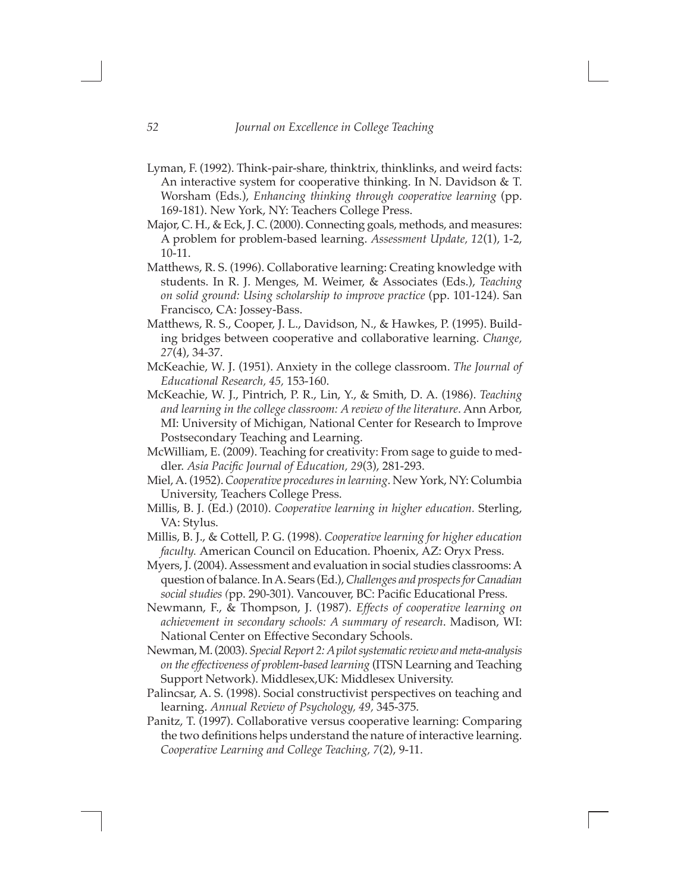Lyman, F. (1992). Think-pair-share, thinktrix, thinklinks, and weird facts: An interactive system for cooperative thinking. In N. Davidson & T. Worsham (Eds.), *Enhancing thinking through cooperative learning* (pp. 169-181). New York, NY: Teachers College Press.

Major, C. H., & Eck, J. C. (2000). Connecting goals, methods, and measures: A problem for problem-based learning. *Assessment Update, 12*(1), 1-2, 10-11.

Matthews, R. S. (1996). Collaborative learning: Creating knowledge with students. In R. J. Menges, M. Weimer, & Associates (Eds.), *Teaching on solid ground: Using scholarship to improve practice* (pp. 101-124). San Francisco, CA: Jossey-Bass.

Matthews, R. S., Cooper, J. L., Davidson, N., & Hawkes, P. (1995). Building bridges between cooperative and collaborative learning. *Change, 27*(4), 34-37.

McKeachie, W. J. (1951). Anxiety in the college classroom. *The Journal of Educational Research, 45,* 153-160.

McKeachie, W. J., Pintrich, P. R., Lin, Y., & Smith, D. A. (1986). *Teaching and learning in the college classroom: A review of the literature*. Ann Arbor, MI: University of Michigan, National Center for Research to Improve Postsecondary Teaching and Learning.

McWilliam, E. (2009). Teaching for creativity: From sage to guide to meddler. *Asia Pacific Journal of Education, 29*(3), 281-293.

Miel, A. (1952). *Cooperative procedures in learning*. New York, NY: Columbia University, Teachers College Press.

Millis, B. J. (Ed.) (2010). *Cooperative learning in higher education.* Sterling, VA: Stylus.

Millis, B. J., & Cottell, P. G. (1998). *Cooperative learning for higher education faculty.* American Council on Education. Phoenix, AZ: Oryx Press.

Myers, J. (2004). Assessment and evaluation in social studies classrooms: A question of balance. In A. Sears (Ed.), *Challenges and prospects for Canadian social studies* (pp. 290-301). Vancouver, BC: Pacific Educational Press.

Newmann, F., & Thompson, J. (1987). *Effects of cooperative learning on achievement in secondary schools: A summary of research*. Madison, WI: National Center on Effective Secondary Schools.

Newman, M. (2003). *Special Report 2: A pilot systematic review and meta-analysis on the effectiveness of problem-based learning* (ITSN Learning and Teaching Support Network). Middlesex,UK: Middlesex University.

Palincsar, A. S. (1998). Social constructivist perspectives on teaching and learning. *Annual Review of Psychology, 49,* 345-375.

Panitz, T. (1997). Collaborative versus cooperative learning: Comparing the two definitions helps understand the nature of interactive learning. *Cooperative Learning and College Teaching, 7*(2), 9-11.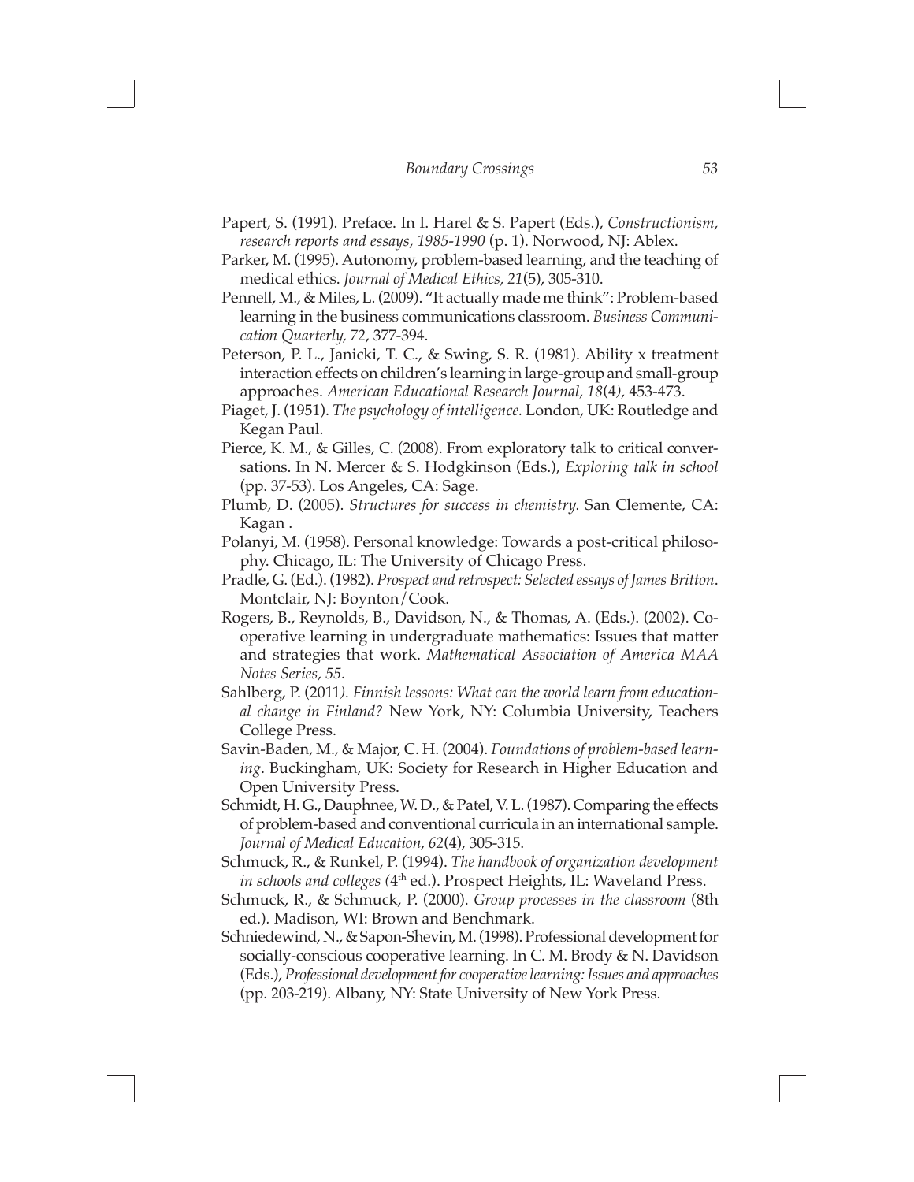Papert, S. (1991). Preface. In I. Harel & S. Papert (Eds.), *Constructionism, research reports and essays*, *1985-1990* (p. 1). Norwood, NJ: Ablex.

Parker, M. (1995). Autonomy, problem-based learning, and the teaching of medical ethics. *Journal of Medical Ethics, 21*(5), 305-310.

Pennell, M., & Miles, L. (2009). "It actually made me think": Problem-based learning in the business communications classroom. *Business Communication Quarterly, 72*, 377-394.

Peterson, P. L., Janicki, T. C., & Swing, S. R. (1981). Ability x treatment interaction effects on children's learning in large-group and small-group approaches. *American Educational Research Journal, 18*(4*)*, 453-473.

Piaget, J. (1951). *The psychology of intelligence.* London, UK: Routledge and Kegan Paul.

Pierce, K. M., & Gilles, C. (2008). From exploratory talk to critical conversations. In N. Mercer & S. Hodgkinson (Eds.), *Exploring talk in school* (pp. 37-53). Los Angeles, CA: Sage.

Plumb, D. (2005). *Structures for success in chemistry.* San Clemente, CA: Kagan .

Polanyi, M. (1958). Personal knowledge: Towards a post-critical philosophy. Chicago, IL: The University of Chicago Press.

Pradle, G. (Ed.). (1982). *Prospect and retrospect: Selected essays of James Britton*. Montclair, NJ: Boynton/Cook.

Rogers, B., Reynolds, B., Davidson, N., & Thomas, A. (Eds.). (2002). Cooperative learning in undergraduate mathematics: Issues that matter and strategies that work. *Mathematical Association of America MAA Notes Series, 55*.

Sahlberg, P. (2011*). Finnish lessons: What can the world learn from educational change in Finland?* New York, NY: Columbia University, Teachers College Press.

Savin-Baden, M., & Major, C. H. (2004). *Foundations of problem-based learning*. Buckingham, UK: Society for Research in Higher Education and Open University Press.

Schmidt, H. G., Dauphnee, W. D., & Patel, V. L. (1987). Comparing the effects of problem-based and conventional curricula in an international sample. *Journal of Medical Education, 62*(4), 305-315.

Schmuck, R., & Runkel, P. (1994). *The handbook of organization development in schools and colleges (*4th ed.). Prospect Heights, IL: Waveland Press.

Schmuck, R., & Schmuck, P. (2000). *Group processes in the classroom* (8th ed.)*.* Madison, WI: Brown and Benchmark.

Schniedewind, N., & Sapon-Shevin, M. (1998). Professional development for socially-conscious cooperative learning. In C. M. Brody & N. Davidson (Eds.), *Professional development for cooperative learning: Issues and approaches* (pp. 203-219). Albany, NY: State University of New York Press.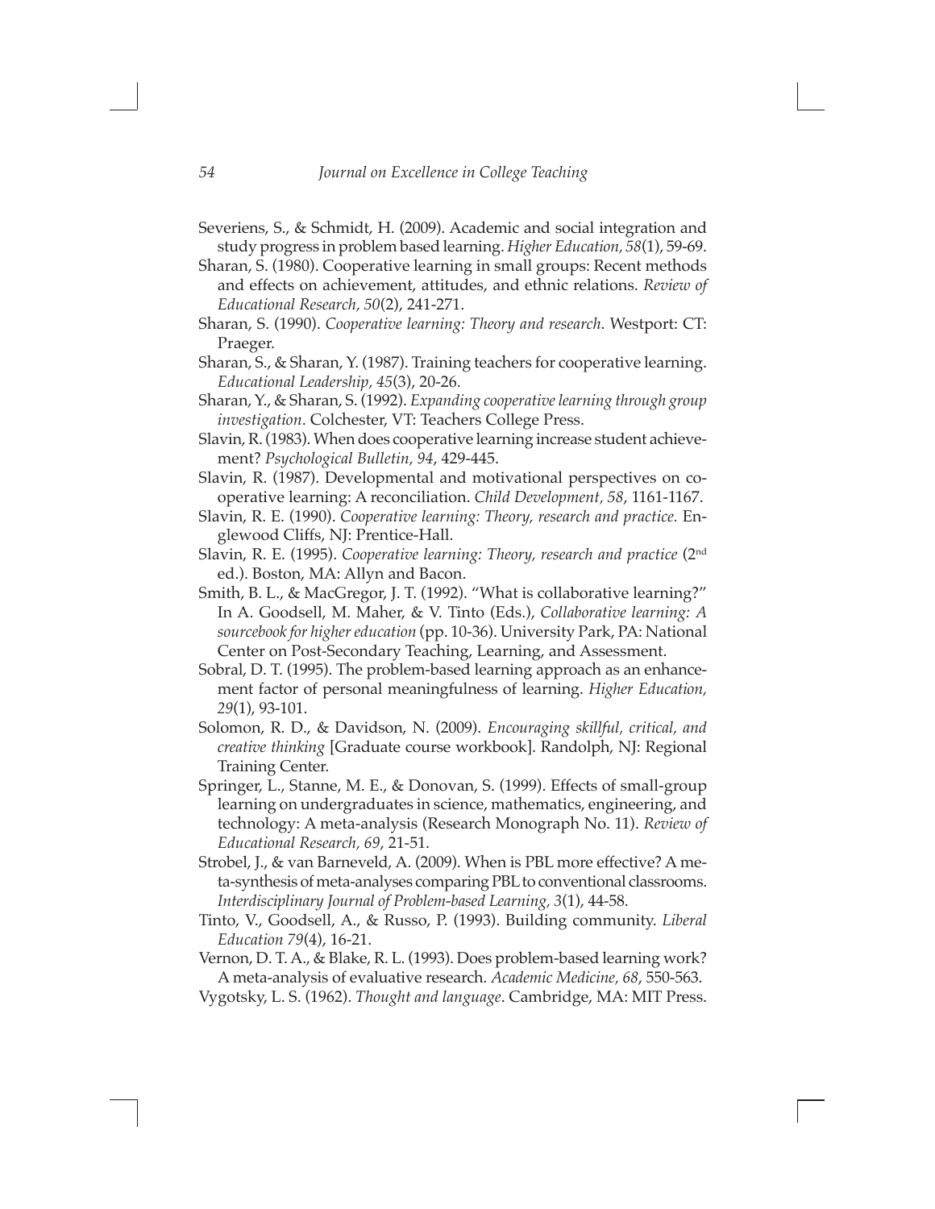Severiens, S., & Schmidt, H. (2009). Academic and social integration and study progress in problem based learning. *Higher Education, 58*(1), 59-69.

Sharan, S. (1980). Cooperative learning in small groups: Recent methods and effects on achievement, attitudes, and ethnic relations. *Review of Educational Research, 50*(2), 241-271.

Sharan, S. (1990). *Cooperative learning: Theory and research*. Westport: CT: Praeger.

Sharan, S., & Sharan, Y. (1987). Training teachers for cooperative learning. *Educational Leadership, 45*(3), 20-26.

Sharan, Y., & Sharan, S. (1992). *Expanding cooperative learning through group investigation*. Colchester, VT: Teachers College Press.

Slavin, R. (1983). When does cooperative learning increase student achievement? *Psychological Bulletin, 94*, 429-445.

Slavin, R. (1987). Developmental and motivational perspectives on cooperative learning: A reconciliation. *Child Development, 58*, 1161-1167.

Slavin, R. E. (1990). *Cooperative learning: Theory, research and practice.* Englewood Cliffs, NJ: Prentice-Hall.

Slavin, R. E. (1995). *Cooperative learning: Theory, research and practice* (2nd ed.). Boston, MA: Allyn and Bacon.

Smith, B. L., & MacGregor, J. T. (1992). "What is collaborative learning?" In A. Goodsell, M. Maher, & V. Tinto (Eds.), *Collaborative learning: A sourcebook for higher education* (pp. 10-36). University Park, PA: National Center on Post-Secondary Teaching, Learning, and Assessment.

Sobral, D. T. (1995). The problem-based learning approach as an enhancement factor of personal meaningfulness of learning. *Higher Education, 29*(1), 93-101.

Solomon, R. D., & Davidson, N. (2009). *Encouraging skillful, critical, and creative thinking* [Graduate course workbook]. Randolph, NJ: Regional Training Center.

Springer, L., Stanne, M. E., & Donovan, S. (1999). Effects of small-group learning on undergraduates in science, mathematics, engineering, and technology: A meta-analysis (Research Monograph No. 11). *Review of Educational Research, 69*, 21-51.

Strobel, J., & van Barneveld, A. (2009). When is PBL more effective? A meta-synthesis of meta-analyses comparing PBL to conventional classrooms. *Interdisciplinary Journal of Problem-based Learning, 3*(1), 44-58.

Tinto, V., Goodsell, A., & Russo, P. (1993). Building community. *Liberal Education 79*(4), 16-21.

Vernon, D. T. A., & Blake, R. L. (1993). Does problem-based learning work? A meta-analysis of evaluative research. *Academic Medicine, 68*, 550-563.

Vygotsky, L. S. (1962). *Thought and language*. Cambridge, MA: MIT Press.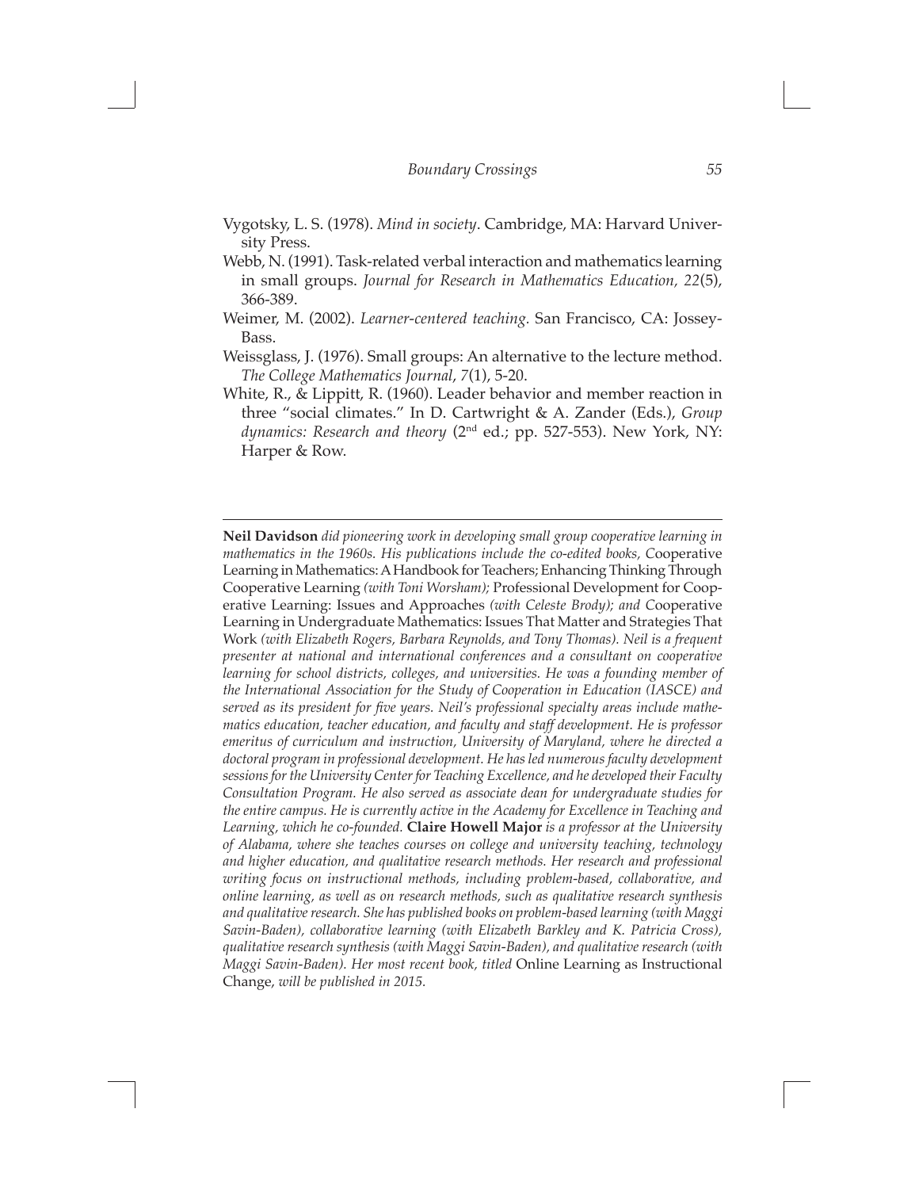Vygotsky, L. S. (1978). *Mind in society*. Cambridge, MA: Harvard University Press.

Webb, N. (1991). Task-related verbal interaction and mathematics learning in small groups. *Journal for Research in Mathematics Education, 22*(5), 366-389.

Weimer, M. (2002). *Learner-centered teaching.* San Francisco, CA: Jossey-Bass.

Weissglass, J. (1976). Small groups: An alternative to the lecture method. *The College Mathematics Journal*, *7*(1), 5-20.

White, R., & Lippitt, R. (1960). Leader behavior and member reaction in three "social climates." In D. Cartwright & A. Zander (Eds.), *Group dynamics: Research and theory* (2nd ed.; pp. 527-553). New York, NY: Harper & Row.

---

**Neil Davidson** *did pioneering work in developing small group cooperative learning in mathematics in the 1960s. His publications include the co-edited books,* Cooperative Learning in Mathematics: A Handbook for Teachers; Enhancing Thinking Through Cooperative Learning *(with Toni Worsham);* Professional Development for Cooperative Learning: Issues and Approaches *(with Celeste Brody); and* Cooperative Learning in Undergraduate Mathematics: Issues That Matter and Strategies That Work *(with Elizabeth Rogers, Barbara Reynolds, and Tony Thomas). Neil is a frequent presenter at national and international conferences and a consultant on cooperative learning for school districts, colleges, and universities. He was a founding member of the International Association for the Study of Cooperation in Education (IASCE) and served as its president for five years. Neil's professional specialty areas include mathematics education, teacher education, and faculty and staff development. He is professor emeritus of curriculum and instruction, University of Maryland, where he directed a doctoral program in professional development. He has led numerous faculty development sessions for the University Center for Teaching Excellence, and he developed their Faculty Consultation Program. He also served as associate dean for undergraduate studies for the entire campus. He is currently active in the Academy for Excellence in Teaching and Learning, which he co-founded.* **Claire Howell Major** *is a professor at the University of Alabama, where she teaches courses on college and university teaching, technology and higher education, and qualitative research methods. Her research and professional writing focus on instructional methods, including problem-based, collaborative, and online learning, as well as on research methods, such as qualitative research synthesis and qualitative research. She has published books on problem-based learning (with Maggi Savin-Baden), collaborative learning (with Elizabeth Barkley and K. Patricia Cross), qualitative research synthesis (with Maggi Savin-Baden), and qualitative research (with Maggi Savin-Baden). Her most recent book, titled* Online Learning as Instructional Change, *will be published in 2015.*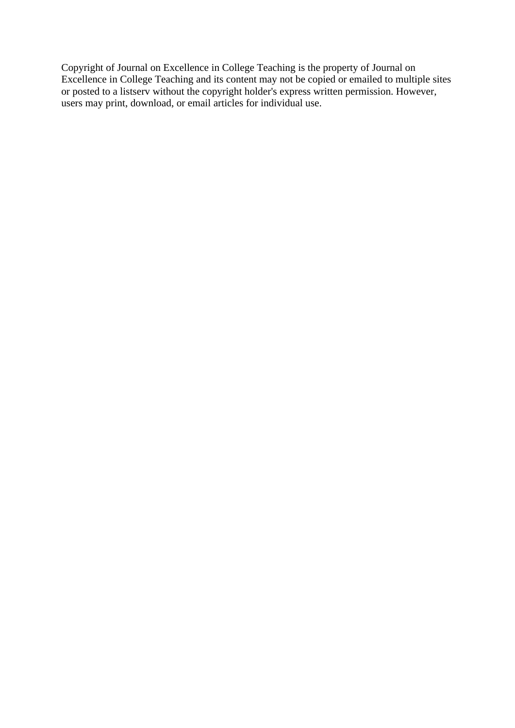Copyright of Journal on Excellence in College Teaching is the property of Journal on Excellence in College Teaching and its content may not be copied or emailed to multiple sites or posted to a listserv without the copyright holder's express written permission. However, users may print, download, or email articles for individual use.